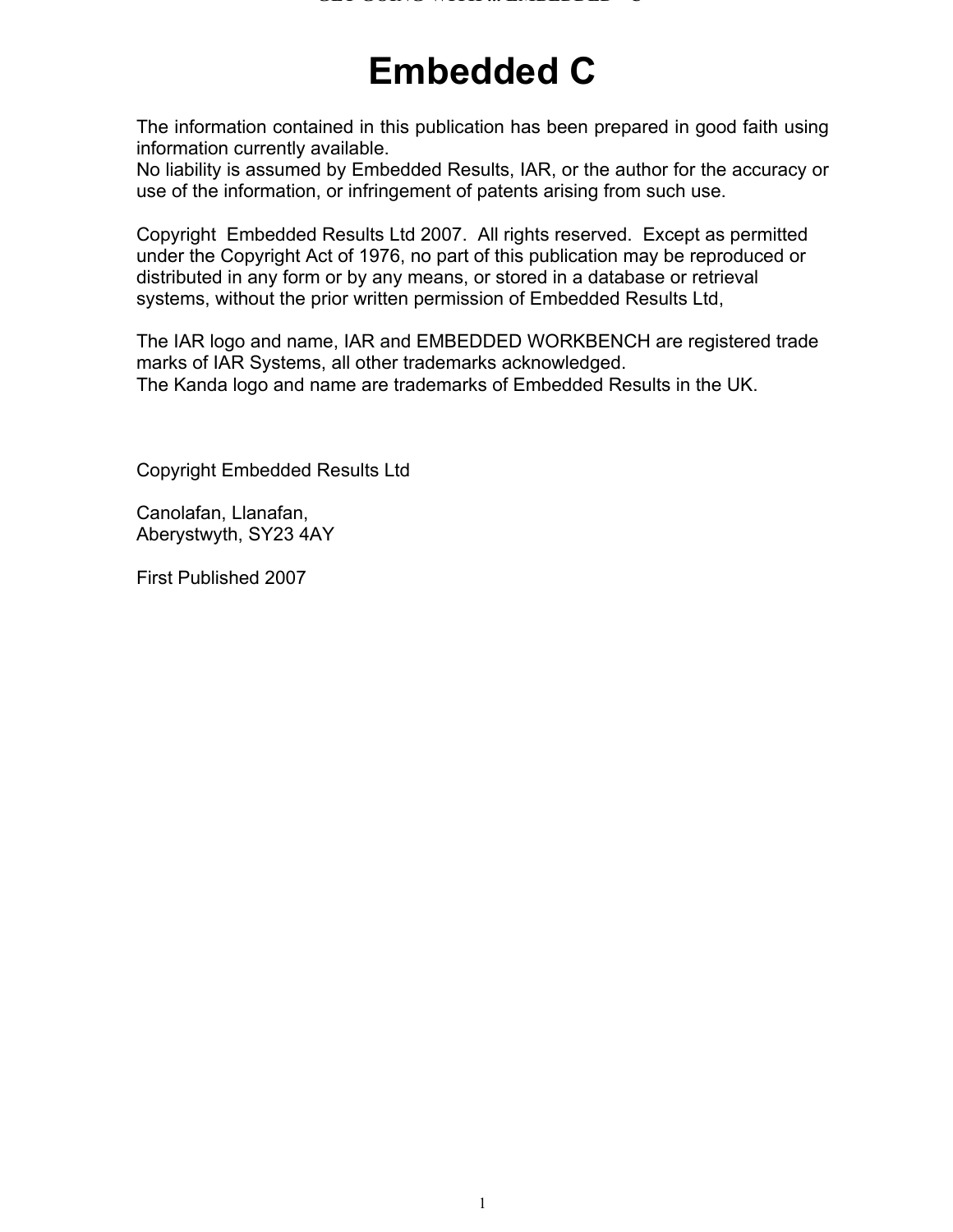# Embedded C

The information contained in this publication has been prepared in good faith using information currently available.
No liability is assumed by Embedded Results, IAR, or the author for the accuracy or use of the information, or infringement of patents arising from such use.

Copyright Embedded Results Ltd 2007. All rights reserved. Except as permitted under the Copyright Act of 1976, no part of this publication may be reproduced or distributed in any form or by any means, or stored in a database or retrieval systems, without the prior written permission of Embedded Results Ltd,

The IAR logo and name, IAR and EMBEDDED WORKBENCH are registered trade marks of IAR Systems, all other trademarks acknowledged.
The Kanda logo and name are trademarks of Embedded Results in the UK.

Copyright Embedded Results Ltd

Canolafan, Llanafan,
Aberystwyth, SY23 4AY

First Published 2007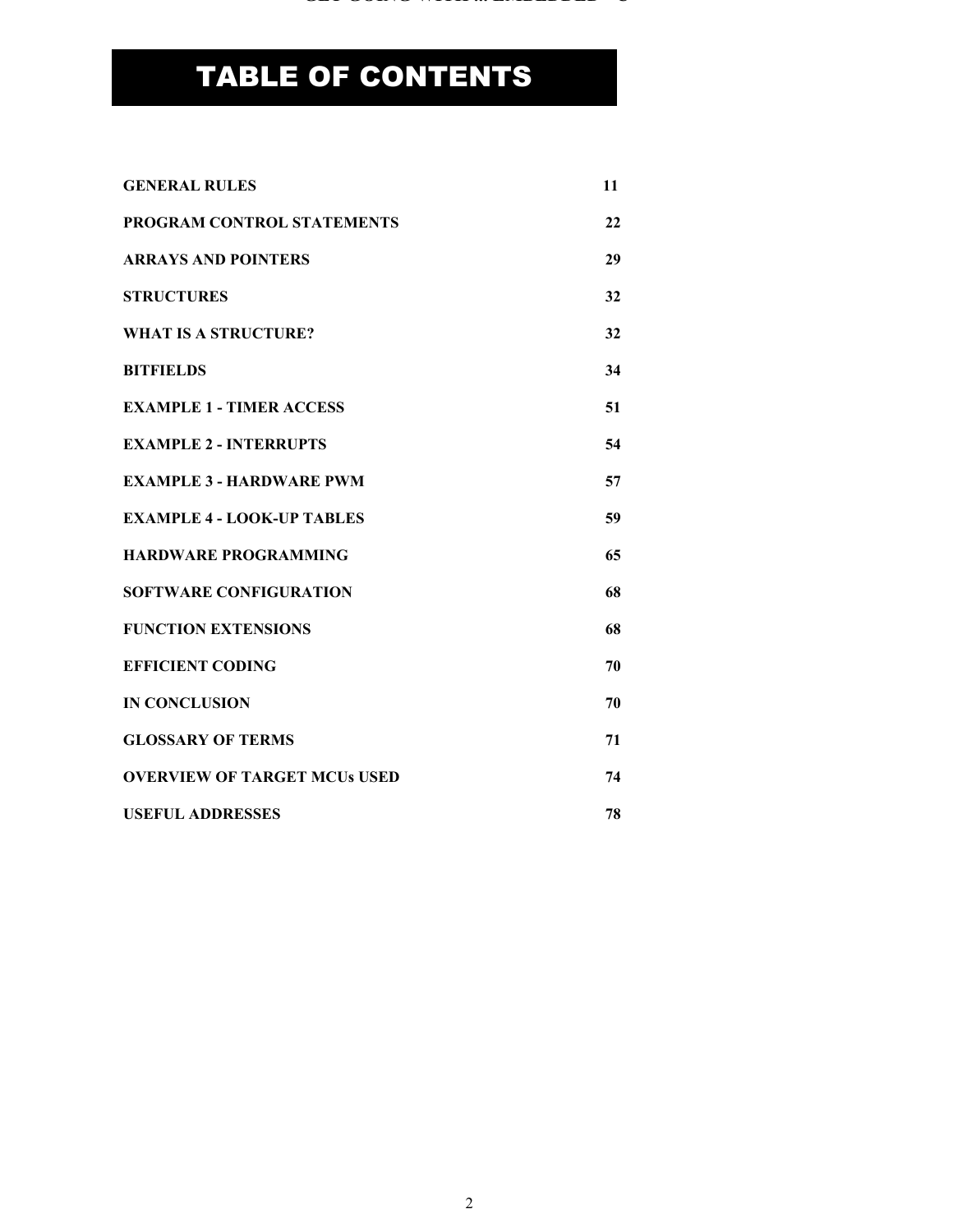# TABLE OF CONTENTS

| | |
|---|---|
| **GENERAL RULES** | **11** |
| **PROGRAM CONTROL STATEMENTS** | **22** |
| **ARRAYS AND POINTERS** | **29** |
| **STRUCTURES** | **32** |
| **WHAT IS A STRUCTURE?** | **32** |
| **BITFIELDS** | **34** |
| **EXAMPLE 1 - TIMER ACCESS** | **51** |
| **EXAMPLE 2 - INTERRUPTS** | **54** |
| **EXAMPLE 3 - HARDWARE PWM** | **57** |
| **EXAMPLE 4 - LOOK-UP TABLES** | **59** |
| **HARDWARE PROGRAMMING** | **65** |
| **SOFTWARE CONFIGURATION** | **68** |
| **FUNCTION EXTENSIONS** | **68** |
| **EFFICIENT CODING** | **70** |
| **IN CONCLUSION** | **70** |
| **GLOSSARY OF TERMS** | **71** |
| **OVERVIEW OF TARGET MCUs USED** | **74** |
| **USEFUL ADDRESSES** | **78** |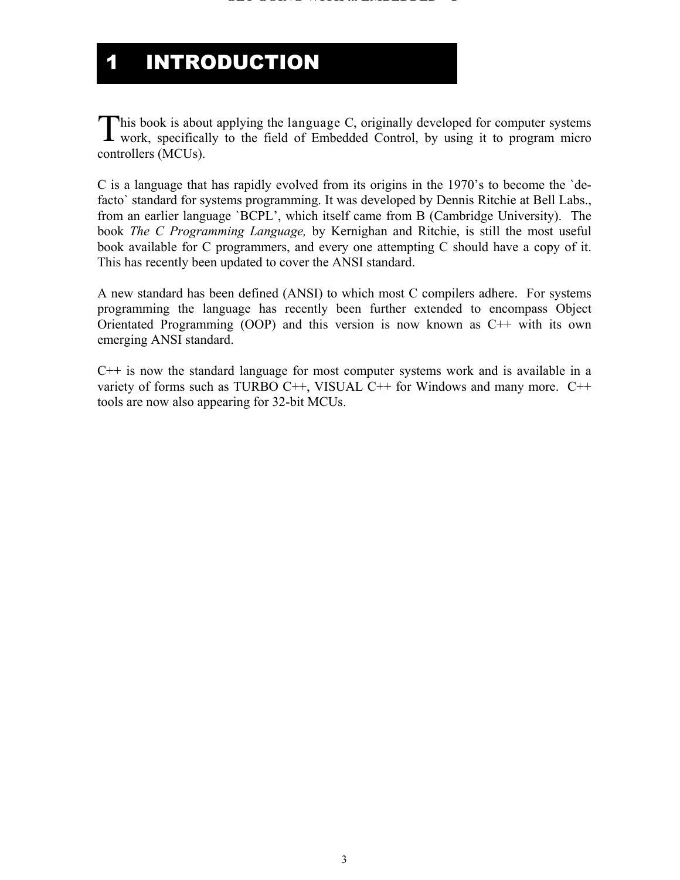# 1 INTRODUCTION

This book is about applying the language C, originally developed for computer systems work, specifically to the field of Embedded Control, by using it to program micro controllers (MCUs).

C is a language that has rapidly evolved from its origins in the 1970's to become the `de-facto` standard for systems programming. It was developed by Dennis Ritchie at Bell Labs., from an earlier language `BCPL', which itself came from B (Cambridge University). The book *The C Programming Language,* by Kernighan and Ritchie, is still the most useful book available for C programmers, and every one attempting C should have a copy of it. This has recently been updated to cover the ANSI standard.

A new standard has been defined (ANSI) to which most C compilers adhere. For systems programming the language has recently been further extended to encompass Object Orientated Programming (OOP) and this version is now known as C++ with its own emerging ANSI standard.

C++ is now the standard language for most computer systems work and is available in a variety of forms such as TURBO C++, VISUAL C++ for Windows and many more. C++ tools are now also appearing for 32-bit MCUs.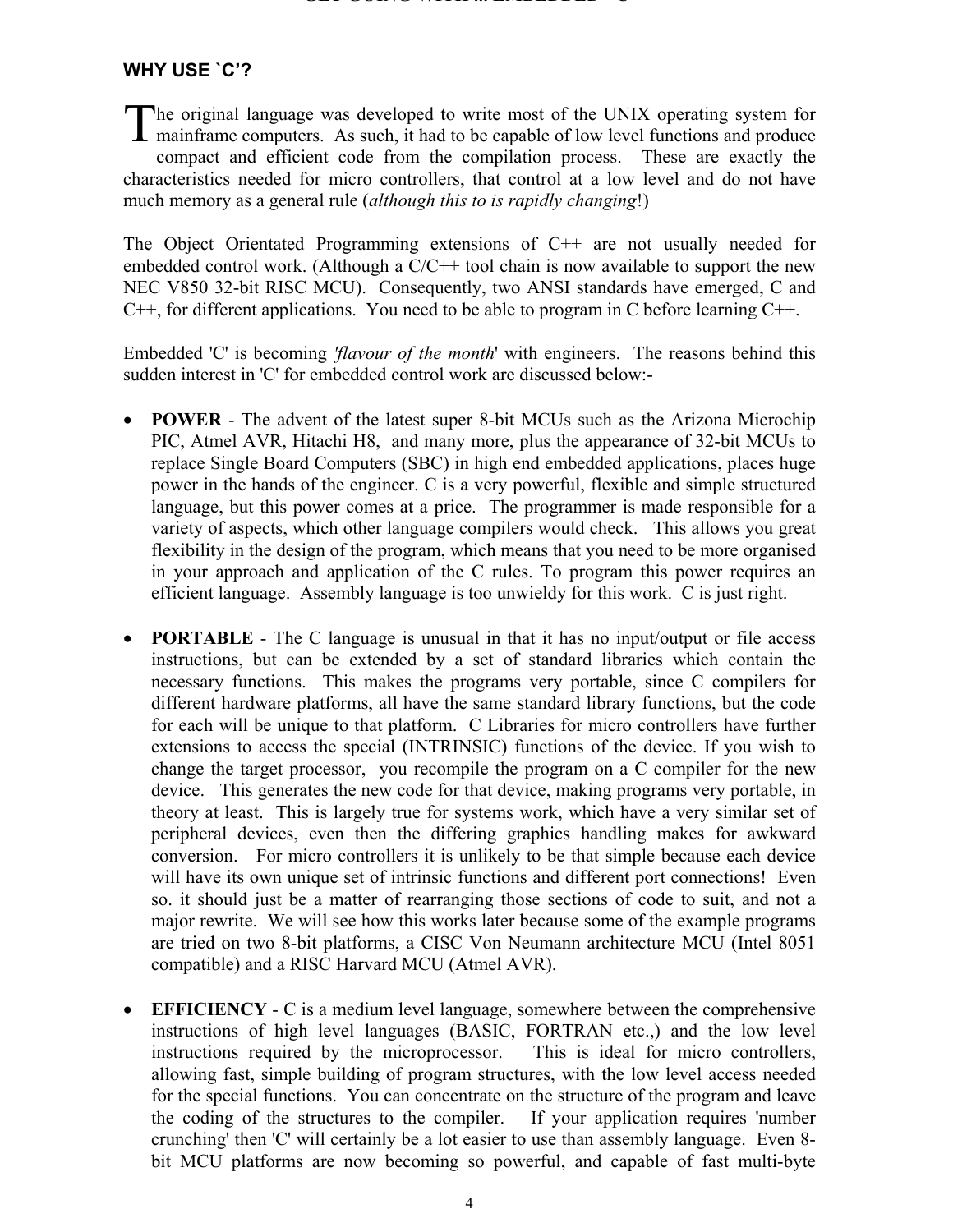## WHY USE `C'?

The original language was developed to write most of the UNIX operating system for mainframe computers. As such, it had to be capable of low level functions and produce compact and efficient code from the compilation process. These are exactly the characteristics needed for micro controllers, that control at a low level and do not have much memory as a general rule (*although this to is rapidly changing*!)

The Object Orientated Programming extensions of C++ are not usually needed for embedded control work. (Although a C/C++ tool chain is now available to support the new NEC V850 32-bit RISC MCU). Consequently, two ANSI standards have emerged, C and C++, for different applications. You need to be able to program in C before learning C++.

Embedded 'C' is becoming '*flavour of the month*' with engineers. The reasons behind this sudden interest in 'C' for embedded control work are discussed below:-

- **POWER** - The advent of the latest super 8-bit MCUs such as the Arizona Microchip PIC, Atmel AVR, Hitachi H8, and many more, plus the appearance of 32-bit MCUs to replace Single Board Computers (SBC) in high end embedded applications, places huge power in the hands of the engineer. C is a very powerful, flexible and simple structured language, but this power comes at a price. The programmer is made responsible for a variety of aspects, which other language compilers would check. This allows you great flexibility in the design of the program, which means that you need to be more organised in your approach and application of the C rules. To program this power requires an efficient language. Assembly language is too unwieldy for this work. C is just right.

- **PORTABLE** - The C language is unusual in that it has no input/output or file access instructions, but can be extended by a set of standard libraries which contain the necessary functions. This makes the programs very portable, since C compilers for different hardware platforms, all have the same standard library functions, but the code for each will be unique to that platform. C Libraries for micro controllers have further extensions to access the special (INTRINSIC) functions of the device. If you wish to change the target processor, you recompile the program on a C compiler for the new device. This generates the new code for that device, making programs very portable, in theory at least. This is largely true for systems work, which have a very similar set of peripheral devices, even then the differing graphics handling makes for awkward conversion. For micro controllers it is unlikely to be that simple because each device will have its own unique set of intrinsic functions and different port connections! Even so. it should just be a matter of rearranging those sections of code to suit, and not a major rewrite. We will see how this works later because some of the example programs are tried on two 8-bit platforms, a CISC Von Neumann architecture MCU (Intel 8051 compatible) and a RISC Harvard MCU (Atmel AVR).

- **EFFICIENCY** - C is a medium level language, somewhere between the comprehensive instructions of high level languages (BASIC, FORTRAN etc.,) and the low level instructions required by the microprocessor. This is ideal for micro controllers, allowing fast, simple building of program structures, with the low level access needed for the special functions. You can concentrate on the structure of the program and leave the coding of the structures to the compiler. If your application requires 'number crunching' then 'C' will certainly be a lot easier to use than assembly language. Even 8-bit MCU platforms are now becoming so powerful, and capable of fast multi-byte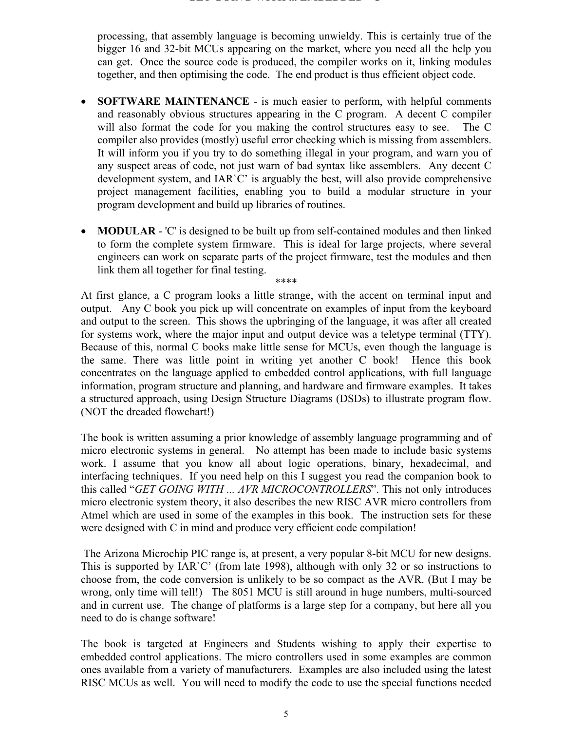processing, that assembly language is becoming unwieldy. This is certainly true of the bigger 16 and 32-bit MCUs appearing on the market, where you need all the help you can get. Once the source code is produced, the compiler works on it, linking modules together, and then optimising the code. The end product is thus efficient object code.

- **SOFTWARE MAINTENANCE** - is much easier to perform, with helpful comments and reasonably obvious structures appearing in the C program. A decent C compiler will also format the code for you making the control structures easy to see. The C compiler also provides (mostly) useful error checking which is missing from assemblers. It will inform you if you try to do something illegal in your program, and warn you of any suspect areas of code, not just warn of bad syntax like assemblers. Any decent C development system, and IAR`C' is arguably the best, will also provide comprehensive project management facilities, enabling you to build a modular structure in your program development and build up libraries of routines.

- **MODULAR** - 'C' is designed to be built up from self-contained modules and then linked to form the complete system firmware. This is ideal for large projects, where several engineers can work on separate parts of the project firmware, test the modules and then link them all together for final testing.

****

At first glance, a C program looks a little strange, with the accent on terminal input and output. Any C book you pick up will concentrate on examples of input from the keyboard and output to the screen. This shows the upbringing of the language, it was after all created for systems work, where the major input and output device was a teletype terminal (TTY). Because of this, normal C books make little sense for MCUs, even though the language is the same. There was little point in writing yet another C book! Hence this book concentrates on the language applied to embedded control applications, with full language information, program structure and planning, and hardware and firmware examples. It takes a structured approach, using Design Structure Diagrams (DSDs) to illustrate program flow. (NOT the dreaded flowchart!)

The book is written assuming a prior knowledge of assembly language programming and of micro electronic systems in general. No attempt has been made to include basic systems work. I assume that you know all about logic operations, binary, hexadecimal, and interfacing techniques. If you need help on this I suggest you read the companion book to this called "*GET GOING WITH ... AVR MICROCONTROLLERS*". This not only introduces micro electronic system theory, it also describes the new RISC AVR micro controllers from Atmel which are used in some of the examples in this book. The instruction sets for these were designed with C in mind and produce very efficient code compilation!

The Arizona Microchip PIC range is, at present, a very popular 8-bit MCU for new designs. This is supported by IAR`C' (from late 1998), although with only 32 or so instructions to choose from, the code conversion is unlikely to be so compact as the AVR. (But I may be wrong, only time will tell!) The 8051 MCU is still around in huge numbers, multi-sourced and in current use. The change of platforms is a large step for a company, but here all you need to do is change software!

The book is targeted at Engineers and Students wishing to apply their expertise to embedded control applications. The micro controllers used in some examples are common ones available from a variety of manufacturers. Examples are also included using the latest RISC MCUs as well. You will need to modify the code to use the special functions needed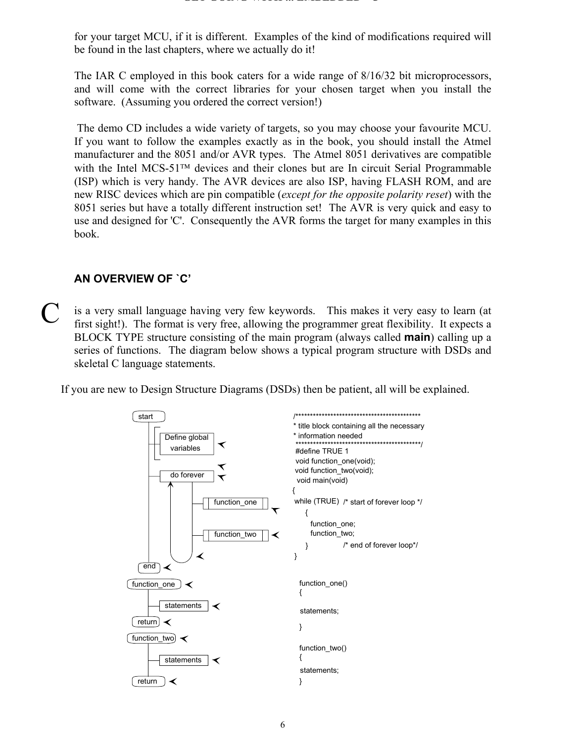for your target MCU, if it is different. Examples of the kind of modifications required will be found in the last chapters, where we actually do it!

The IAR C employed in this book caters for a wide range of 8/16/32 bit microprocessors, and will come with the correct libraries for your chosen target when you install the software. (Assuming you ordered the correct version!)

The demo CD includes a wide variety of targets, so you may choose your favourite MCU. If you want to follow the examples exactly as in the book, you should install the Atmel manufacturer and the 8051 and/or AVR types. The Atmel 8051 derivatives are compatible with the Intel MCS-51™ devices and their clones but are In circuit Serial Programmable (ISP) which is very handy. The AVR devices are also ISP, having FLASH ROM, and are new RISC devices which are pin compatible (*except for the opposite polarity reset*) with the 8051 series but have a totally different instruction set! The AVR is very quick and easy to use and designed for 'C'. Consequently the AVR forms the target for many examples in this book.

## AN OVERVIEW OF `C'

C is a very small language having very few keywords. This makes it very easy to learn (at first sight!). The format is very free, allowing the programmer great flexibility. It expects a BLOCK TYPE structure consisting of the main program (always called **main**) calling up a series of functions. The diagram below shows a typical program structure with DSDs and skeletal C language statements.

If you are new to Design Structure Diagrams (DSDs) then be patient, all will be explained.

```
start                                   /**********************************************
  Define global variables               * title block containing all the necessary
                                        * information needed
                                        **********************************************/
                                        #define TRUE 1
                                        void function_one(void);
                                        void function_two(void);
  do forever                            void main(void)
                                        {
      function_one                      while (TRUE)  /* start of forever loop */
                                            {
      function_two                              function_one;
                                                function_two;
                                            }             /* end of forever loop*/
end                                     }

function_one                            function_one()
                                        {
  statements                            statements;
return                                  }

function_two                            function_two()
                                        {
  statements                            statements;
return                                  }
```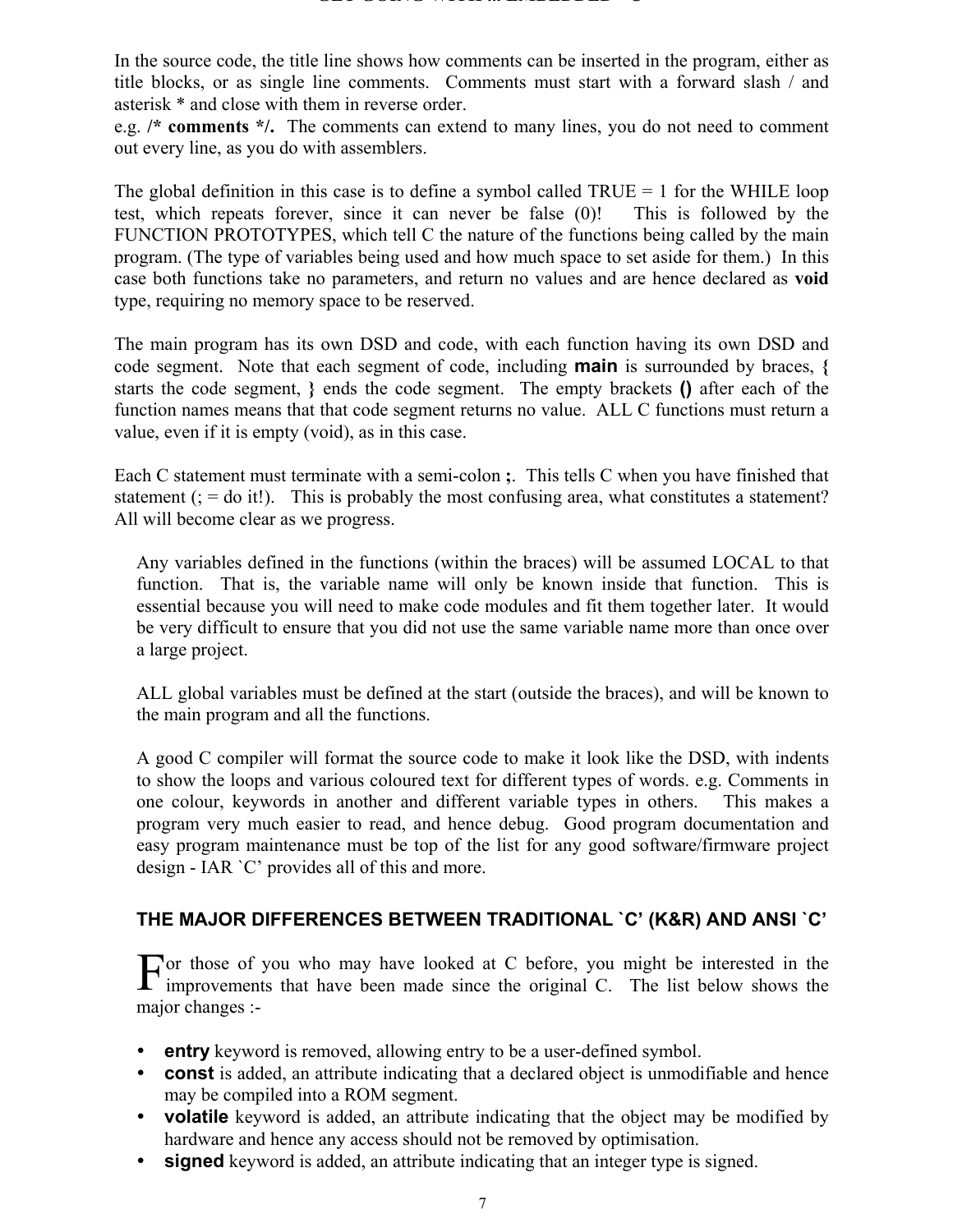In the source code, the title line shows how comments can be inserted in the program, either as title blocks, or as single line comments. Comments must start with a forward slash / and asterisk * and close with them in reverse order.
e.g. **/* comments */.** The comments can extend to many lines, you do not need to comment out every line, as you do with assemblers.

The global definition in this case is to define a symbol called TRUE = 1 for the WHILE loop test, which repeats forever, since it can never be false (0)! This is followed by the FUNCTION PROTOTYPES, which tell C the nature of the functions being called by the main program. (The type of variables being used and how much space to set aside for them.) In this case both functions take no parameters, and return no values and are hence declared as **void** type, requiring no memory space to be reserved.

The main program has its own DSD and code, with each function having its own DSD and code segment. Note that each segment of code, including **main** is surrounded by braces, **{** starts the code segment, **}** ends the code segment. The empty brackets **()** after each of the function names means that that code segment returns no value. ALL C functions must return a value, even if it is empty (void), as in this case.

Each C statement must terminate with a semi-colon **;**. This tells C when you have finished that statement (; = do it!). This is probably the most confusing area, what constitutes a statement? All will become clear as we progress.

Any variables defined in the functions (within the braces) will be assumed LOCAL to that function. That is, the variable name will only be known inside that function. This is essential because you will need to make code modules and fit them together later. It would be very difficult to ensure that you did not use the same variable name more than once over a large project.

ALL global variables must be defined at the start (outside the braces), and will be known to the main program and all the functions.

A good C compiler will format the source code to make it look like the DSD, with indents to show the loops and various coloured text for different types of words. e.g. Comments in one colour, keywords in another and different variable types in others. This makes a program very much easier to read, and hence debug. Good program documentation and easy program maintenance must be top of the list for any good software/firmware project design - IAR `C' provides all of this and more.

### THE MAJOR DIFFERENCES BETWEEN TRADITIONAL `C' (K&R) AND ANSI `C'

For those of you who may have looked at C before, you might be interested in the improvements that have been made since the original C. The list below shows the major changes :-

- **entry** keyword is removed, allowing entry to be a user-defined symbol.
- **const** is added, an attribute indicating that a declared object is unmodifiable and hence may be compiled into a ROM segment.
- **volatile** keyword is added, an attribute indicating that the object may be modified by hardware and hence any access should not be removed by optimisation.
- **signed** keyword is added, an attribute indicating that an integer type is signed.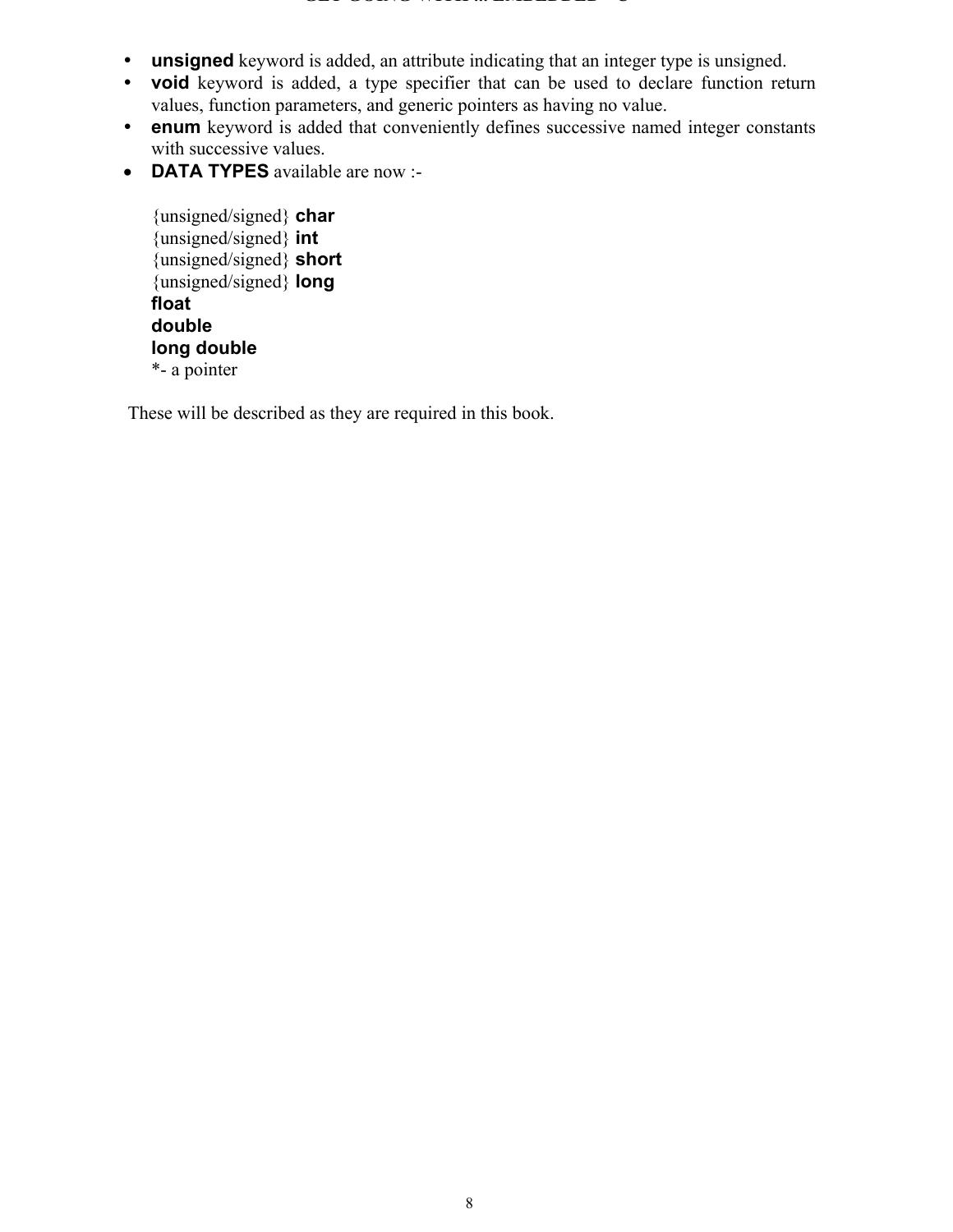- **unsigned** keyword is added, an attribute indicating that an integer type is unsigned.
- **void** keyword is added, a type specifier that can be used to declare function return values, function parameters, and generic pointers as having no value.
- **enum** keyword is added that conveniently defines successive named integer constants with successive values.
- **DATA TYPES** available are now :-

  {unsigned/signed} **char**
  {unsigned/signed} **int**
  {unsigned/signed} **short**
  {unsigned/signed} **long**
  **float**
  **double**
  **long double**
  *- a pointer

These will be described as they are required in this book.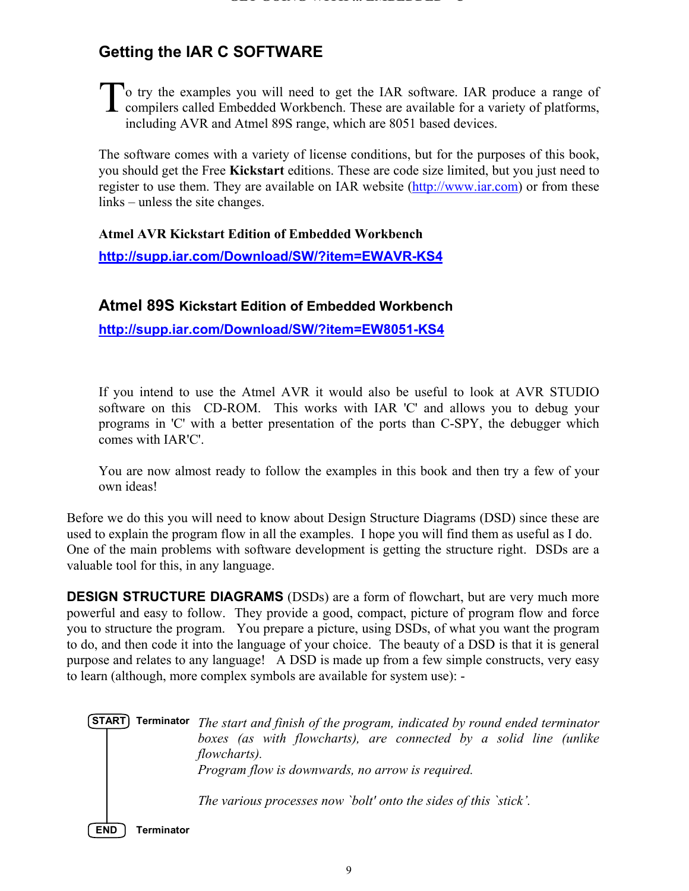## Getting the IAR C SOFTWARE

To try the examples you will need to get the IAR software. IAR produce a range of compilers called Embedded Workbench. These are available for a variety of platforms, including AVR and Atmel 89S range, which are 8051 based devices.

The software comes with a variety of license conditions, but for the purposes of this book, you should get the Free **Kickstart** editions. These are code size limited, but you just need to register to use them. They are available on IAR website (http://www.iar.com) or from these links – unless the site changes.

**Atmel AVR Kickstart Edition of Embedded Workbench**

**http://supp.iar.com/Download/SW/?item=EWAVR-KS4**

### Atmel 89S Kickstart Edition of Embedded Workbench

**http://supp.iar.com/Download/SW/?item=EW8051-KS4**

If you intend to use the Atmel AVR it would also be useful to look at AVR STUDIO software on this CD-ROM. This works with IAR 'C' and allows you to debug your programs in 'C' with a better presentation of the ports than C-SPY, the debugger which comes with IAR'C'.

You are now almost ready to follow the examples in this book and then try a few of your own ideas!

Before we do this you will need to know about Design Structure Diagrams (DSD) since these are used to explain the program flow in all the examples. I hope you will find them as useful as I do. One of the main problems with software development is getting the structure right. DSDs are a valuable tool for this, in any language.

**DESIGN STRUCTURE DIAGRAMS** (DSDs) are a form of flowchart, but are very much more powerful and easy to follow. They provide a good, compact, picture of program flow and force you to structure the program. You prepare a picture, using DSDs, of what you want the program to do, and then code it into the language of your choice. The beauty of a DSD is that it is general purpose and relates to any language! A DSD is made up from a few simple constructs, very easy to learn (although, more complex symbols are available for system use): -

**START** **Terminator**

*The start and finish of the program, indicated by round ended terminator boxes (as with flowcharts), are connected by a solid line (unlike flowcharts).*
*Program flow is downwards, no arrow is required.*

*The various processes now `bolt' onto the sides of this `stick'.*

**END** **Terminator**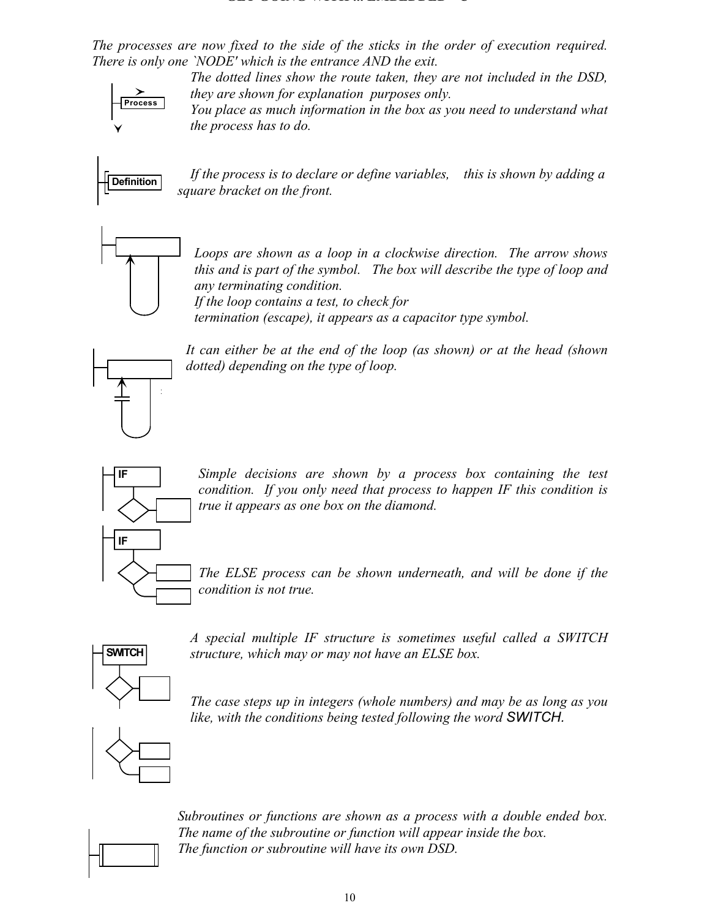*The processes are now fixed to the side of the sticks in the order of execution required. There is only one `NODE' which is the entrance AND the exit.*

*The dotted lines show the route taken, they are not included in the DSD, they are shown for explanation purposes only.*
*You place as much information in the box as you need to understand what the process has to do.*

*If the process is to declare or define variables, this is shown by adding a square bracket on the front.*

*Loops are shown as a loop in a clockwise direction. The arrow shows this and is part of the symbol. The box will describe the type of loop and any terminating condition.*
*If the loop contains a test, to check for termination (escape), it appears as a capacitor type symbol.*

*It can either be at the end of the loop (as shown) or at the head (shown dotted) depending on the type of loop.*

*Simple decisions are shown by a process box containing the test condition. If you only need that process to happen IF this condition is true it appears as one box on the diamond.*

*The ELSE process can be shown underneath, and will be done if the condition is not true.*

*A special multiple IF structure is sometimes useful called a SWITCH structure, which may or may not have an ELSE box.*

*The case steps up in integers (whole numbers) and may be as long as you like, with the conditions being tested following the word* SWITCH.

*Subroutines or functions are shown as a process with a double ended box. The name of the subroutine or function will appear inside the box.*
*The function or subroutine will have its own DSD.*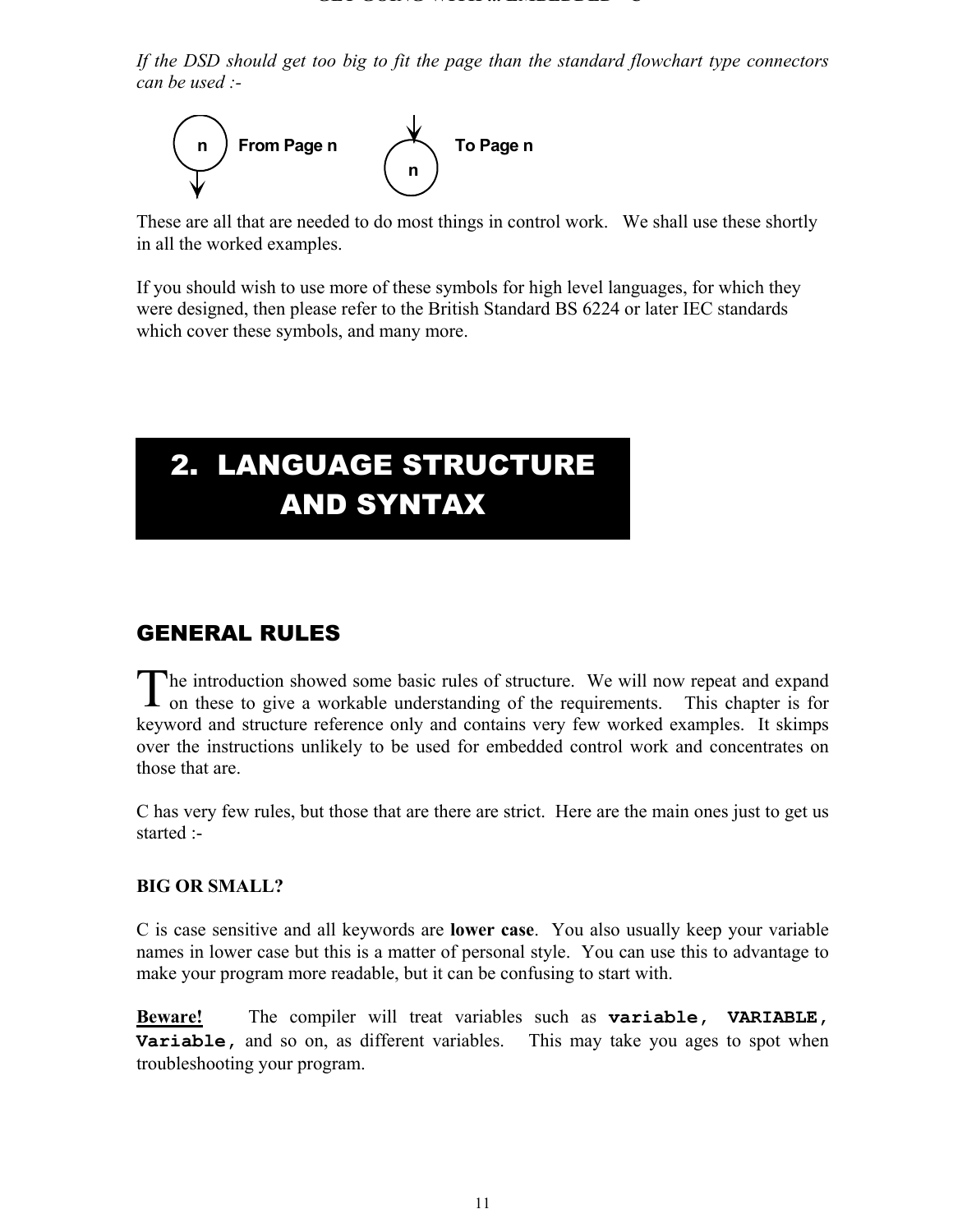*If the DSD should get too big to fit the page than the standard flowchart type connectors can be used :-*

n From Page n        n To Page n

These are all that are needed to do most things in control work. We shall use these shortly in all the worked examples.

If you should wish to use more of these symbols for high level languages, for which they were designed, then please refer to the British Standard BS 6224 or later IEC standards which cover these symbols, and many more.

# 2. LANGUAGE STRUCTURE AND SYNTAX

## GENERAL RULES

The introduction showed some basic rules of structure. We will now repeat and expand on these to give a workable understanding of the requirements. This chapter is for keyword and structure reference only and contains very few worked examples. It skimps over the instructions unlikely to be used for embedded control work and concentrates on those that are.

C has very few rules, but those that are there are strict. Here are the main ones just to get us started :-

### BIG OR SMALL?

C is case sensitive and all keywords are **lower case**. You also usually keep your variable names in lower case but this is a matter of personal style. You can use this to advantage to make your program more readable, but it can be confusing to start with.

**Beware!** The compiler will treat variables such as **`variable, VARIABLE, Variable,`** and so on, as different variables. This may take you ages to spot when troubleshooting your program.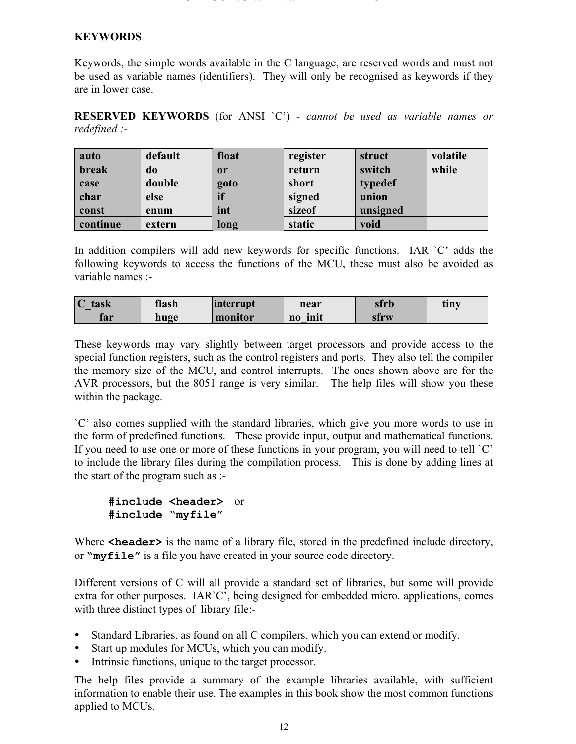**KEYWORDS**

Keywords, the simple words available in the C language, are reserved words and must not be used as variable names (identifiers). They will only be recognised as keywords if they are in lower case.

**RESERVED KEYWORDS** (for ANSI `C') - *cannot be used as variable names or redefined :-*

| auto | default | float | register | struct | volatile |
|---|---|---|---|---|---|
| break | do | or | return | switch | while |
| case | double | goto | short | typedef | |
| char | else | if | signed | union | |
| const | enum | int | sizeof | unsigned | |
| continue | extern | long | static | void | |

In addition compilers will add new keywords for specific functions. IAR `C' adds the following keywords to access the functions of the MCU, these must also be avoided as variable names :-

| C_task | flash | interrupt | near | sfrb | tiny |
|---|---|---|---|---|---|
| far | huge | monitor | no_init | sfrw | |

These keywords may vary slightly between target processors and provide access to the special function registers, such as the control registers and ports. They also tell the compiler the memory size of the MCU, and control interrupts. The ones shown above are for the AVR processors, but the 8051 range is very similar. The help files will show you these within the package.

`C' also comes supplied with the standard libraries, which give you more words to use in the form of predefined functions. These provide input, output and mathematical functions. If you need to use one or more of these functions in your program, you will need to tell `C' to include the library files during the compilation process. This is done by adding lines at the start of the program such as :-

```
#include <header>   or
#include "myfile"
```

Where **`<header>`** is the name of a library file, stored in the predefined include directory, or **`"myfile"`** is a file you have created in your source code directory.

Different versions of C will all provide a standard set of libraries, but some will provide extra for other purposes. IAR`C', being designed for embedded micro. applications, comes with three distinct types of library file:-

- Standard Libraries, as found on all C compilers, which you can extend or modify.
- Start up modules for MCUs, which you can modify.
- Intrinsic functions, unique to the target processor.

The help files provide a summary of the example libraries available, with sufficient information to enable their use. The examples in this book show the most common functions applied to MCUs.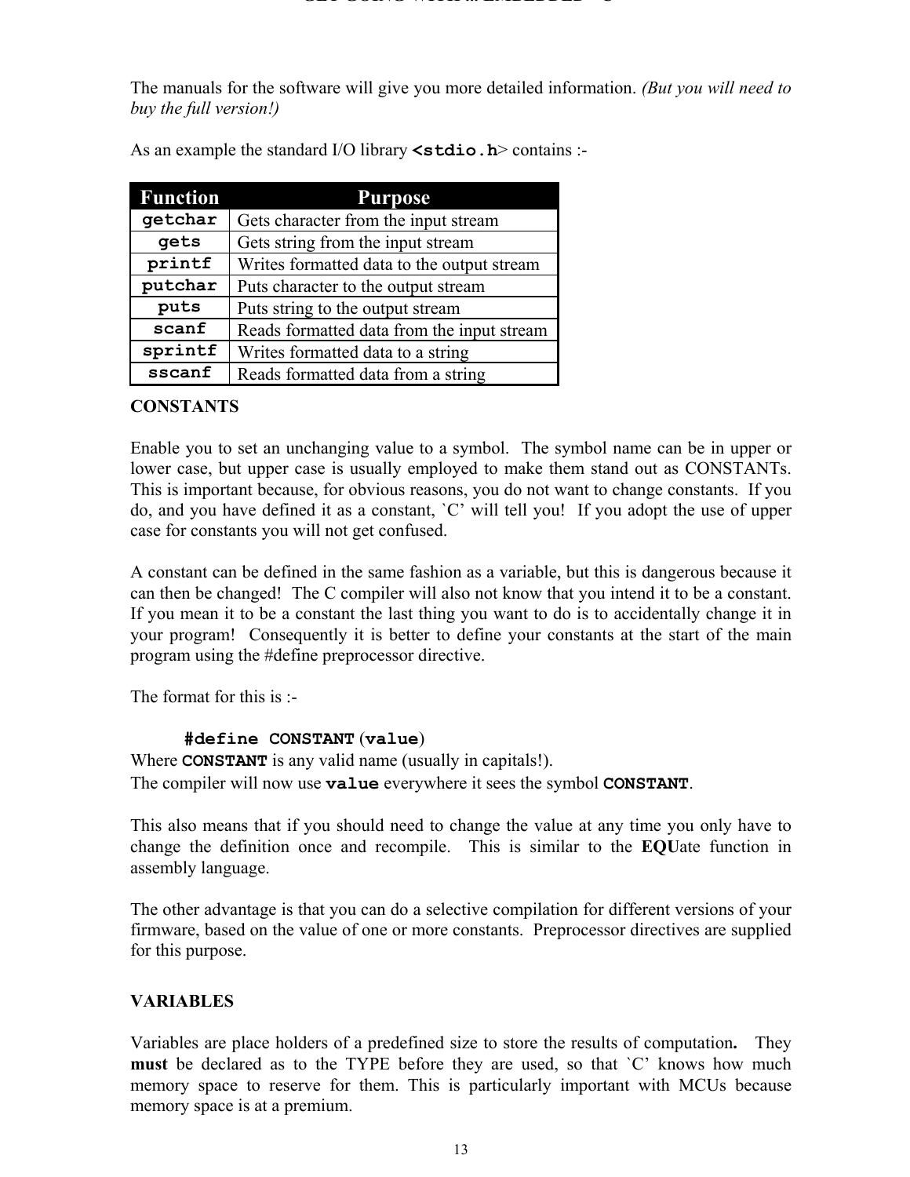The manuals for the software will give you more detailed information. *(But you will need to buy the full version!)*

As an example the standard I/O library **`<stdio.h>`** contains :-

| Function | Purpose |
|---|---|
| **getchar** | Gets character from the input stream |
| **gets** | Gets string from the input stream |
| **printf** | Writes formatted data to the output stream |
| **putchar** | Puts character to the output stream |
| **puts** | Puts string to the output stream |
| **scanf** | Reads formatted data from the input stream |
| **sprintf** | Writes formatted data to a string |
| **sscanf** | Reads formatted data from a string |

**CONSTANTS**

Enable you to set an unchanging value to a symbol. The symbol name can be in upper or lower case, but upper case is usually employed to make them stand out as CONSTANTs. This is important because, for obvious reasons, you do not want to change constants. If you do, and you have defined it as a constant, `C' will tell you! If you adopt the use of upper case for constants you will not get confused.

A constant can be defined in the same fashion as a variable, but this is dangerous because it can then be changed! The C compiler will also not know that you intend it to be a constant. If you mean it to be a constant the last thing you want to do is to accidentally change it in your program! Consequently it is better to define your constants at the start of the main program using the #define preprocessor directive.

The format for this is :-

```
#define CONSTANT (value)
```

Where **`CONSTANT`** is any valid name (usually in capitals!).
The compiler will now use **`value`** everywhere it sees the symbol **`CONSTANT`**.

This also means that if you should need to change the value at any time you only have to change the definition once and recompile. This is similar to the **EQU**ate function in assembly language.

The other advantage is that you can do a selective compilation for different versions of your firmware, based on the value of one or more constants. Preprocessor directives are supplied for this purpose.

**VARIABLES**

Variables are place holders of a predefined size to store the results of computation**.** They **must** be declared as to the TYPE before they are used, so that `C' knows how much memory space to reserve for them. This is particularly important with MCUs because memory space is at a premium.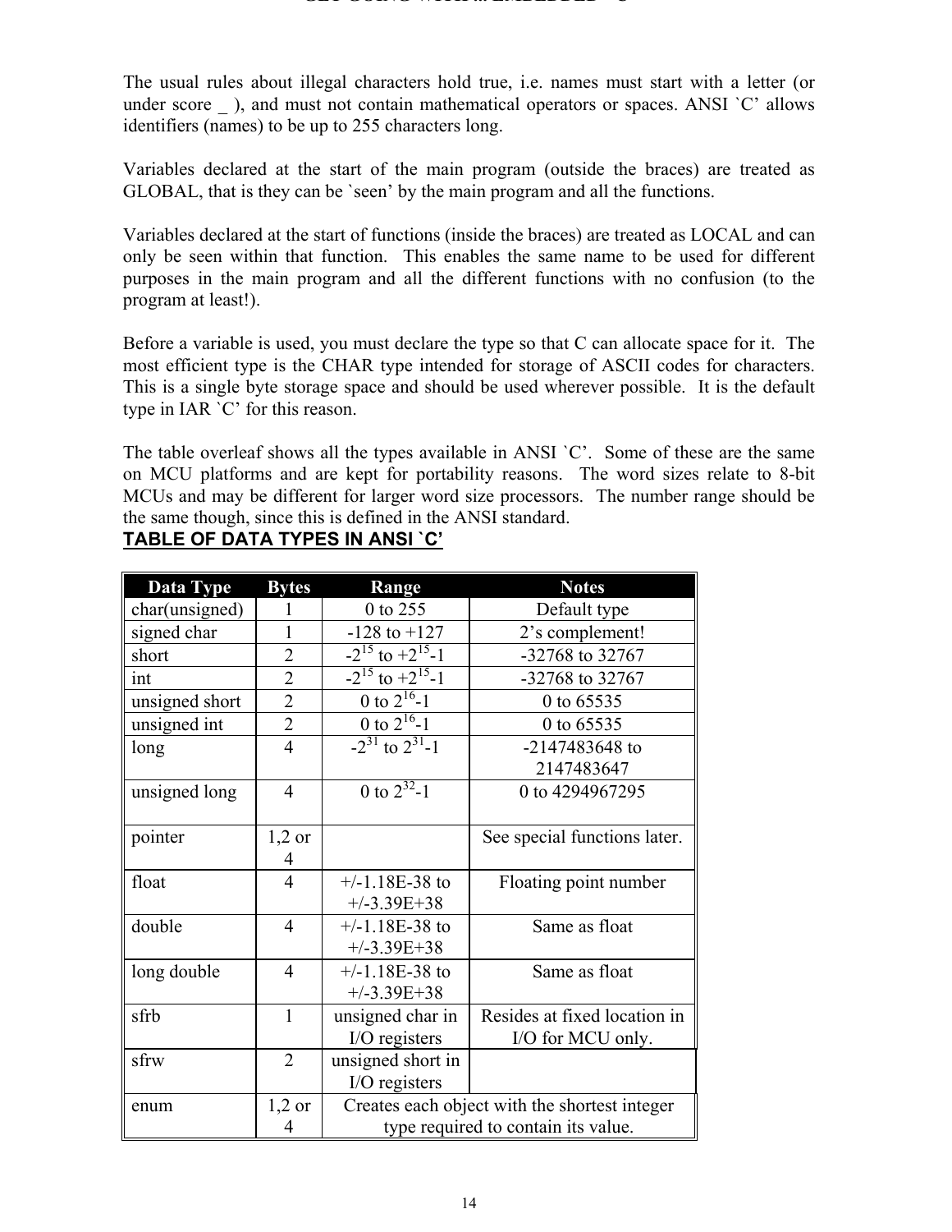The usual rules about illegal characters hold true, i.e. names must start with a letter (or under score _ ), and must not contain mathematical operators or spaces. ANSI `C' allows identifiers (names) to be up to 255 characters long.

Variables declared at the start of the main program (outside the braces) are treated as GLOBAL, that is they can be `seen' by the main program and all the functions.

Variables declared at the start of functions (inside the braces) are treated as LOCAL and can only be seen within that function. This enables the same name to be used for different purposes in the main program and all the different functions with no confusion (to the program at least!).

Before a variable is used, you must declare the type so that C can allocate space for it. The most efficient type is the CHAR type intended for storage of ASCII codes for characters. This is a single byte storage space and should be used wherever possible. It is the default type in IAR `C' for this reason.

The table overleaf shows all the types available in ANSI `C'. Some of these are the same on MCU platforms and are kept for portability reasons. The word sizes relate to 8-bit MCUs and may be different for larger word size processors. The number range should be the same though, since this is defined in the ANSI standard.

**TABLE OF DATA TYPES IN ANSI `C'**

| Data Type | Bytes | Range | Notes |
|---|---|---|---|
| char(unsigned) | 1 | 0 to 255 | Default type |
| signed char | 1 | -128 to +127 | 2's complement! |
| short | 2 | $-2^{15}$ to $+2^{15}-1$ | -32768 to 32767 |
| int | 2 | $-2^{15}$ to $+2^{15}-1$ | -32768 to 32767 |
| unsigned short | 2 | 0 to $2^{16}-1$ | 0 to 65535 |
| unsigned int | 2 | 0 to $2^{16}-1$ | 0 to 65535 |
| long | 4 | $-2^{31}$ to $2^{31}-1$ | -2147483648 to 2147483647 |
| unsigned long | 4 | 0 to $2^{32}-1$ | 0 to 4294967295 |
| pointer | 1,2 or 4 | | See special functions later. |
| float | 4 | +/-1.18E-38 to +/-3.39E+38 | Floating point number |
| double | 4 | +/-1.18E-38 to +/-3.39E+38 | Same as float |
| long double | 4 | +/-1.18E-38 to +/-3.39E+38 | Same as float |
| sfrb | 1 | unsigned char in I/O registers | Resides at fixed location in I/O for MCU only. |
| sfrw | 2 | unsigned short in I/O registers | |
| enum | 1,2 or 4 | Creates each object with the shortest integer type required to contain its value. | |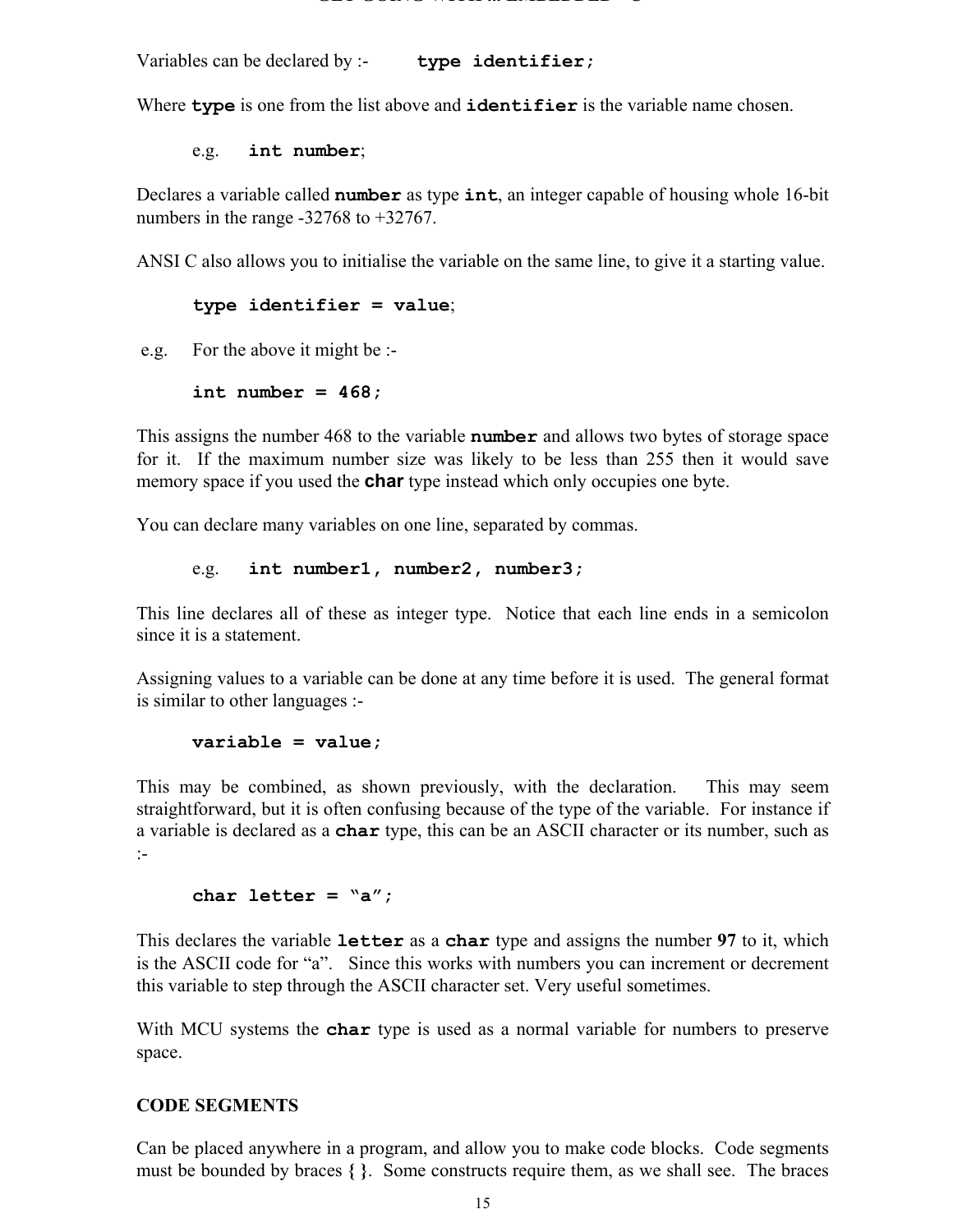Variables can be declared by :- **`type identifier;`**

Where **`type`** is one from the list above and **`identifier`** is the variable name chosen.

e.g. **`int number`**;

Declares a variable called **`number`** as type **`int`**, an integer capable of housing whole 16-bit numbers in the range -32768 to +32767.

ANSI C also allows you to initialise the variable on the same line, to give it a starting value.

**`type identifier = value`**;

e.g. For the above it might be :-

```
int number = 468;
```

This assigns the number 468 to the variable **`number`** and allows two bytes of storage space for it. If the maximum number size was likely to be less than 255 then it would save memory space if you used the **char** type instead which only occupies one byte.

You can declare many variables on one line, separated by commas.

e.g. **`int number1, number2, number3;`**

This line declares all of these as integer type. Notice that each line ends in a semicolon since it is a statement.

Assigning values to a variable can be done at any time before it is used. The general format is similar to other languages :-

```
variable = value;
```

This may be combined, as shown previously, with the declaration. This may seem straightforward, but it is often confusing because of the type of the variable. For instance if a variable is declared as a **`char`** type, this can be an ASCII character or its number, such as :-

```
char letter = “a”;
```

This declares the variable **`letter`** as a **`char`** type and assigns the number **97** to it, which is the ASCII code for “a”. Since this works with numbers you can increment or decrement this variable to step through the ASCII character set. Very useful sometimes.

With MCU systems the **`char`** type is used as a normal variable for numbers to preserve space.

**CODE SEGMENTS**

Can be placed anywhere in a program, and allow you to make code blocks. Code segments must be bounded by braces **{ }**. Some constructs require them, as we shall see. The braces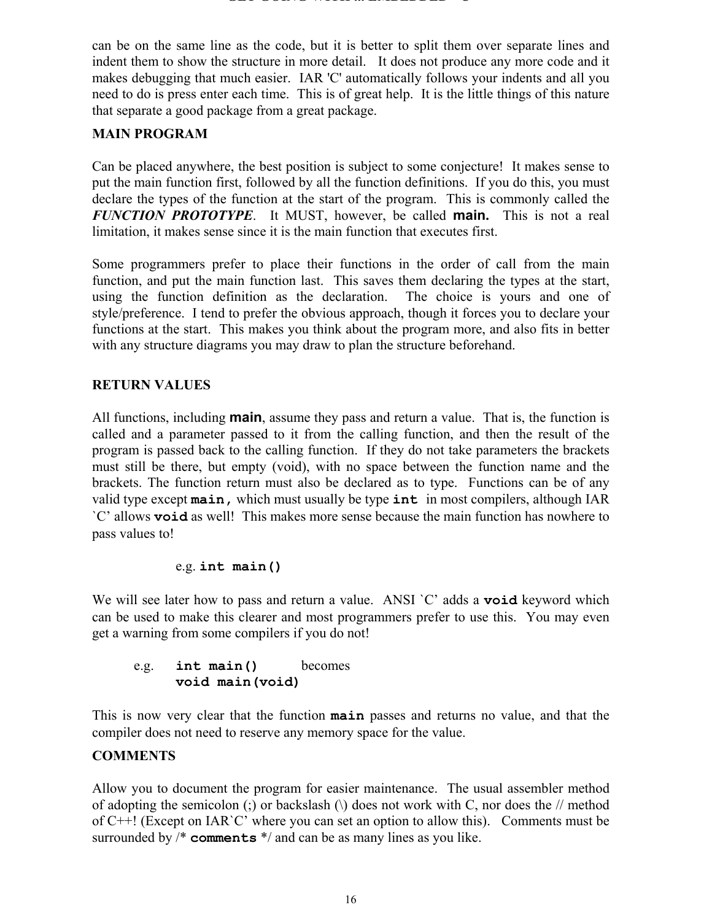can be on the same line as the code, but it is better to split them over separate lines and indent them to show the structure in more detail. It does not produce any more code and it makes debugging that much easier. IAR 'C' automatically follows your indents and all you need to do is press enter each time. This is of great help. It is the little things of this nature that separate a good package from a great package.

**MAIN PROGRAM**

Can be placed anywhere, the best position is subject to some conjecture! It makes sense to put the main function first, followed by all the function definitions. If you do this, you must declare the types of the function at the start of the program. This is commonly called the ***FUNCTION PROTOTYPE***. It MUST, however, be called **main.** This is not a real limitation, it makes sense since it is the main function that executes first.

Some programmers prefer to place their functions in the order of call from the main function, and put the main function last. This saves them declaring the types at the start, using the function definition as the declaration. The choice is yours and one of style/preference. I tend to prefer the obvious approach, though it forces you to declare your functions at the start. This makes you think about the program more, and also fits in better with any structure diagrams you may draw to plan the structure beforehand.

**RETURN VALUES**

All functions, including **main**, assume they pass and return a value. That is, the function is called and a parameter passed to it from the calling function, and then the result of the program is passed back to the calling function. If they do not take parameters the brackets must still be there, but empty (void), with no space between the function name and the brackets. The function return must also be declared as to type. Functions can be of any valid type except **`main,`** which must usually be type **`int`** in most compilers, although IAR `C' allows **`void`** as well! This makes more sense because the main function has nowhere to pass values to!

e.g. **`int main()`**

We will see later how to pass and return a value. ANSI `C' adds a **`void`** keyword which can be used to make this clearer and most programmers prefer to use this. You may even get a warning from some compilers if you do not!

e.g. **`int main()`** becomes
**`void main(void)`**

This is now very clear that the function **`main`** passes and returns no value, and that the compiler does not need to reserve any memory space for the value.

**COMMENTS**

Allow you to document the program for easier maintenance. The usual assembler method of adopting the semicolon (;) or backslash (\) does not work with C, nor does the // method of C++! (Except on IAR`C' where you can set an option to allow this). Comments must be surrounded by /* **`comments`** */ and can be as many lines as you like.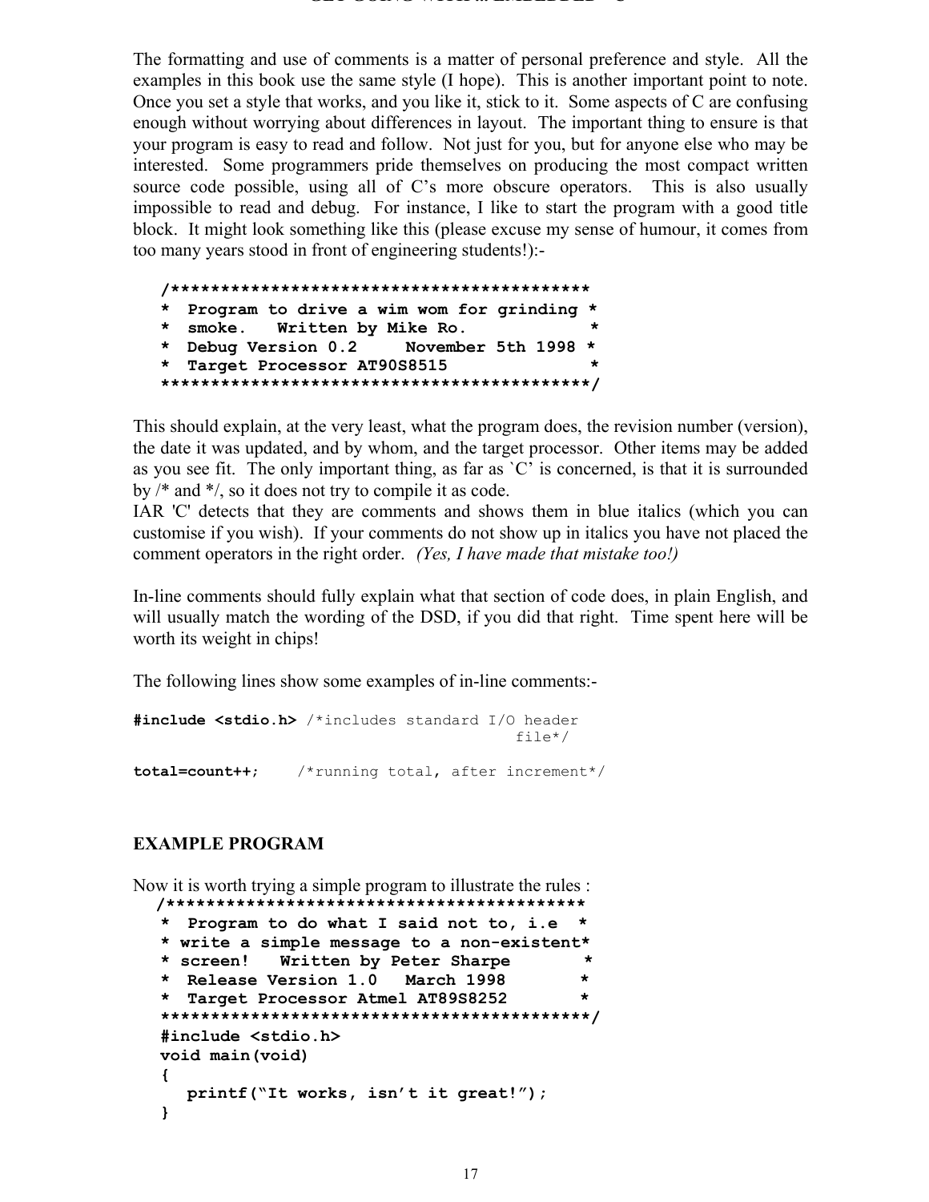The formatting and use of comments is a matter of personal preference and style. All the examples in this book use the same style (I hope). This is another important point to note. Once you set a style that works, and you like it, stick to it. Some aspects of C are confusing enough without worrying about differences in layout. The important thing to ensure is that your program is easy to read and follow. Not just for you, but for anyone else who may be interested. Some programmers pride themselves on producing the most compact written source code possible, using all of C's more obscure operators. This is also usually impossible to read and debug. For instance, I like to start the program with a good title block. It might look something like this (please excuse my sense of humour, it comes from too many years stood in front of engineering students!):-

```
/******************************************
*  Program to drive a wim wom for grinding *
*  smoke.   Written by Mike Ro.            *
*  Debug Version 0.2     November 5th 1998 *
*  Target Processor AT90S8515              *
*******************************************/
```

This should explain, at the very least, what the program does, the revision number (version), the date it was updated, and by whom, and the target processor. Other items may be added as you see fit. The only important thing, as far as `C' is concerned, is that it is surrounded by /* and */, so it does not try to compile it as code.
IAR 'C' detects that they are comments and shows them in blue italics (which you can customise if you wish). If your comments do not show up in italics you have not placed the comment operators in the right order. *(Yes, I have made that mistake too!)*

In-line comments should fully explain what that section of code does, in plain English, and will usually match the wording of the DSD, if you did that right. Time spent here will be worth its weight in chips!

The following lines show some examples of in-line comments:-

```
#include <stdio.h> /*includes standard I/O header
                                          file*/

total=count++;     /*running total, after increment*/
```

**EXAMPLE PROGRAM**

Now it is worth trying a simple program to illustrate the rules :

```
/******************************************
 *  Program to do what I said not to, i.e  *
 * write a simple message to a non-existent*
 * screen!   Written by Peter Sharpe       *
 *  Release Version 1.0   March 1998       *
 *  Target Processor Atmel AT89S8252       *
 ******************************************/
 #include <stdio.h>
 void main(void)
 {
    printf("It works, isn't it great!");
 }
```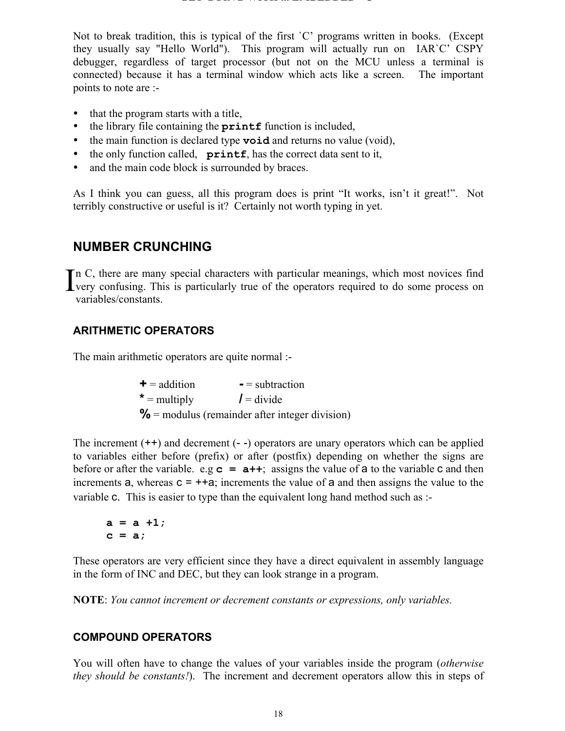Not to break tradition, this is typical of the first `C' programs written in books. (Except they usually say "Hello World"). This program will actually run on IAR`C' CSPY debugger, regardless of target processor (but not on the MCU unless a terminal is connected) because it has a terminal window which acts like a screen. The important points to note are :-

- that the program starts with a title,
- the library file containing the **`printf`** function is included,
- the main function is declared type **`void`** and returns no value (void),
- the only function called, **`printf`**, has the correct data sent to it,
- and the main code block is surrounded by braces.

As I think you can guess, all this program does is print "It works, isn't it great!". Not terribly constructive or useful is it? Certainly not worth typing in yet.

## NUMBER CRUNCHING

In C, there are many special characters with particular meanings, which most novices find very confusing. This is particularly true of the operators required to do some process on variables/constants.

### ARITHMETIC OPERATORS

The main arithmetic operators are quite normal :-

**+** = addition  **-** = subtraction
**\*** = multiply  **/** = divide
**%** = modulus (remainder after integer division)

The increment (**++**) and decrement (**- -**) operators are unary operators which can be applied to variables either before (prefix) or after (postfix) depending on whether the signs are before or after the variable. e.g **`c = a++`**; assigns the value of a to the variable c and then increments a, whereas c = ++a; increments the value of a and then assigns the value to the variable c. This is easier to type than the equivalent long hand method such as :-

```
a = a +1;
c = a;
```

These operators are very efficient since they have a direct equivalent in assembly language in the form of INC and DEC, but they can look strange in a program.

**NOTE**: *You cannot increment or decrement constants or expressions, only variables.*

### COMPOUND OPERATORS

You will often have to change the values of your variables inside the program (*otherwise they should be constants!*). The increment and decrement operators allow this in steps of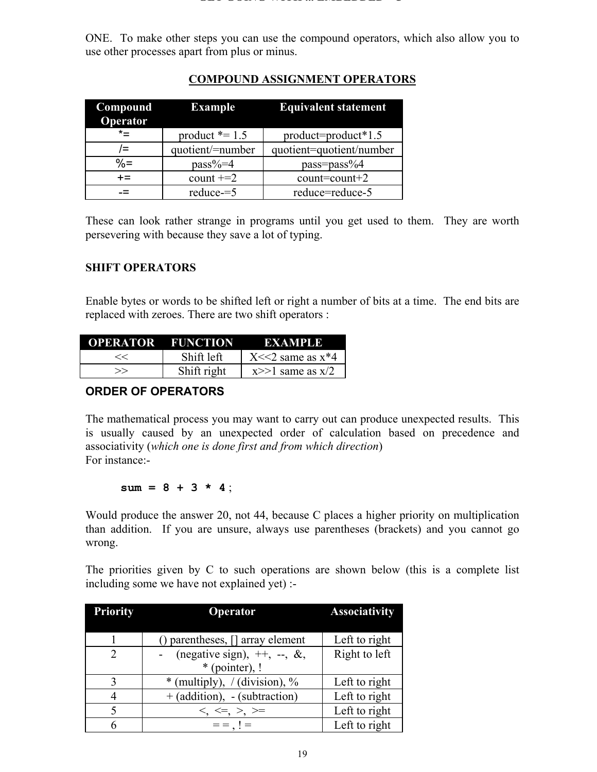ONE. To make other steps you can use the compound operators, which also allow you to use other processes apart from plus or minus.

## COMPOUND ASSIGNMENT OPERATORS

| Compound Operator | Example | Equivalent statement |
|---|---|---|
| *= | product *= 1.5 | product=product*1.5 |
| /= | quotient/=number | quotient=quotient/number |
| %= | pass%=4 | pass=pass%4 |
| += | count +=2 | count=count+2 |
| -= | reduce-=5 | reduce=reduce-5 |

These can look rather strange in programs until you get used to them. They are worth persevering with because they save a lot of typing.

## SHIFT OPERATORS

Enable bytes or words to be shifted left or right a number of bits at a time. The end bits are replaced with zeroes. There are two shift operators :

| OPERATOR | FUNCTION | EXAMPLE |
|---|---|---|
| << | Shift left | X<<2 same as x*4 |
| >> | Shift right | x>>1 same as x/2 |

## ORDER OF OPERATORS

The mathematical process you may want to carry out can produce unexpected results. This is usually caused by an unexpected order of calculation based on precedence and associativity (*which one is done first and from which direction*)
For instance:-

```
sum = 8 + 3 * 4;
```

Would produce the answer 20, not 44, because C places a higher priority on multiplication than addition. If you are unsure, always use parentheses (brackets) and you cannot go wrong.

The priorities given by C to such operations are shown below (this is a complete list including some we have not explained yet) :-

| Priority | Operator | Associativity |
|---|---|---|
| 1 | () parentheses, [] array element | Left to right |
| 2 | - (negative sign), ++, --, &, * (pointer), ! | Right to left |
| 3 | * (multiply), / (division), % | Left to right |
| 4 | + (addition), - (subtraction) | Left to right |
| 5 | <, <=, >, >= | Left to right |
| 6 | = = , ! = | Left to right |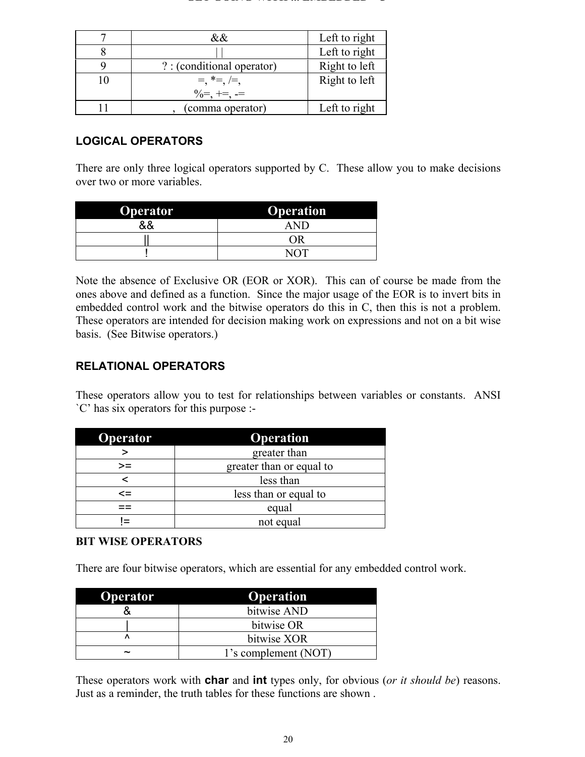| | | |
|---|---|---|
| 7 | && | Left to right |
| 8 | \|\| | Left to right |
| 9 | ? : (conditional operator) | Right to left |
| 10 | =, *=, /=,<br>%=, +=, -= | Right to left |
| 11 | , (comma operator) | Left to right |

## LOGICAL OPERATORS

There are only three logical operators supported by C. These allow you to make decisions over two or more variables.

| Operator | Operation |
|---|---|
| && | AND |
| \|\| | OR |
| ! | NOT |

Note the absence of Exclusive OR (EOR or XOR). This can of course be made from the ones above and defined as a function. Since the major usage of the EOR is to invert bits in embedded control work and the bitwise operators do this in C, then this is not a problem. These operators are intended for decision making work on expressions and not on a bit wise basis. (See Bitwise operators.)

## RELATIONAL OPERATORS

These operators allow you to test for relationships between variables or constants. ANSI `C' has six operators for this purpose :-

| Operator | Operation |
|---|---|
| > | greater than |
| >= | greater than or equal to |
| < | less than |
| <= | less than or equal to |
| == | equal |
| != | not equal |

**BIT WISE OPERATORS**

There are four bitwise operators, which are essential for any embedded control work.

| Operator | Operation |
|---|---|
| & | bitwise AND |
| \| | bitwise OR |
| ^ | bitwise XOR |
| ~ | 1's complement (NOT) |

These operators work with **char** and **int** types only, for obvious (*or it should be*) reasons. Just as a reminder, the truth tables for these functions are shown .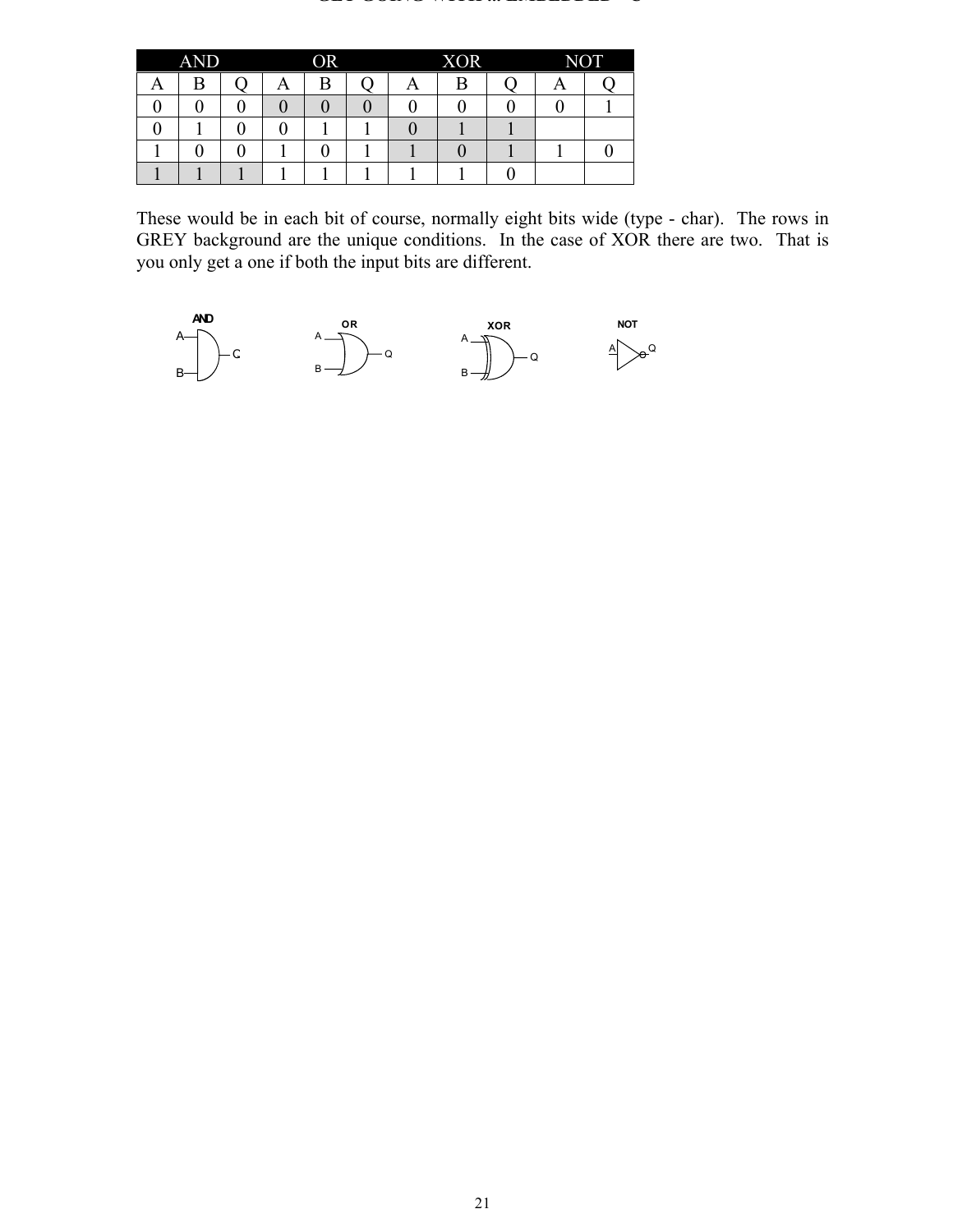| AND | | | OR | | | XOR | | | NOT | |
|---|---|---|---|---|---|---|---|---|---|---|
| A | B | Q | A | B | Q | A | B | Q | A | Q |
| 0 | 0 | 0 | 0 | 0 | 0 | 0 | 0 | 0 | 0 | 1 |
| 0 | 1 | 0 | 0 | 1 | 1 | 0 | 1 | 1 | | |
| 1 | 0 | 0 | 1 | 0 | 1 | 1 | 0 | 1 | 1 | 0 |
| 1 | 1 | 1 | 1 | 1 | 1 | 1 | 1 | 0 | | |

These would be in each bit of course, normally eight bits wide (type - char). The rows in GREY background are the unique conditions. In the case of XOR there are two. That is you only get a one if both the input bits are different.

AND A B C OR A B Q XOR A B Q NOT A Q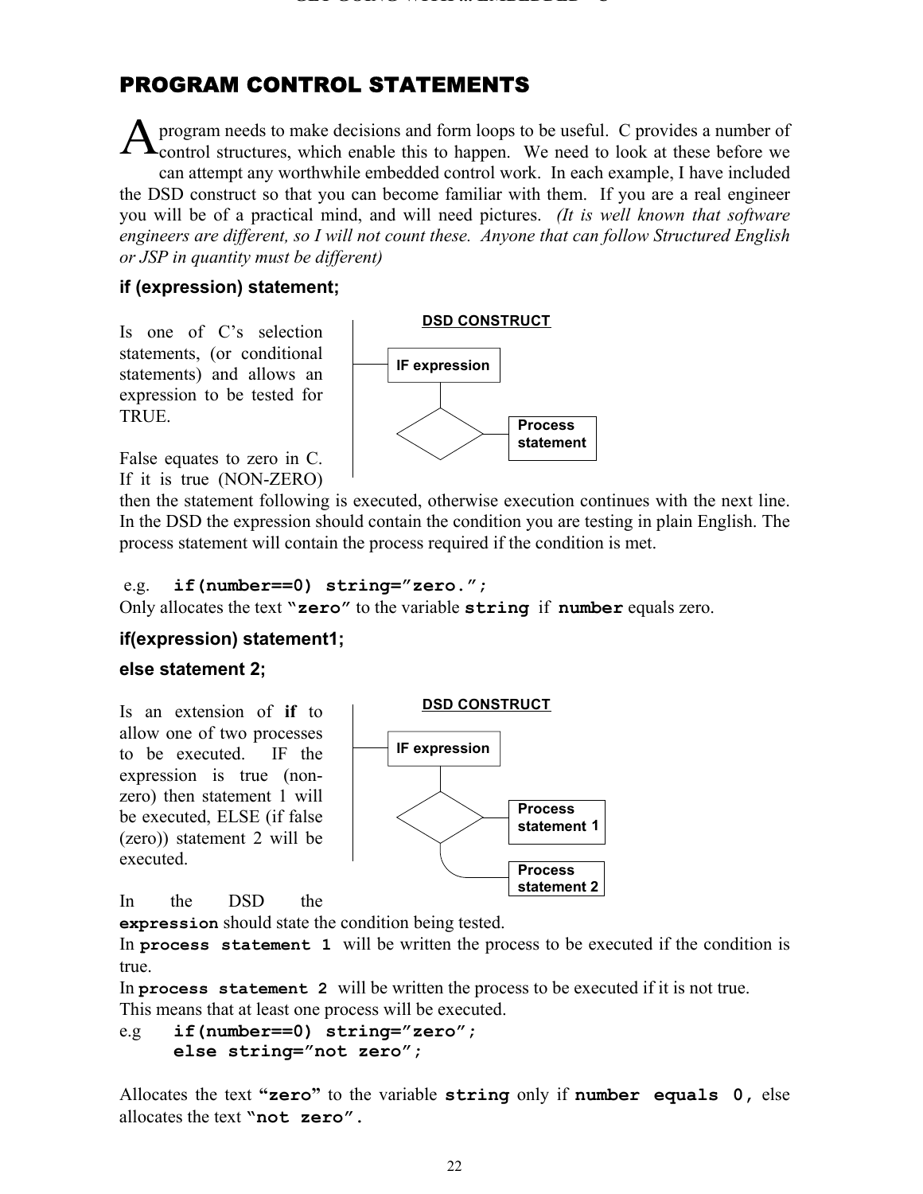## PROGRAM CONTROL STATEMENTS

A program needs to make decisions and form loops to be useful. C provides a number of control structures, which enable this to happen. We need to look at these before we can attempt any worthwhile embedded control work. In each example, I have included the DSD construct so that you can become familiar with them. If you are a real engineer you will be of a practical mind, and will need pictures. *(It is well known that software engineers are different, so I will not count these. Anyone that can follow Structured English or JSP in quantity must be different)*

### if (expression) statement;

Is one of C's selection statements, (or conditional statements) and allows an expression to be tested for TRUE.

**DSD CONSTRUCT**

IF expression

Process statement

False equates to zero in C. If it is true (NON-ZERO) then the statement following is executed, otherwise execution continues with the next line. In the DSD the expression should contain the condition you are testing in plain English. The process statement will contain the process required if the condition is met.

e.g. **`if(number==0) string="zero.";`**

Only allocates the text **`"zero"`** to the variable **`string`** if **`number`** equals zero.

### if(expression) statement1;

### else statement 2;

Is an extension of **if** to allow one of two processes to be executed. IF the expression is true (non-zero) then statement 1 will be executed, ELSE (if false (zero)) statement 2 will be executed.

**DSD CONSTRUCT**

IF expression

Process statement 1

Process statement 2

In the DSD the **`expression`** should state the condition being tested.

In **`process statement 1`** will be written the process to be executed if the condition is true.

In **`process statement 2`** will be written the process to be executed if it is not true.

This means that at least one process will be executed.

e.g

```
if(number==0) string="zero";
else string="not zero";
```

Allocates the text **`"zero"`** to the variable **`string`** only if **`number equals 0,`** else allocates the text **`"not zero".`**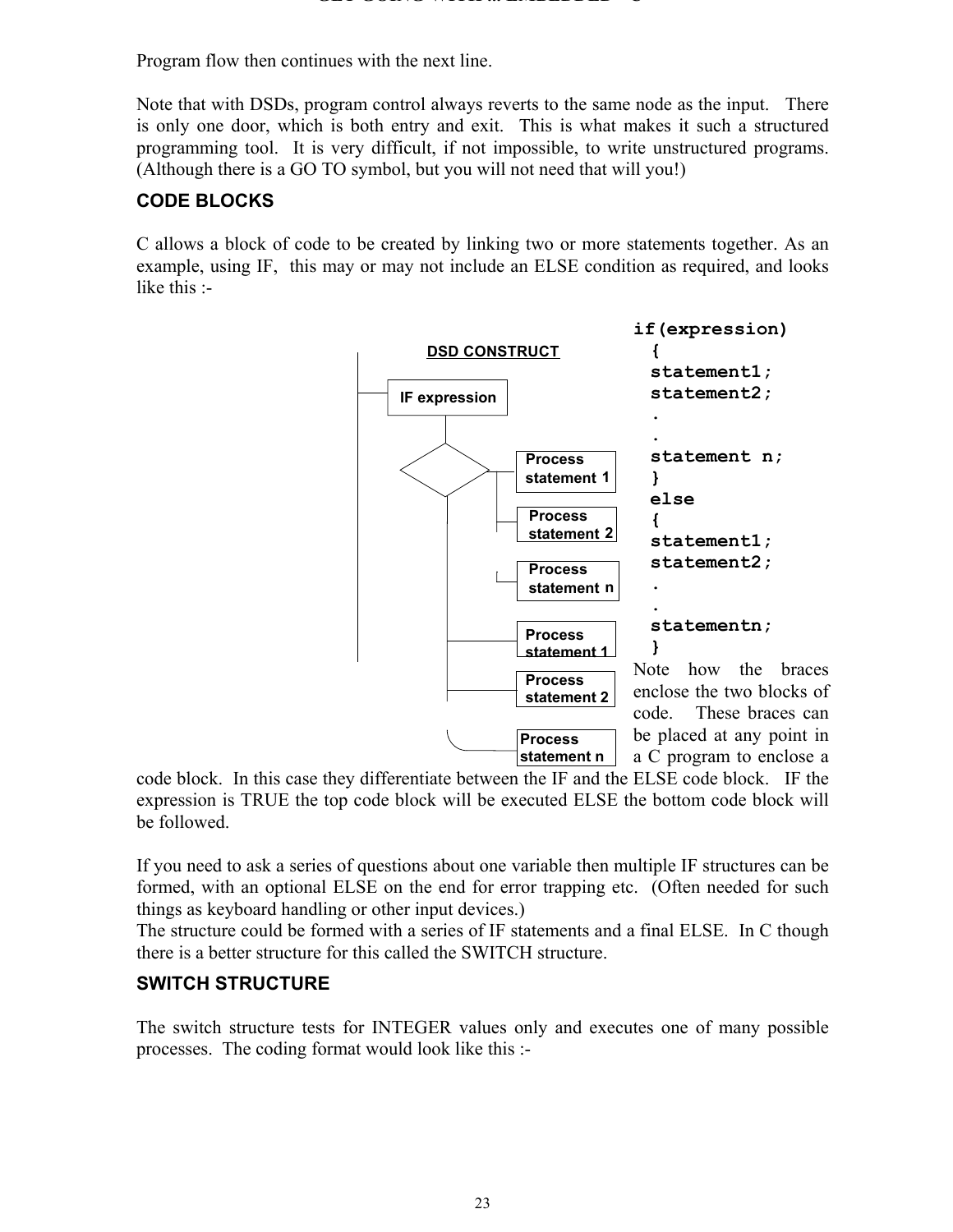Program flow then continues with the next line.

Note that with DSDs, program control always reverts to the same node as the input. There is only one door, which is both entry and exit. This is what makes it such a structured programming tool. It is very difficult, if not impossible, to write unstructured programs. (Although there is a GO TO symbol, but you will not need that will you!)

### CODE BLOCKS

C allows a block of code to be created by linking two or more statements together. As an example, using IF, this may or may not include an ELSE condition as required, and looks like this :-

DSD CONSTRUCT

IF expression

Process statement 1

Process statement 2

Process statement n

Process statement 1

Process statement 2

Process statement n

```
if(expression)
  {
  statement1;
  statement2;
  .
  .
  statement n;
  }
  else
  {
  statement1;
  statement2;
  .
  .
  statementn;
  }
```

Note how the braces enclose the two blocks of code. These braces can be placed at any point in a C program to enclose a code block. In this case they differentiate between the IF and the ELSE code block. IF the expression is TRUE the top code block will be executed ELSE the bottom code block will be followed.

If you need to ask a series of questions about one variable then multiple IF structures can be formed, with an optional ELSE on the end for error trapping etc. (Often needed for such things as keyboard handling or other input devices.)
The structure could be formed with a series of IF statements and a final ELSE. In C though there is a better structure for this called the SWITCH structure.

### SWITCH STRUCTURE

The switch structure tests for INTEGER values only and executes one of many possible processes. The coding format would look like this :-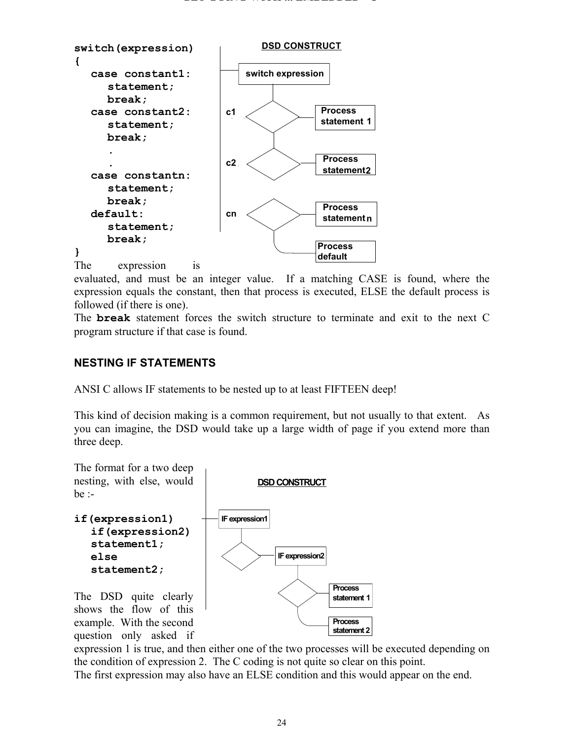```
switch(expression)
{
   case constant1:
      statement;
      break;
   case constant2:
      statement;
      break;
      .
      .
   case constantn:
      statement;
      break;
   default:
      statement;
      break;
}
```

DSD CONSTRUCT

switch expression

c1 Process statement 1

c2 Process statement2

cn Process statement n

Process default

The expression is evaluated, and must be an integer value. If a matching CASE is found, where the expression equals the constant, then that process is executed, ELSE the default process is followed (if there is one).

The **break** statement forces the switch structure to terminate and exit to the next C program structure if that case is found.

## NESTING IF STATEMENTS

ANSI C allows IF statements to be nested up to at least FIFTEEN deep!

This kind of decision making is a common requirement, but not usually to that extent. As you can imagine, the DSD would take up a large width of page if you extend more than three deep.

The format for a two deep nesting, with else, would be :-

```
if(expression1)
   if(expression2)
   statement1;
   else
   statement2;
```

DSD CONSTRUCT

IF expression1

IF expression2

Process statement 1

Process statement 2

The DSD quite clearly shows the flow of this example. With the second question only asked if expression 1 is true, and then either one of the two processes will be executed depending on the condition of expression 2. The C coding is not quite so clear on this point.

The first expression may also have an ELSE condition and this would appear on the end.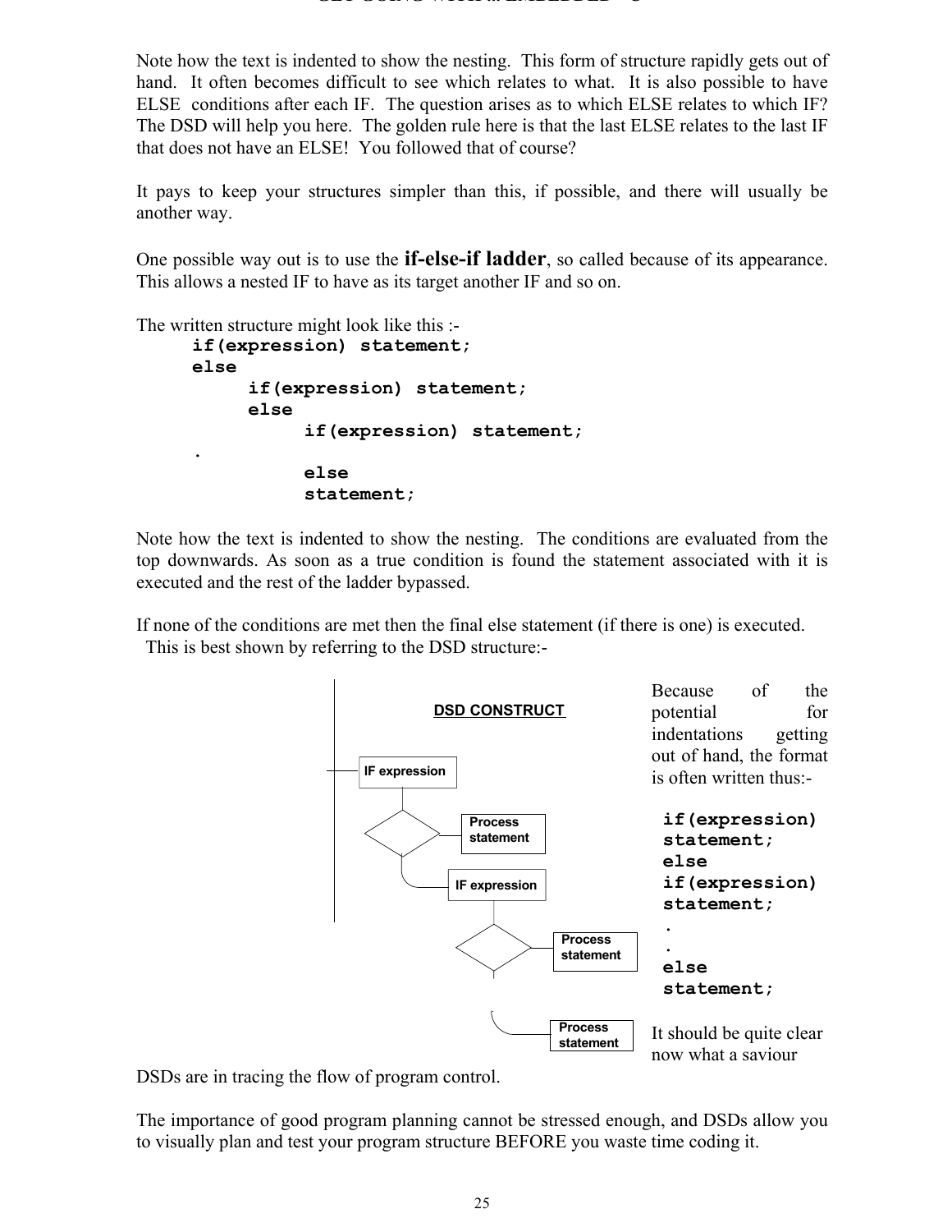Note how the text is indented to show the nesting. This form of structure rapidly gets out of hand. It often becomes difficult to see which relates to what. It is also possible to have ELSE conditions after each IF. The question arises as to which ELSE relates to which IF? The DSD will help you here. The golden rule here is that the last ELSE relates to the last IF that does not have an ELSE! You followed that of course?

It pays to keep your structures simpler than this, if possible, and there will usually be another way.

One possible way out is to use the **if-else-if ladder**, so called because of its appearance. This allows a nested IF to have as its target another IF and so on.

The written structure might look like this :-

```
if(expression) statement;
else
      if(expression) statement;
      else
            if(expression) statement;
.
            else
            statement;
```

Note how the text is indented to show the nesting. The conditions are evaluated from the top downwards. As soon as a true condition is found the statement associated with it is executed and the rest of the ladder bypassed.

If none of the conditions are met then the final else statement (if there is one) is executed. This is best shown by referring to the DSD structure:-

DSD CONSTRUCT

IF expression — Process statement — IF expression — Process statement — Process statement

Because of the potential for indentations getting out of hand, the format is often written thus:-

```
if(expression)
statement;
else
if(expression)
statement;
.
.
else
statement;
```

It should be quite clear now what a saviour DSDs are in tracing the flow of program control.

The importance of good program planning cannot be stressed enough, and DSDs allow you to visually plan and test your program structure BEFORE you waste time coding it.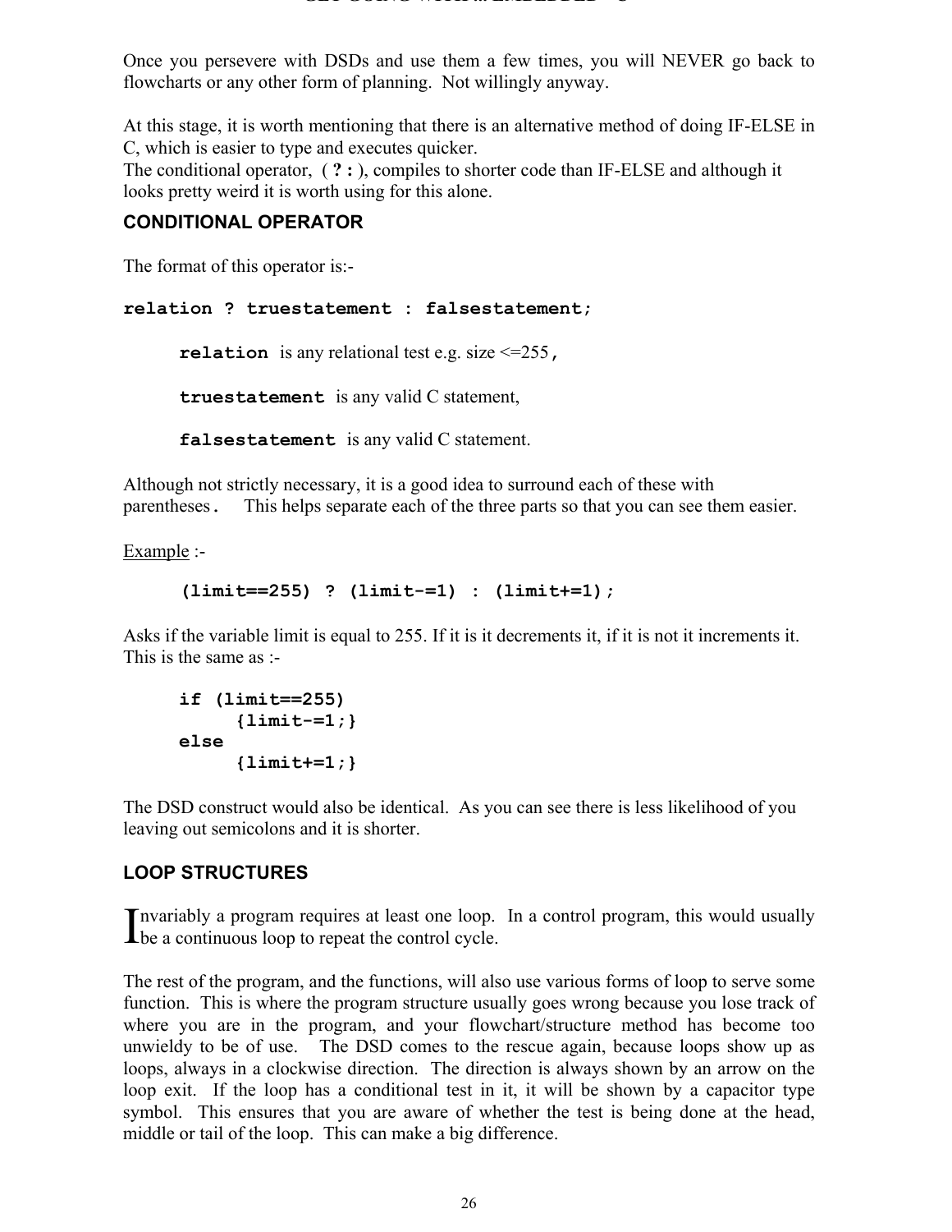Once you persevere with DSDs and use them a few times, you will NEVER go back to flowcharts or any other form of planning. Not willingly anyway.

At this stage, it is worth mentioning that there is an alternative method of doing IF-ELSE in C, which is easier to type and executes quicker.
The conditional operator, ( **? :** ), compiles to shorter code than IF-ELSE and although it looks pretty weird it is worth using for this alone.

### CONDITIONAL OPERATOR

The format of this operator is:-

```
relation ? truestatement : falsestatement;
```

**relation** is any relational test e.g. size <=255,

**truestatement** is any valid C statement,

**falsestatement** is any valid C statement.

Although not strictly necessary, it is a good idea to surround each of these with parentheses. This helps separate each of the three parts so that you can see them easier.

Example :-

```
(limit==255) ? (limit-=1) : (limit+=1);
```

Asks if the variable limit is equal to 255. If it is it decrements it, if it is not it increments it. This is the same as :-

```
if (limit==255)
      {limit-=1;}
else
      {limit+=1;}
```

The DSD construct would also be identical. As you can see there is less likelihood of you leaving out semicolons and it is shorter.

### LOOP STRUCTURES

Invariably a program requires at least one loop. In a control program, this would usually be a continuous loop to repeat the control cycle.

The rest of the program, and the functions, will also use various forms of loop to serve some function. This is where the program structure usually goes wrong because you lose track of where you are in the program, and your flowchart/structure method has become too unwieldy to be of use. The DSD comes to the rescue again, because loops show up as loops, always in a clockwise direction. The direction is always shown by an arrow on the loop exit. If the loop has a conditional test in it, it will be shown by a capacitor type symbol. This ensures that you are aware of whether the test is being done at the head, middle or tail of the loop. This can make a big difference.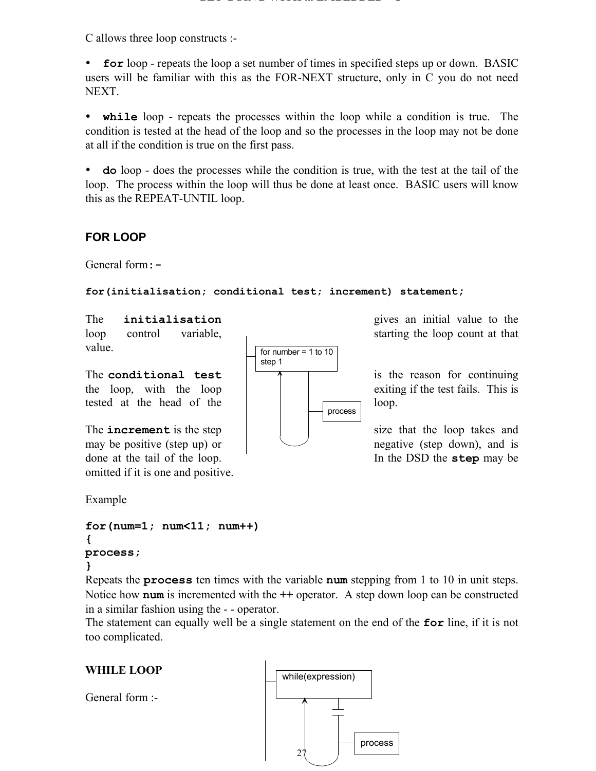C allows three loop constructs :-

- **for** loop - repeats the loop a set number of times in specified steps up or down. BASIC users will be familiar with this as the FOR-NEXT structure, only in C you do not need NEXT.

- **while** loop - repeats the processes within the loop while a condition is true. The condition is tested at the head of the loop and so the processes in the loop may not be done at all if the condition is true on the first pass.

- **do** loop - does the processes while the condition is true, with the test at the tail of the loop. The process within the loop will thus be done at least once. BASIC users will know this as the REPEAT-UNTIL loop.

## FOR LOOP

General form:-

**for(initialisation; conditional test; increment) statement;**

The **initialisation** gives an initial value to the loop control variable, starting the loop count at that value.

The **conditional test** is the reason for continuing the loop, with the loop exiting if the test fails. This is tested at the head of the loop.

The **increment** is the step size that the loop takes and may be positive (step up) or negative (step down), and is done at the tail of the loop. In the DSD the **step** may be omitted if it is one and positive.

for number = 1 to 10 step 1

process

<u>Example</u>

```
for(num=1; num<11; num++)
{
process;
}
```

Repeats the **process** ten times with the variable **num** stepping from 1 to 10 in unit steps. Notice how **num** is incremented with the ++ operator. A step down loop can be constructed in a similar fashion using the - - operator.
The statement can equally well be a single statement on the end of the **for** line, if it is not too complicated.

## WHILE LOOP

General form :-

while(expression)

process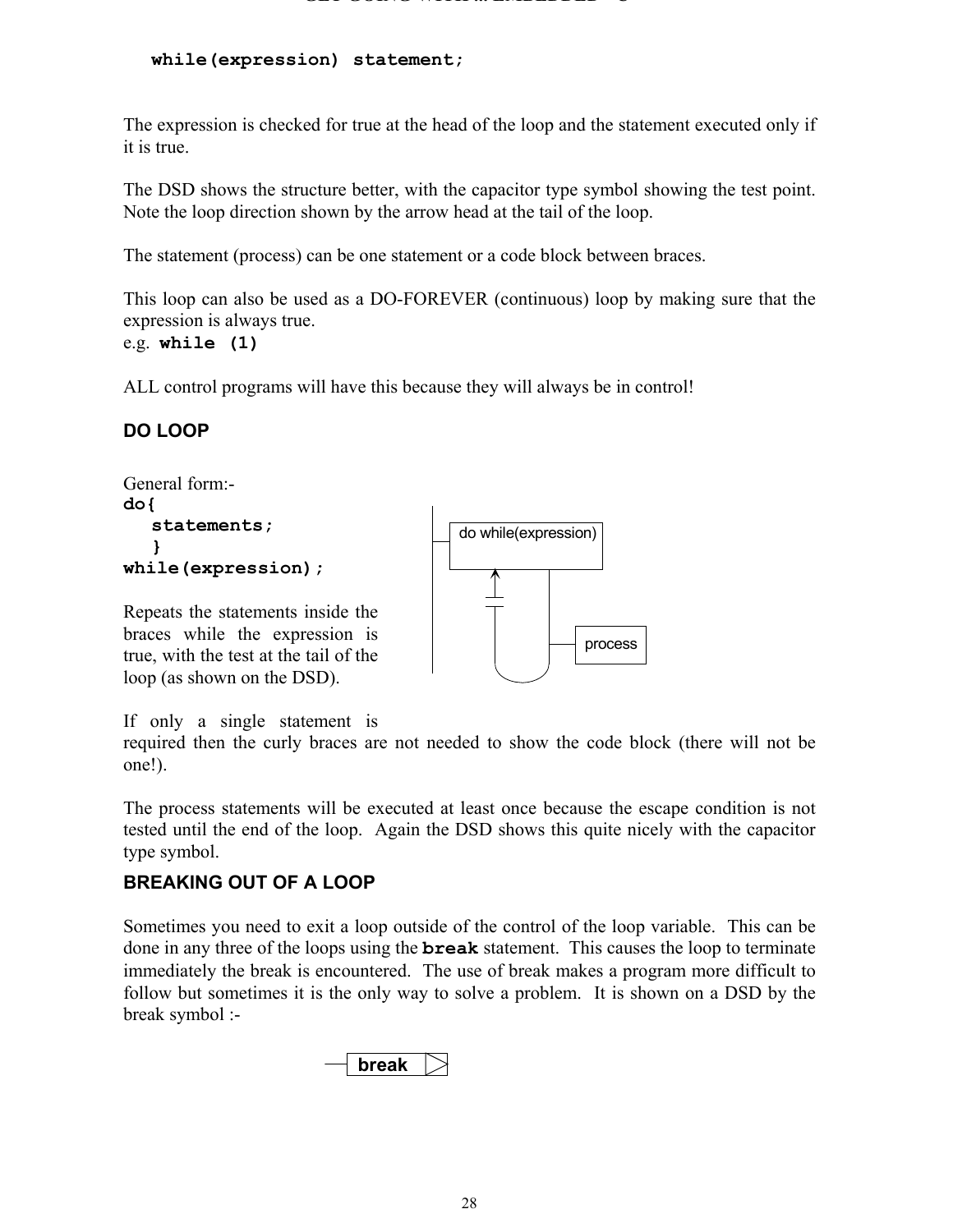```
while(expression) statement;
```

The expression is checked for true at the head of the loop and the statement executed only if it is true.

The DSD shows the structure better, with the capacitor type symbol showing the test point. Note the loop direction shown by the arrow head at the tail of the loop.

The statement (process) can be one statement or a code block between braces.

This loop can also be used as a DO-FOREVER (continuous) loop by making sure that the expression is always true.
e.g. **`while (1)`**

ALL control programs will have this because they will always be in control!

### DO LOOP

General form:-

```
do{
   statements;
   }
while(expression);
```

do while(expression)

process

Repeats the statements inside the braces while the expression is true, with the test at the tail of the loop (as shown on the DSD).

If only a single statement is required then the curly braces are not needed to show the code block (there will not be one!).

The process statements will be executed at least once because the escape condition is not tested until the end of the loop. Again the DSD shows this quite nicely with the capacitor type symbol.

### BREAKING OUT OF A LOOP

Sometimes you need to exit a loop outside of the control of the loop variable. This can be done in any three of the loops using the **`break`** statement. This causes the loop to terminate immediately the break is encountered. The use of break makes a program more difficult to follow but sometimes it is the only way to solve a problem. It is shown on a DSD by the break symbol :-

**break**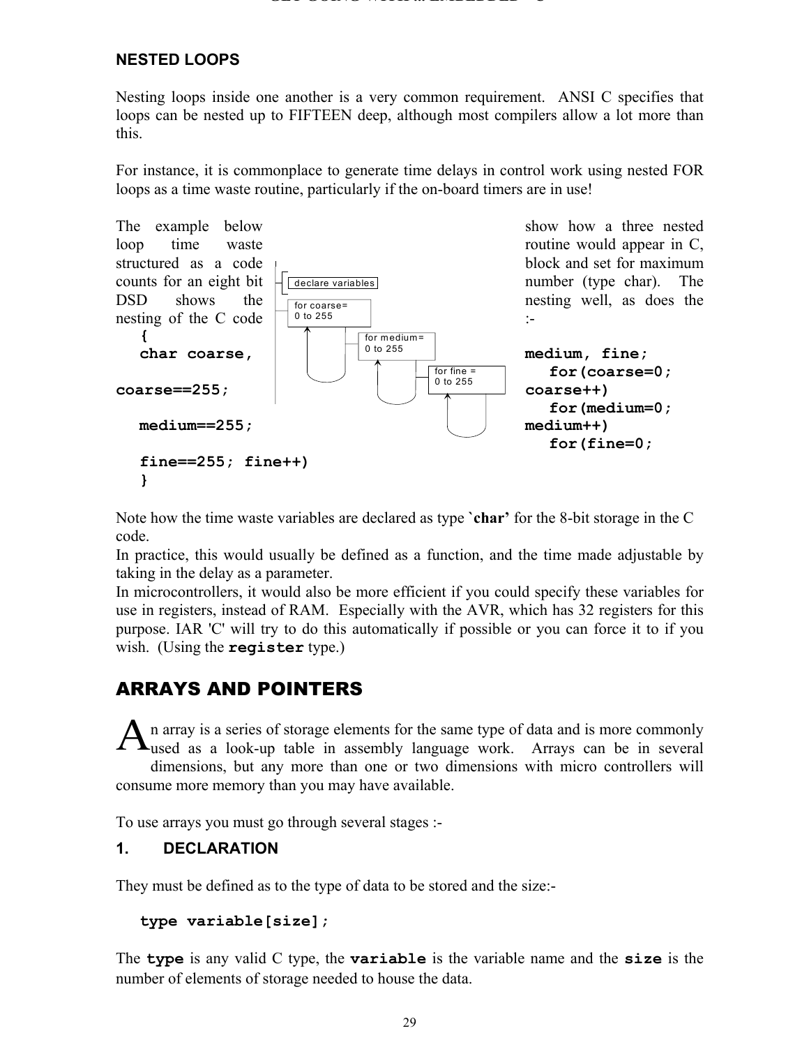## NESTED LOOPS

Nesting loops inside one another is a very common requirement. ANSI C specifies that loops can be nested up to FIFTEEN deep, although most compilers allow a lot more than this.

For instance, it is commonplace to generate time delays in control work using nested FOR loops as a time waste routine, particularly if the on-board timers are in use!

The example below show how a three nested loop time waste routine would appear in C, structured as a code block and set for maximum counts for an eight bit number (type char). The DSD shows the nesting well, as does the nesting of the C code :-

```
declare variables
for coarse= 0 to 255
    for medium= 0 to 255
        for fine = 0 to 255
```

```
{
char coarse, medium, fine;
for(coarse=0; coarse==255; coarse++)
for(medium=0; medium==255; medium++)
for(fine=0; fine==255; fine++)
}
```

Note how the time waste variables are declared as type **`char'** for the 8-bit storage in the C code.
In practice, this would usually be defined as a function, and the time made adjustable by taking in the delay as a parameter.
In microcontrollers, it would also be more efficient if you could specify these variables for use in registers, instead of RAM. Especially with the AVR, which has 32 registers for this purpose. IAR 'C' will try to do this automatically if possible or you can force it to if you wish. (Using the **`register`** type.)

# ARRAYS AND POINTERS

An array is a series of storage elements for the same type of data and is more commonly used as a look-up table in assembly language work. Arrays can be in several dimensions, but any more than one or two dimensions with micro controllers will consume more memory than you may have available.

To use arrays you must go through several stages :-

### 1. DECLARATION

They must be defined as to the type of data to be stored and the size:-

```
type variable[size];
```

The **`type`** is any valid C type, the **`variable`** is the variable name and the **`size`** is the number of elements of storage needed to house the data.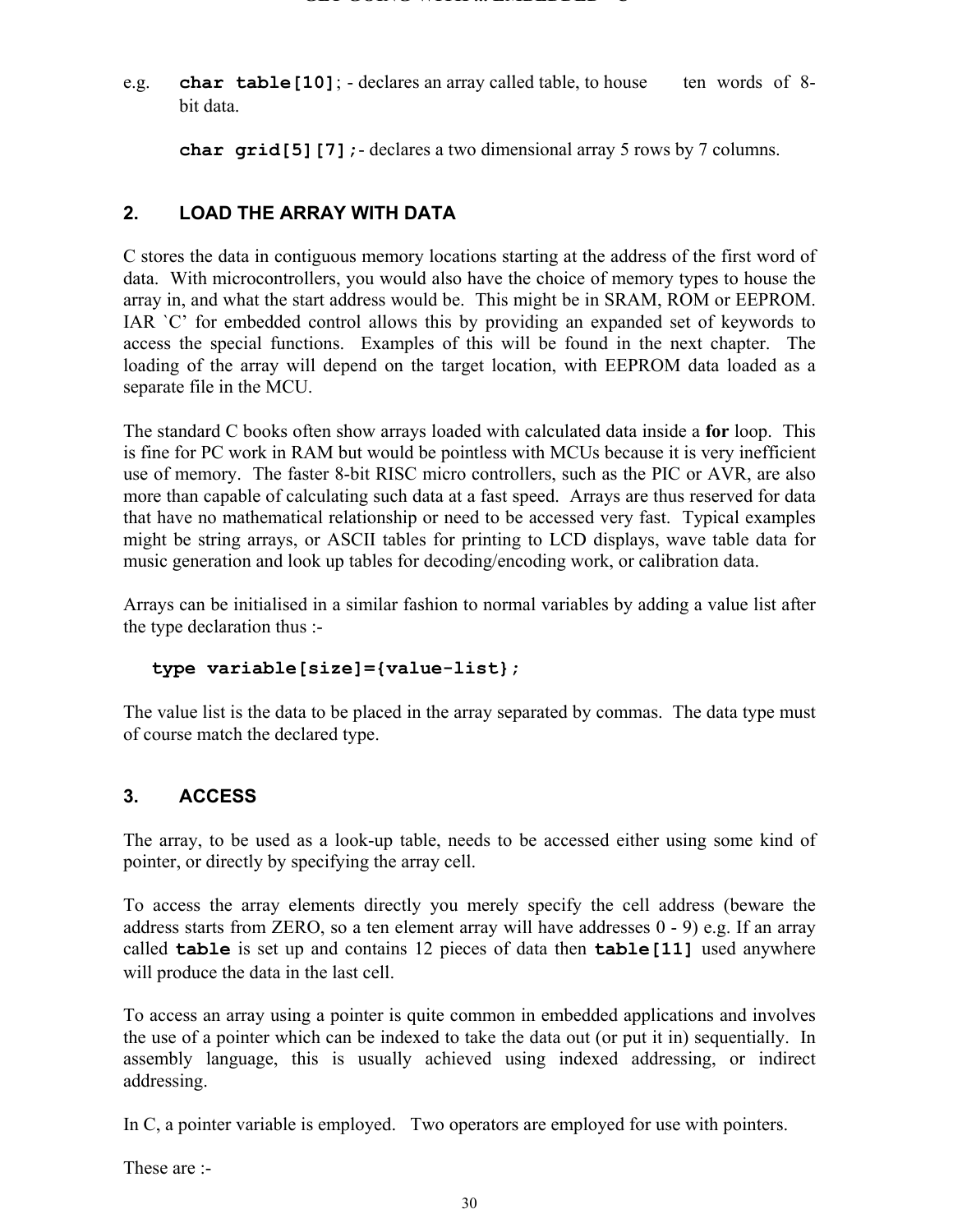e.g. **`char table[10]`**; - declares an array called table, to house ten words of 8-bit data.

**`char grid[5][7];`**- declares a two dimensional array 5 rows by 7 columns.

## 2. LOAD THE ARRAY WITH DATA

C stores the data in contiguous memory locations starting at the address of the first word of data. With microcontrollers, you would also have the choice of memory types to house the array in, and what the start address would be. This might be in SRAM, ROM or EEPROM. IAR `C' for embedded control allows this by providing an expanded set of keywords to access the special functions. Examples of this will be found in the next chapter. The loading of the array will depend on the target location, with EEPROM data loaded as a separate file in the MCU.

The standard C books often show arrays loaded with calculated data inside a **for** loop. This is fine for PC work in RAM but would be pointless with MCUs because it is very inefficient use of memory. The faster 8-bit RISC micro controllers, such as the PIC or AVR, are also more than capable of calculating such data at a fast speed. Arrays are thus reserved for data that have no mathematical relationship or need to be accessed very fast. Typical examples might be string arrays, or ASCII tables for printing to LCD displays, wave table data for music generation and look up tables for decoding/encoding work, or calibration data.

Arrays can be initialised in a similar fashion to normal variables by adding a value list after the type declaration thus :-

```
type variable[size]={value-list};
```

The value list is the data to be placed in the array separated by commas. The data type must of course match the declared type.

## 3. ACCESS

The array, to be used as a look-up table, needs to be accessed either using some kind of pointer, or directly by specifying the array cell.

To access the array elements directly you merely specify the cell address (beware the address starts from ZERO, so a ten element array will have addresses 0 - 9) e.g. If an array called **`table`** is set up and contains 12 pieces of data then **`table[11]`** used anywhere will produce the data in the last cell.

To access an array using a pointer is quite common in embedded applications and involves the use of a pointer which can be indexed to take the data out (or put it in) sequentially. In assembly language, this is usually achieved using indexed addressing, or indirect addressing.

In C, a pointer variable is employed. Two operators are employed for use with pointers.

These are :-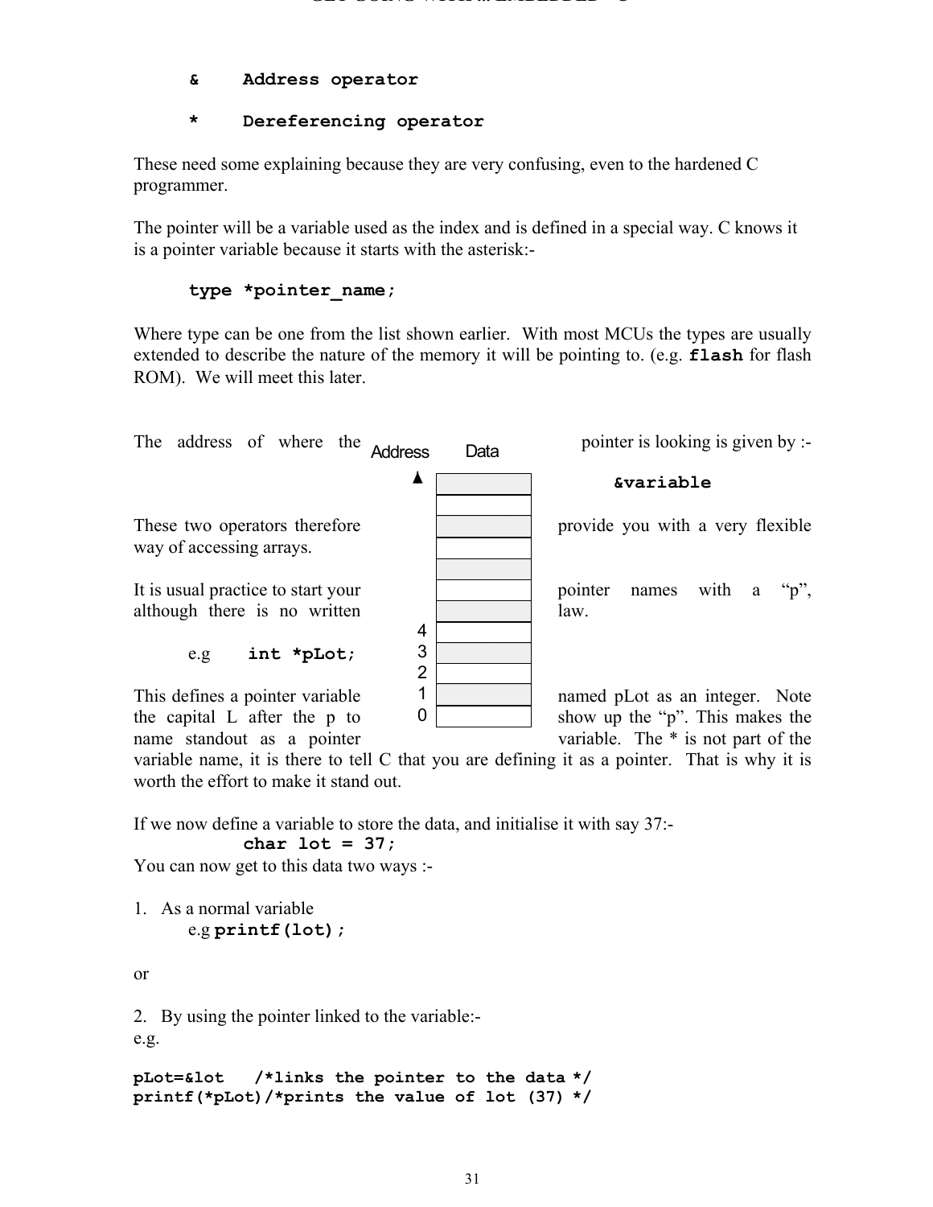```
&     Address operator

*     Dereferencing operator
```

These need some explaining because they are very confusing, even to the hardened C programmer.

The pointer will be a variable used as the index and is defined in a special way. C knows it is a pointer variable because it starts with the asterisk:-

```
type *pointer_name;
```

Where type can be one from the list shown earlier. With most MCUs the types are usually extended to describe the nature of the memory it will be pointing to. (e.g. **flash** for flash ROM). We will meet this later.

The address of where the pointer is looking is given by :-

```
&variable
```

These two operators therefore provide you with a very flexible way of accessing arrays.

It is usual practice to start your pointer names with a "p", although there is no written law.

e.g **int *pLot;**

This defines a pointer variable named pLot as an integer. Note the capital L after the p to show up the "p". This makes the name standout as a pointer variable. The * is not part of the variable name, it is there to tell C that you are defining it as a pointer. That is why it is worth the effort to make it stand out.

If we now define a variable to store the data, and initialise it with say 37:-

```
char lot = 37;
```

You can now get to this data two ways :-

1. As a normal variable
   e.g **printf(lot);**

or

2. By using the pointer linked to the variable:-

e.g.

```
pLot=&lot   /*links the pointer to the data */
printf(*pLot)/*prints the value of lot (37) */
```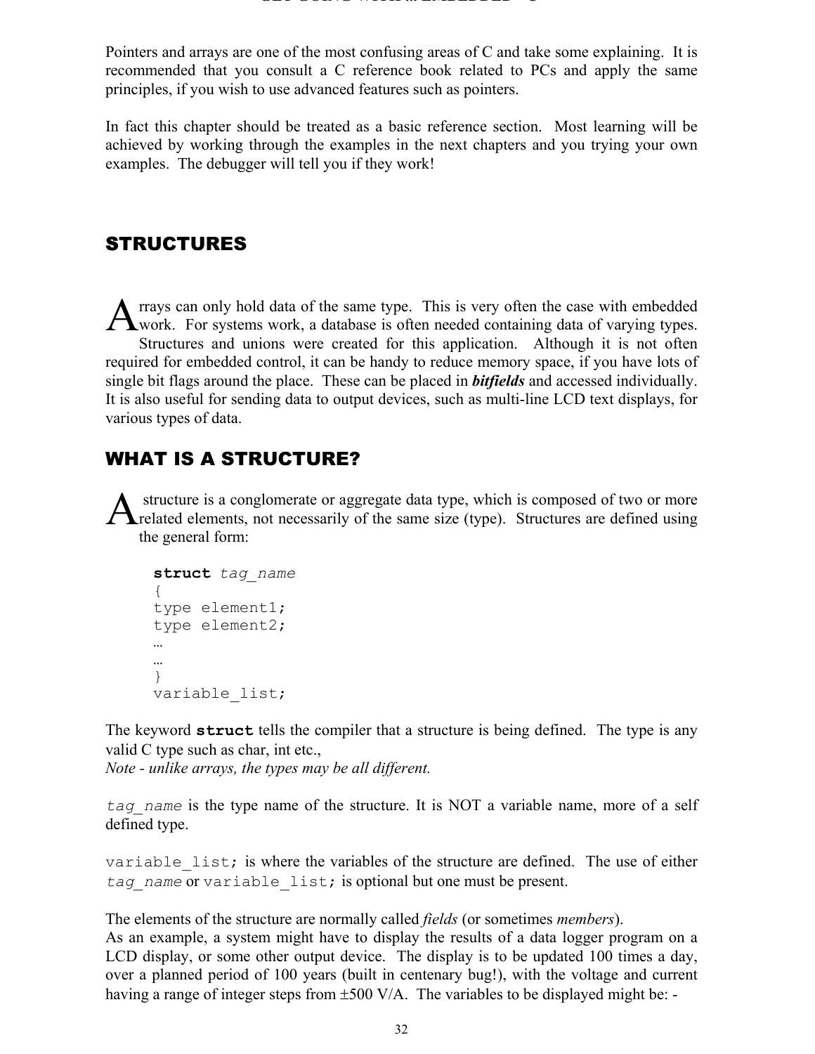Pointers and arrays are one of the most confusing areas of C and take some explaining. It is recommended that you consult a C reference book related to PCs and apply the same principles, if you wish to use advanced features such as pointers.

In fact this chapter should be treated as a basic reference section. Most learning will be achieved by working through the examples in the next chapters and you trying your own examples. The debugger will tell you if they work!

## STRUCTURES

Arrays can only hold data of the same type. This is very often the case with embedded work. For systems work, a database is often needed containing data of varying types. Structures and unions were created for this application. Although it is not often required for embedded control, it can be handy to reduce memory space, if you have lots of single bit flags around the place. These can be placed in ***bitfields*** and accessed individually. It is also useful for sending data to output devices, such as multi-line LCD text displays, for various types of data.

## WHAT IS A STRUCTURE?

A structure is a conglomerate or aggregate data type, which is composed of two or more related elements, not necessarily of the same size (type). Structures are defined using the general form:

```
struct tag_name
{
type element1;
type element2;
…
…
}
variable_list;
```

The keyword **`struct`** tells the compiler that a structure is being defined. The type is any valid C type such as char, int etc.,
*Note - unlike arrays, the types may be all different.*

*`tag_name`* is the type name of the structure. It is NOT a variable name, more of a self defined type.

`variable_list;` is where the variables of the structure are defined. The use of either *`tag_name`* or `variable_list;` is optional but one must be present.

The elements of the structure are normally called *fields* (or sometimes *members*).
As an example, a system might have to display the results of a data logger program on a LCD display, or some other output device. The display is to be updated 100 times a day, over a planned period of 100 years (built in centenary bug!), with the voltage and current having a range of integer steps from ±500 V/A. The variables to be displayed might be: -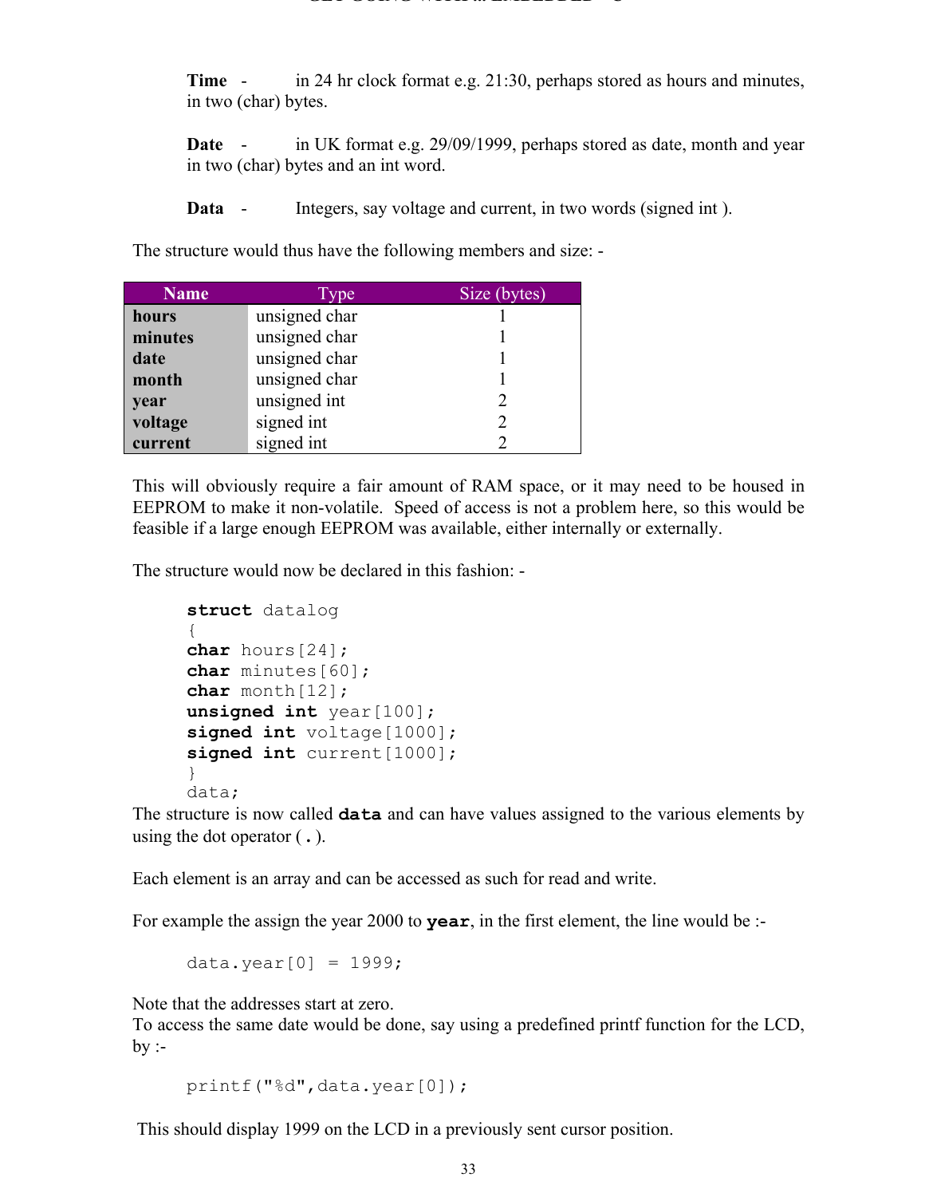**Time** - in 24 hr clock format e.g. 21:30, perhaps stored as hours and minutes, in two (char) bytes.

**Date** - in UK format e.g. 29/09/1999, perhaps stored as date, month and year in two (char) bytes and an int word.

**Data** - Integers, say voltage and current, in two words (signed int ).

The structure would thus have the following members and size: -

| Name | Type | Size (bytes) |
|---|---|---|
| **hours** | unsigned char | 1 |
| **minutes** | unsigned char | 1 |
| **date** | unsigned char | 1 |
| **month** | unsigned char | 1 |
| **year** | unsigned int | 2 |
| **voltage** | signed int | 2 |
| **current** | signed int | 2 |

This will obviously require a fair amount of RAM space, or it may need to be housed in EEPROM to make it non-volatile. Speed of access is not a problem here, so this would be feasible if a large enough EEPROM was available, either internally or externally.

The structure would now be declared in this fashion: -

```
struct datalog
{
char hours[24];
char minutes[60];
char month[12];
unsigned int year[100];
signed int voltage[1000];
signed int current[1000];
}
data;
```

The structure is now called **data** and can have values assigned to the various elements by using the dot operator ( **.** ).

Each element is an array and can be accessed as such for read and write.

For example the assign the year 2000 to **year**, in the first element, the line would be :-

```
data.year[0] = 1999;
```

Note that the addresses start at zero.
To access the same date would be done, say using a predefined printf function for the LCD, by :-

```
printf("%d",data.year[0]);
```

This should display 1999 on the LCD in a previously sent cursor position.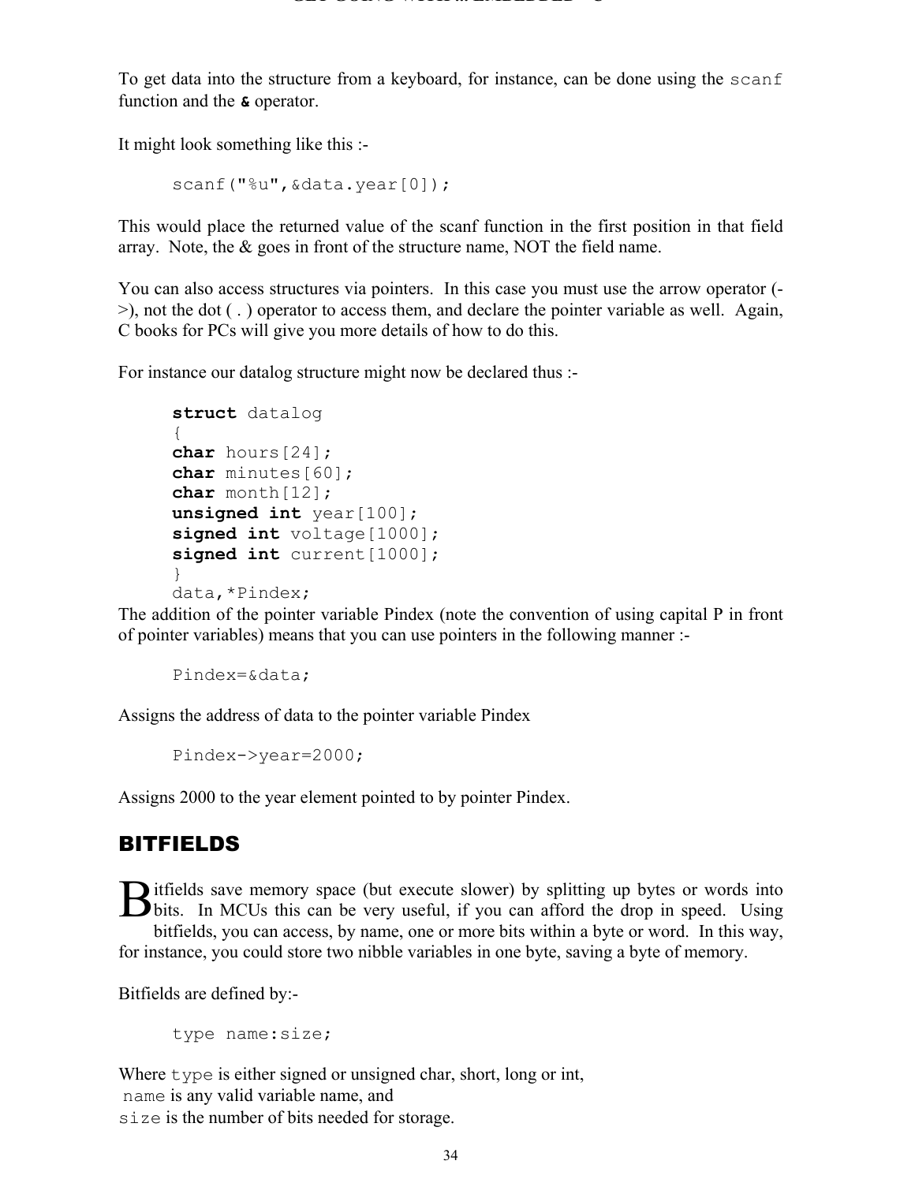To get data into the structure from a keyboard, for instance, can be done using the `scanf` function and the **&** operator.

It might look something like this :-

```
scanf("%u",&data.year[0]);
```

This would place the returned value of the scanf function in the first position in that field array. Note, the & goes in front of the structure name, NOT the field name.

You can also access structures via pointers. In this case you must use the arrow operator (->), not the dot ( . ) operator to access them, and declare the pointer variable as well. Again, C books for PCs will give you more details of how to do this.

For instance our datalog structure might now be declared thus :-

```
struct datalog
{
char hours[24];
char minutes[60];
char month[12];
unsigned int year[100];
signed int voltage[1000];
signed int current[1000];
}
data,*Pindex;
```

The addition of the pointer variable Pindex (note the convention of using capital P in front of pointer variables) means that you can use pointers in the following manner :-

```
Pindex=&data;
```

Assigns the address of data to the pointer variable Pindex

```
Pindex->year=2000;
```

Assigns 2000 to the year element pointed to by pointer Pindex.

## BITFIELDS

Bitfields save memory space (but execute slower) by splitting up bytes or words into bits. In MCUs this can be very useful, if you can afford the drop in speed. Using bitfields, you can access, by name, one or more bits within a byte or word. In this way, for instance, you could store two nibble variables in one byte, saving a byte of memory.

Bitfields are defined by:-

```
type name:size;
```

Where `type` is either signed or unsigned char, short, long or int,
`name` is any valid variable name, and
`size` is the number of bits needed for storage.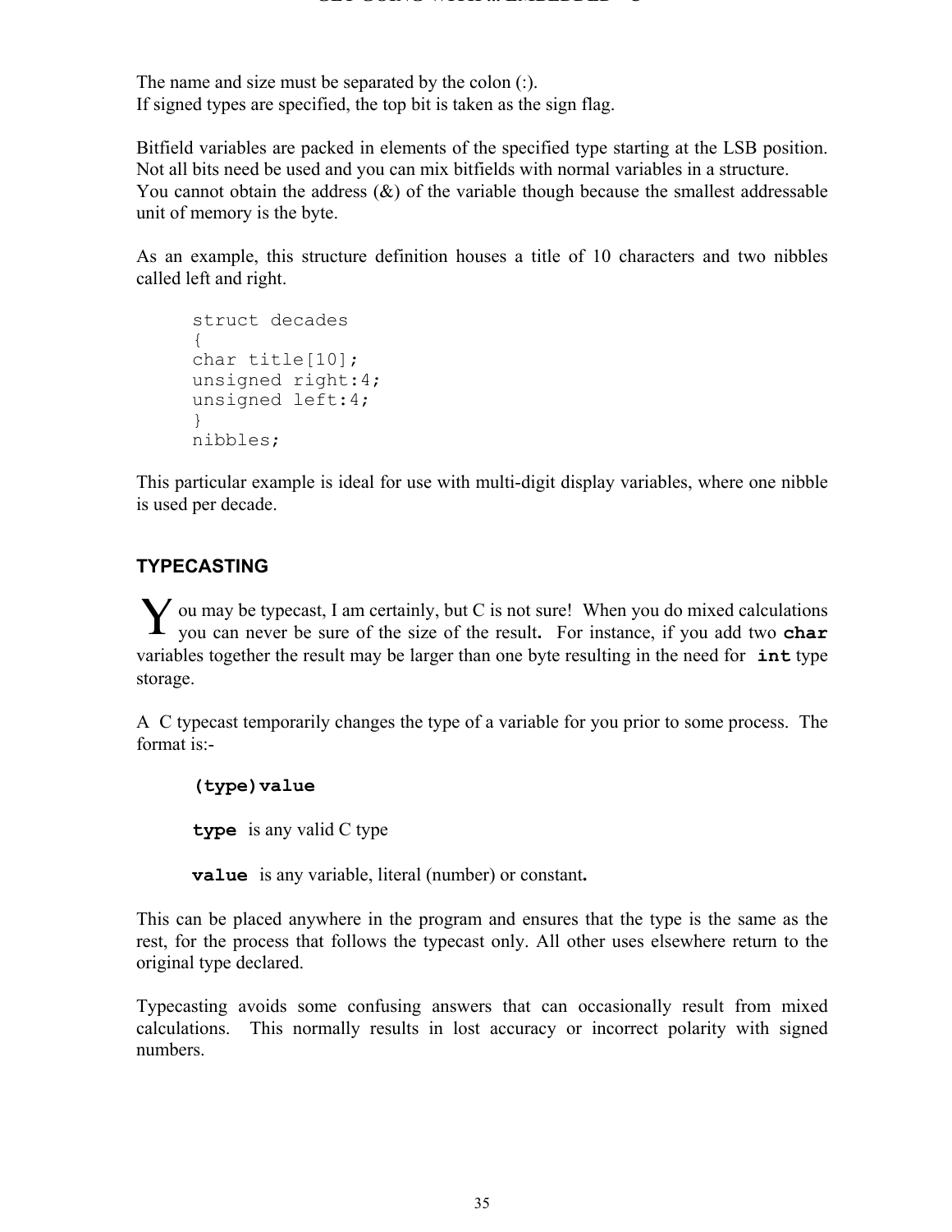The name and size must be separated by the colon (:).
If signed types are specified, the top bit is taken as the sign flag.

Bitfield variables are packed in elements of the specified type starting at the LSB position. Not all bits need be used and you can mix bitfields with normal variables in a structure.
You cannot obtain the address (&) of the variable though because the smallest addressable unit of memory is the byte.

As an example, this structure definition houses a title of 10 characters and two nibbles called left and right.

```
struct decades
{
char title[10];
unsigned right:4;
unsigned left:4;
}
nibbles;
```

This particular example is ideal for use with multi-digit display variables, where one nibble is used per decade.

## TYPECASTING

You may be typecast, I am certainly, but C is not sure! When you do mixed calculations you can never be sure of the size of the result**.** For instance, if you add two **`char`** variables together the result may be larger than one byte resulting in the need for **`int`** type storage.

A C typecast temporarily changes the type of a variable for you prior to some process. The format is:-

**`(type)value`**

**`type`** is any valid C type

**`value`** is any variable, literal (number) or constant**.**

This can be placed anywhere in the program and ensures that the type is the same as the rest, for the process that follows the typecast only. All other uses elsewhere return to the original type declared.

Typecasting avoids some confusing answers that can occasionally result from mixed calculations. This normally results in lost accuracy or incorrect polarity with signed numbers.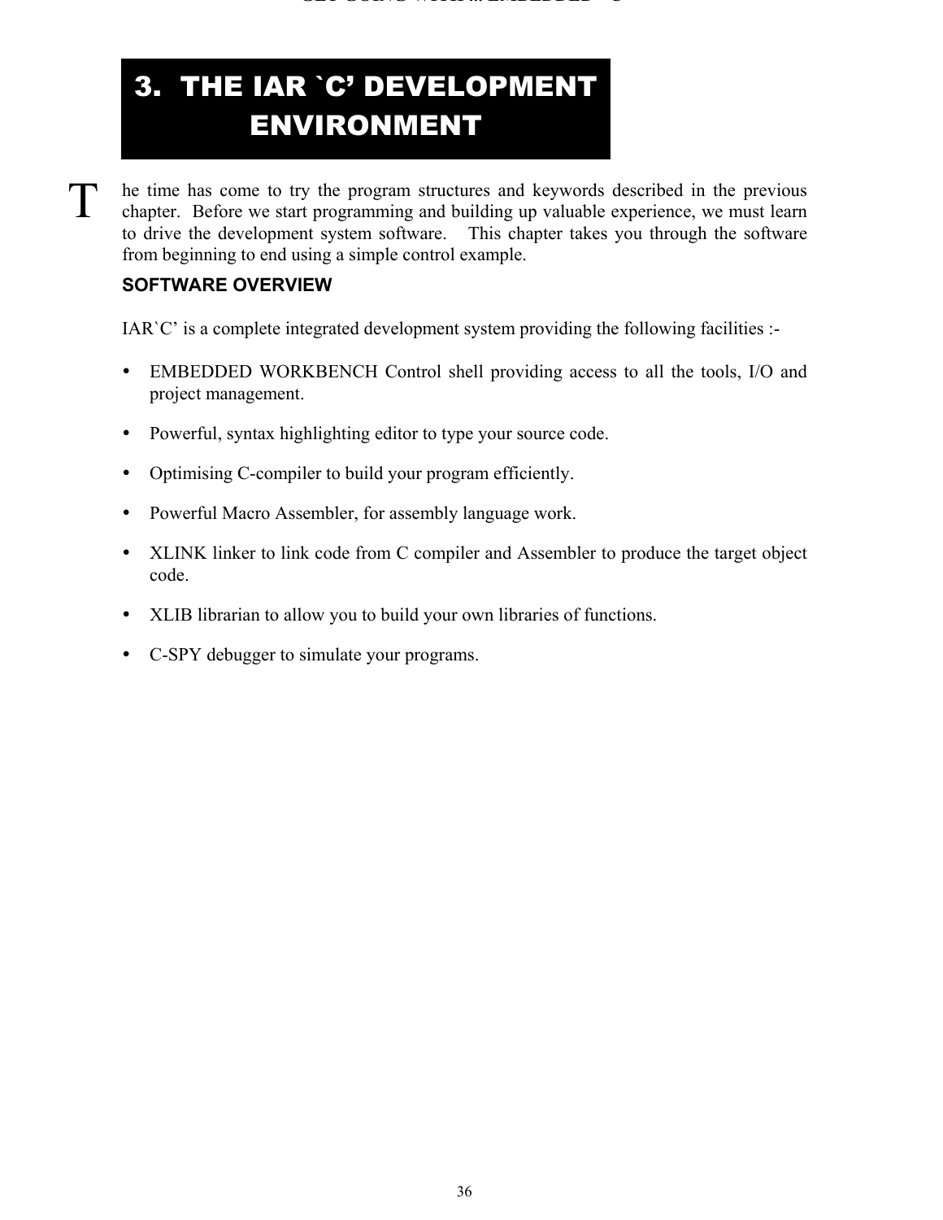# 3. THE IAR `C' DEVELOPMENT ENVIRONMENT

The time has come to try the program structures and keywords described in the previous chapter. Before we start programming and building up valuable experience, we must learn to drive the development system software. This chapter takes you through the software from beginning to end using a simple control example.

## SOFTWARE OVERVIEW

IAR`C' is a complete integrated development system providing the following facilities :-

- EMBEDDED WORKBENCH Control shell providing access to all the tools, I/O and project management.
- Powerful, syntax highlighting editor to type your source code.
- Optimising C-compiler to build your program efficiently.
- Powerful Macro Assembler, for assembly language work.
- XLINK linker to link code from C compiler and Assembler to produce the target object code.
- XLIB librarian to allow you to build your own libraries of functions.
- C-SPY debugger to simulate your programs.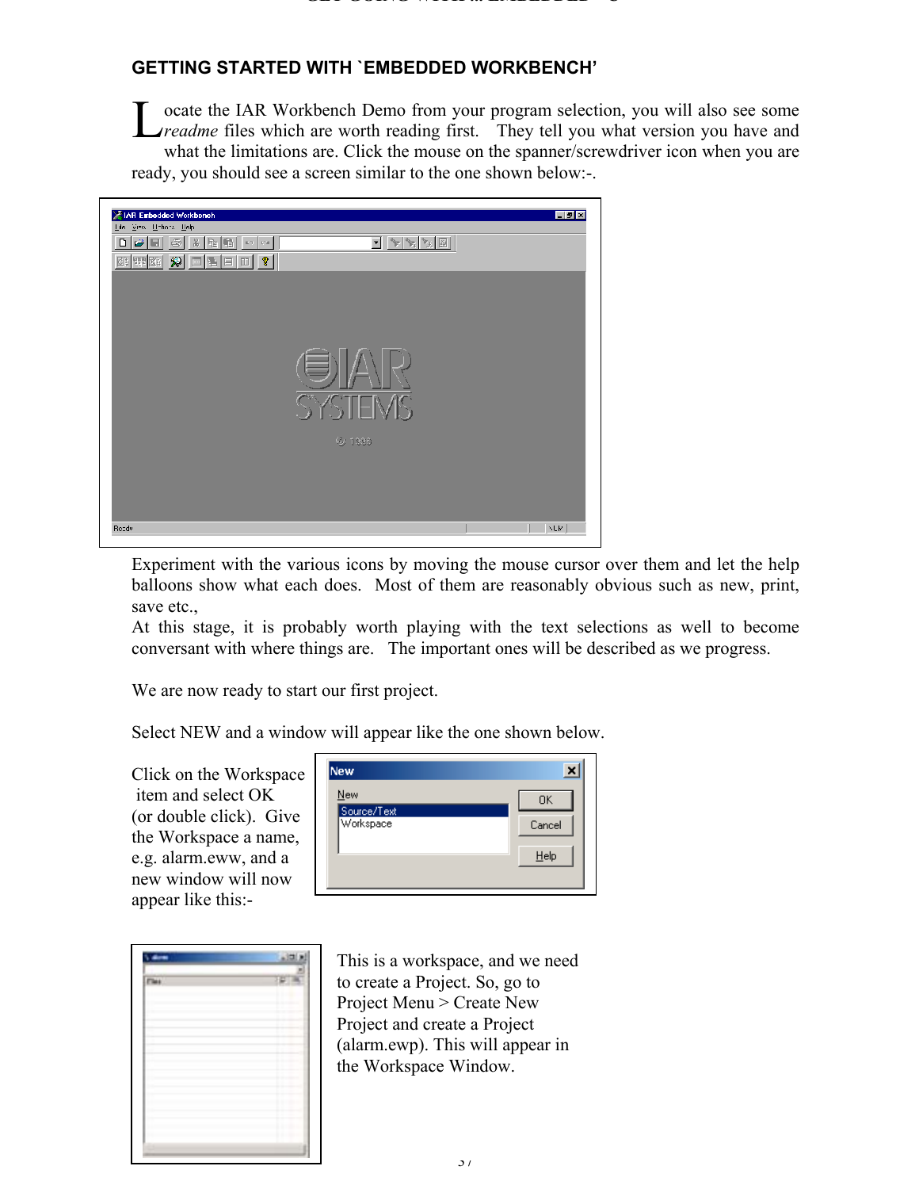## GETTING STARTED WITH `EMBEDDED WORKBENCH'

Locate the IAR Workbench Demo from your program selection, you will also see some *readme* files which are worth reading first. They tell you what version you have and what the limitations are. Click the mouse on the spanner/screwdriver icon when you are ready, you should see a screen similar to the one shown below:-.

Experiment with the various icons by moving the mouse cursor over them and let the help balloons show what each does. Most of them are reasonably obvious such as new, print, save etc.,

At this stage, it is probably worth playing with the text selections as well to become conversant with where things are. The important ones will be described as we progress.

We are now ready to start our first project.

Select NEW and a window will appear like the one shown below.

Click on the Workspace item and select OK (or double click). Give the Workspace a name, e.g. alarm.eww, and a new window will now appear like this:-

This is a workspace, and we need to create a Project. So, go to Project Menu > Create New Project and create a Project (alarm.ewp). This will appear in the Workspace Window.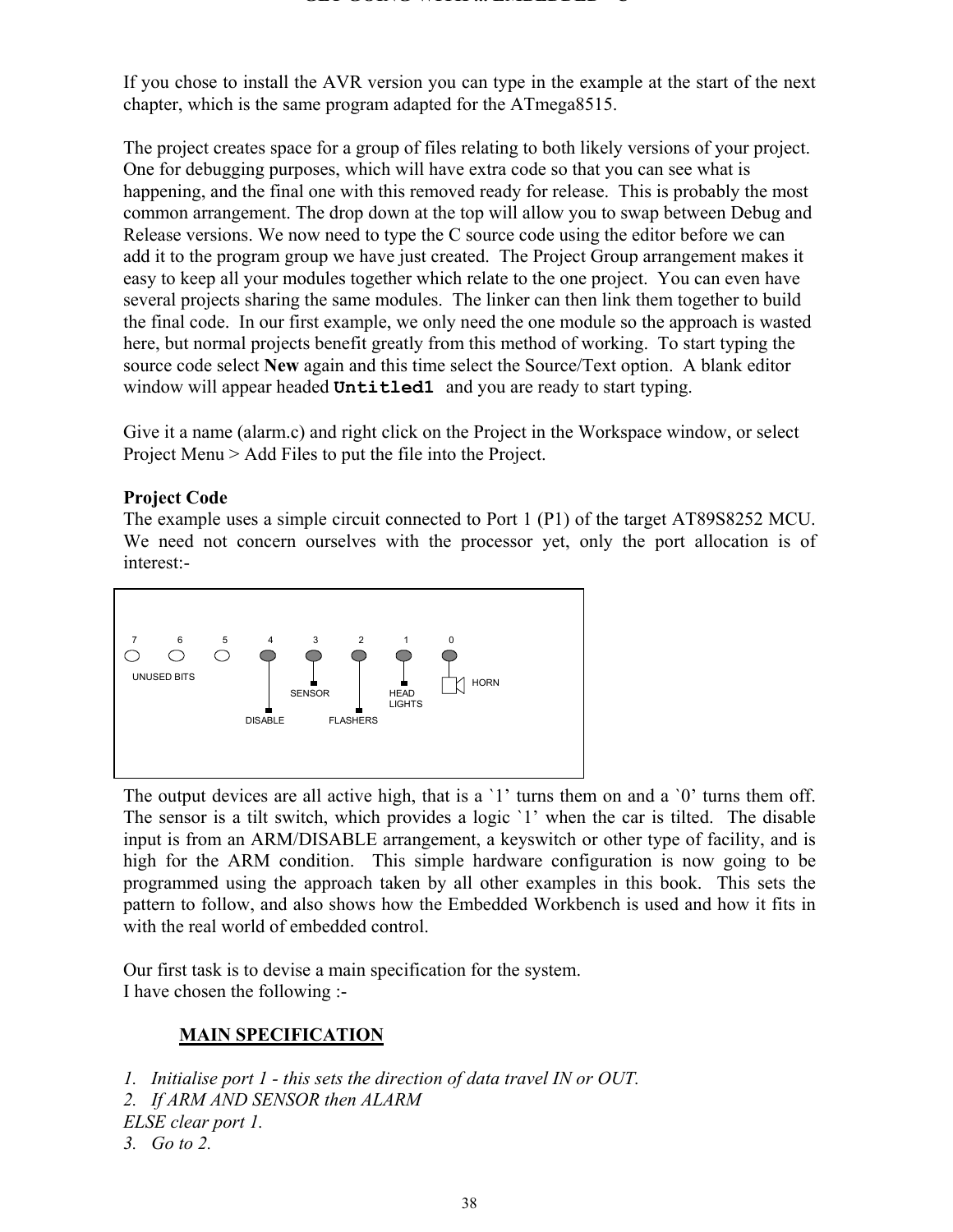If you chose to install the AVR version you can type in the example at the start of the next chapter, which is the same program adapted for the ATmega8515.

The project creates space for a group of files relating to both likely versions of your project. One for debugging purposes, which will have extra code so that you can see what is happening, and the final one with this removed ready for release. This is probably the most common arrangement. The drop down at the top will allow you to swap between Debug and Release versions. We now need to type the C source code using the editor before we can add it to the program group we have just created. The Project Group arrangement makes it easy to keep all your modules together which relate to the one project. You can even have several projects sharing the same modules. The linker can then link them together to build the final code. In our first example, we only need the one module so the approach is wasted here, but normal projects benefit greatly from this method of working. To start typing the source code select **New** again and this time select the Source/Text option. A blank editor window will appear headed `Untitled1` and you are ready to start typing.

Give it a name (alarm.c) and right click on the Project in the Workspace window, or select Project Menu > Add Files to put the file into the Project.

**Project Code**

The example uses a simple circuit connected to Port 1 (P1) of the target AT89S8252 MCU. We need not concern ourselves with the processor yet, only the port allocation is of interest:-

| 7 | 6 | 5 | 4 | 3 | 2 | 1 | 0 |
|---|---|---|---|---|---|---|---|
| UNUSED BITS | | | DISABLE | SENSOR | FLASHERS | HEAD LIGHTS | HORN |

The output devices are all active high, that is a `1' turns them on and a `0' turns them off. The sensor is a tilt switch, which provides a logic `1' when the car is tilted. The disable input is from an ARM/DISABLE arrangement, a keyswitch or other type of facility, and is high for the ARM condition. This simple hardware configuration is now going to be programmed using the approach taken by all other examples in this book. This sets the pattern to follow, and also shows how the Embedded Workbench is used and how it fits in with the real world of embedded control.

Our first task is to devise a main specification for the system.
I have chosen the following :-

**MAIN SPECIFICATION**

1. *Initialise port 1 - this sets the direction of data travel IN or OUT.*
2. *If ARM AND SENSOR then ALARM*
   *ELSE clear port 1.*
3. *Go to 2.*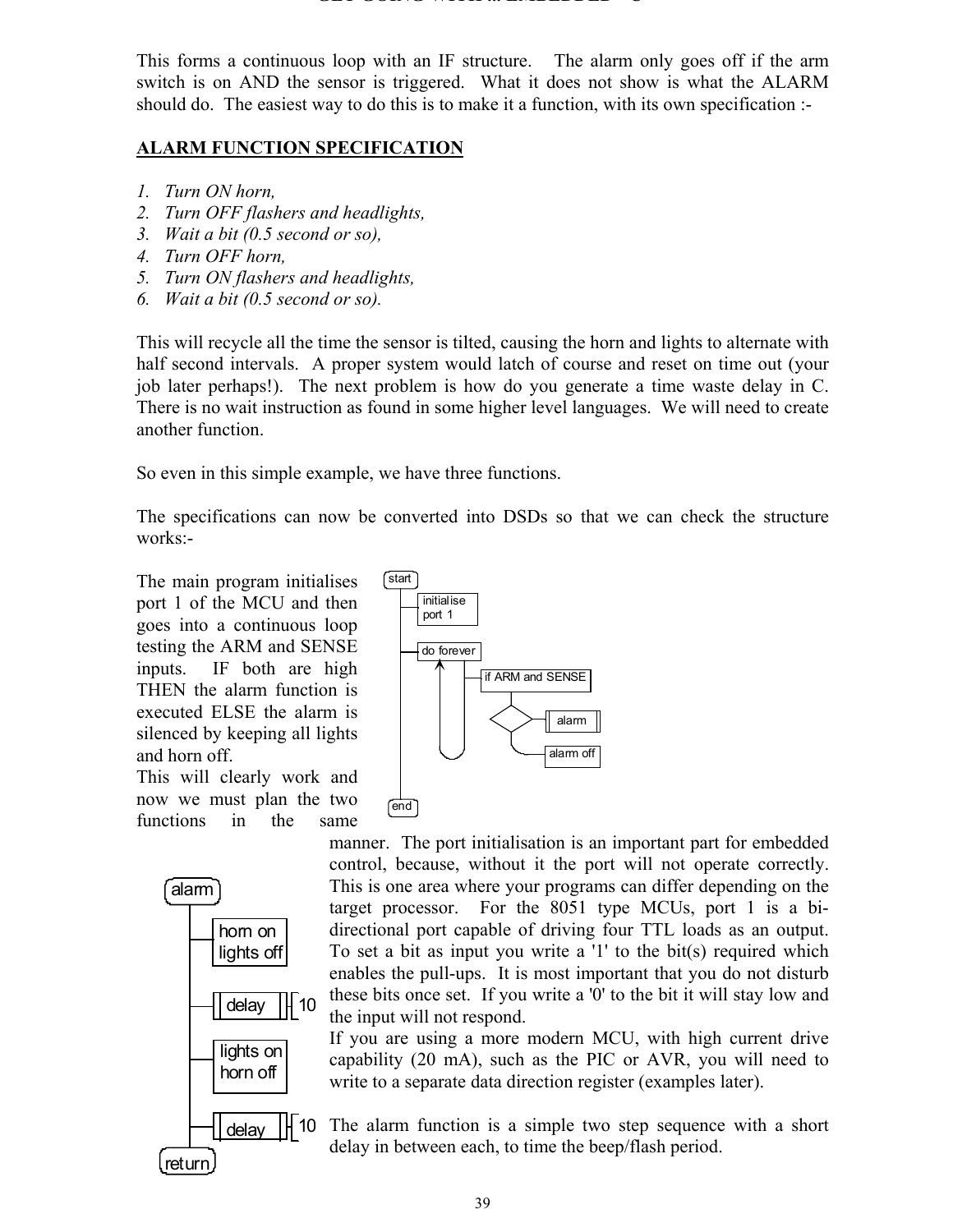This forms a continuous loop with an IF structure. The alarm only goes off if the arm switch is on AND the sensor is triggered. What it does not show is what the ALARM should do. The easiest way to do this is to make it a function, with its own specification :-

**ALARM FUNCTION SPECIFICATION**

1. *Turn ON horn,*
2. *Turn OFF flashers and headlights,*
3. *Wait a bit (0.5 second or so),*
4. *Turn OFF horn,*
5. *Turn ON flashers and headlights,*
6. *Wait a bit (0.5 second or so).*

This will recycle all the time the sensor is tilted, causing the horn and lights to alternate with half second intervals. A proper system would latch of course and reset on time out (your job later perhaps!). The next problem is how do you generate a time waste delay in C. There is no wait instruction as found in some higher level languages. We will need to create another function.

So even in this simple example, we have three functions.

The specifications can now be converted into DSDs so that we can check the structure works:-

The main program initialises port 1 of the MCU and then goes into a continuous loop testing the ARM and SENSE inputs. IF both are high THEN the alarm function is executed ELSE the alarm is silenced by keeping all lights and horn off.

start
initialise port 1
do forever
if ARM and SENSE
alarm
alarm off
end

This will clearly work and now we must plan the two functions in the same manner. The port initialisation is an important part for embedded control, because, without it the port will not operate correctly. This is one area where your programs can differ depending on the target processor. For the 8051 type MCUs, port 1 is a bi-directional port capable of driving four TTL loads as an output. To set a bit as input you write a '1' to the bit(s) required which enables the pull-ups. It is most important that you do not disturb these bits once set. If you write a '0' to the bit it will stay low and the input will not respond.

If you are using a more modern MCU, with high current drive capability (20 mA), such as the PIC or AVR, you will need to write to a separate data direction register (examples later).

alarm
horn on lights off
delay 10
lights on horn off
delay 10
return

The alarm function is a simple two step sequence with a short delay in between each, to time the beep/flash period.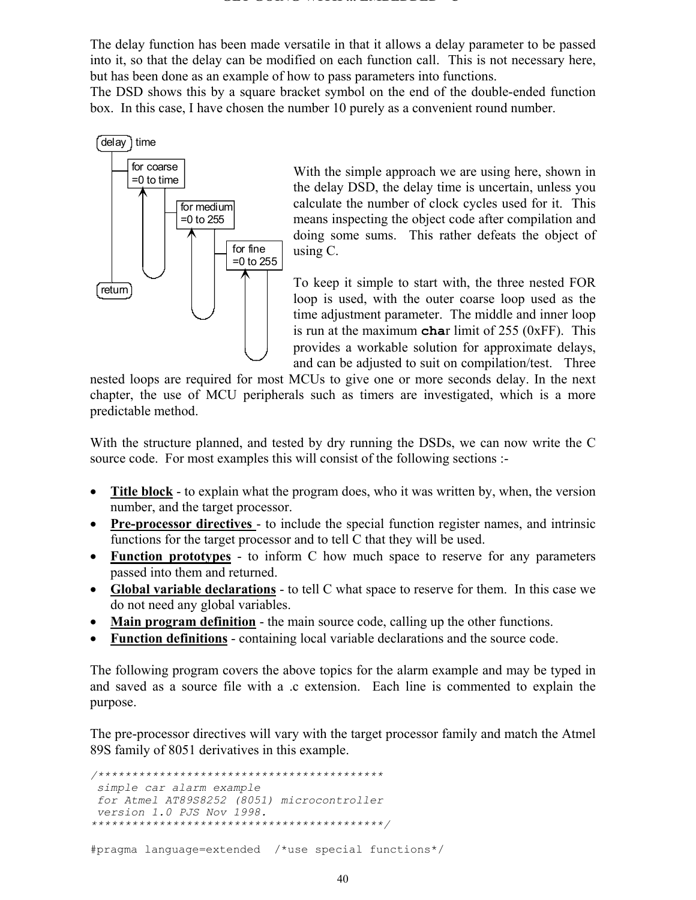The delay function has been made versatile in that it allows a delay parameter to be passed into it, so that the delay can be modified on each function call. This is not necessary here, but has been done as an example of how to pass parameters into functions.
The DSD shows this by a square bracket symbol on the end of the double-ended function box. In this case, I have chosen the number 10 purely as a convenient round number.

delay time

for coarse =0 to time

for medium =0 to 255

for fine =0 to 255

return

With the simple approach we are using here, shown in the delay DSD, the delay time is uncertain, unless you calculate the number of clock cycles used for it. This means inspecting the object code after compilation and doing some sums. This rather defeats the object of using C.

To keep it simple to start with, the three nested FOR loop is used, with the outer coarse loop used as the time adjustment parameter. The middle and inner loop is run at the maximum **char** limit of 255 (0xFF). This provides a workable solution for approximate delays, and can be adjusted to suit on compilation/test. Three nested loops are required for most MCUs to give one or more seconds delay. In the next chapter, the use of MCU peripherals such as timers are investigated, which is a more predictable method.

With the structure planned, and tested by dry running the DSDs, we can now write the C source code. For most examples this will consist of the following sections :-

- **Title block** - to explain what the program does, who it was written by, when, the version number, and the target processor.
- **Pre-processor directives** - to include the special function register names, and intrinsic functions for the target processor and to tell C that they will be used.
- **Function prototypes** - to inform C how much space to reserve for any parameters passed into them and returned.
- **Global variable declarations** - to tell C what space to reserve for them. In this case we do not need any global variables.
- **Main program definition** - the main source code, calling up the other functions.
- **Function definitions** - containing local variable declarations and the source code.

The following program covers the above topics for the alarm example and may be typed in and saved as a source file with a .c extension. Each line is commented to explain the purpose.

The pre-processor directives will vary with the target processor family and match the Atmel 89S family of 8051 derivatives in this example.

```
/*****************************************
 simple car alarm example
 for Atmel AT89S8252 (8051) microcontroller
 version 1.0 PJS Nov 1998.
*****************************************/

#pragma language=extended  /*use special functions*/
```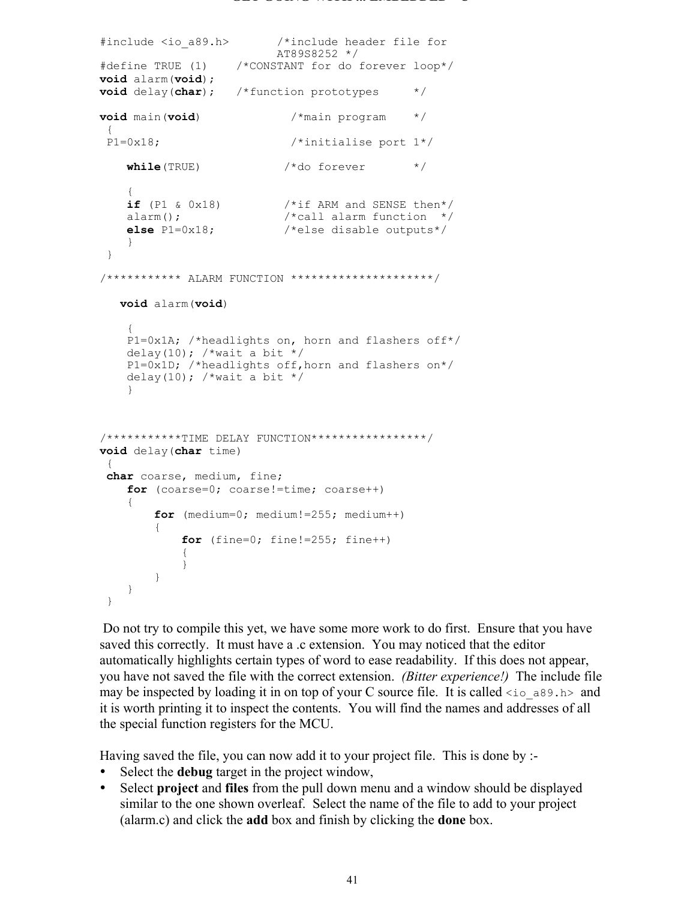```
#include <io_a89.h>       /*include header file for
                            AT89S8252 */
#define TRUE (1)    /*CONSTANT for do forever loop*/
void alarm(void);
void delay(char);   /*function prototypes     */

void main(void)             /*main program    */
 {
 P1=0x18;                   /*initialise port 1*/

    while(TRUE)            /*do forever       */

    {
    if (P1 & 0x18)         /*if ARM and SENSE then*/
    alarm();               /*call alarm function  */
    else P1=0x18;          /*else disable outputs*/
    }
 }

/*********** ALARM FUNCTION ********************/

   void alarm(void)

    {
    P1=0x1A; /*headlights on, horn and flashers off*/
    delay(10); /*wait a bit */
    P1=0x1D; /*headlights off,horn and flashers on*/
    delay(10); /*wait a bit */
    }



/***********TIME DELAY FUNCTION*****************/
void delay(char time)
 {
 char coarse, medium, fine;
    for (coarse=0; coarse!=time; coarse++)
    {
        for (medium=0; medium!=255; medium++)
        {
            for (fine=0; fine!=255; fine++)
            {
            }
        }
    }
 }
```

Do not try to compile this yet, we have some more work to do first. Ensure that you have saved this correctly. It must have a .c extension. You may noticed that the editor automatically highlights certain types of word to ease readability. If this does not appear, you have not saved the file with the correct extension. *(Bitter experience!)* The include file may be inspected by loading it in on top of your C source file. It is called `<io_a89.h>` and it is worth printing it to inspect the contents. You will find the names and addresses of all the special function registers for the MCU.

Having saved the file, you can now add it to your project file. This is done by :-

- Select the **debug** target in the project window,
- Select **project** and **files** from the pull down menu and a window should be displayed similar to the one shown overleaf. Select the name of the file to add to your project (alarm.c) and click the **add** box and finish by clicking the **done** box.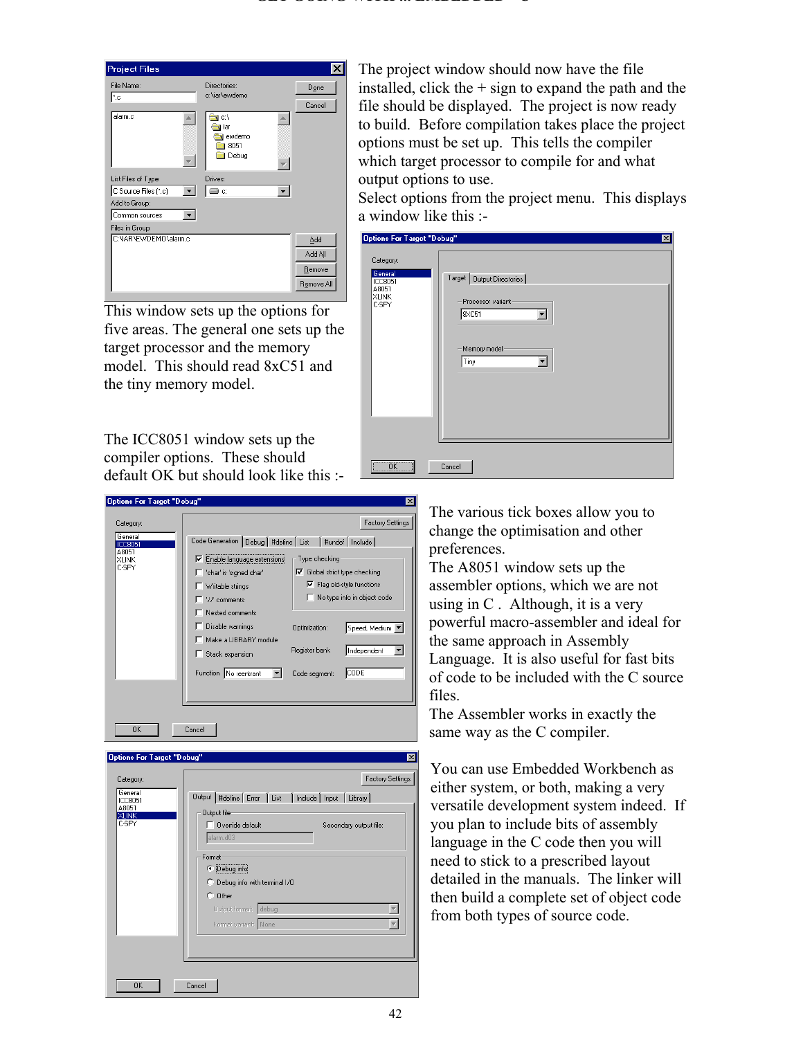The project window should now have the file installed, click the + sign to expand the path and the file should be displayed. The project is now ready to build. Before compilation takes place the project options must be set up. This tells the compiler which target processor to compile for and what output options to use.

Select options from the project menu. This displays a window like this :-

This window sets up the options for five areas. The general one sets up the target processor and the memory model. This should read 8xC51 and the tiny memory model.

The ICC8051 window sets up the compiler options. These should default OK but should look like this :-

The various tick boxes allow you to change the optimisation and other preferences.

The A8051 window sets up the assembler options, which we are not using in C . Although, it is a very powerful macro-assembler and ideal for the same approach in Assembly Language. It is also useful for fast bits of code to be included with the C source files.

The Assembler works in exactly the same way as the C compiler.

You can use Embedded Workbench as either system, or both, making a very versatile development system indeed. If you plan to include bits of assembly language in the C code then you will need to stick to a prescribed layout detailed in the manuals. The linker will then build a complete set of object code from both types of source code.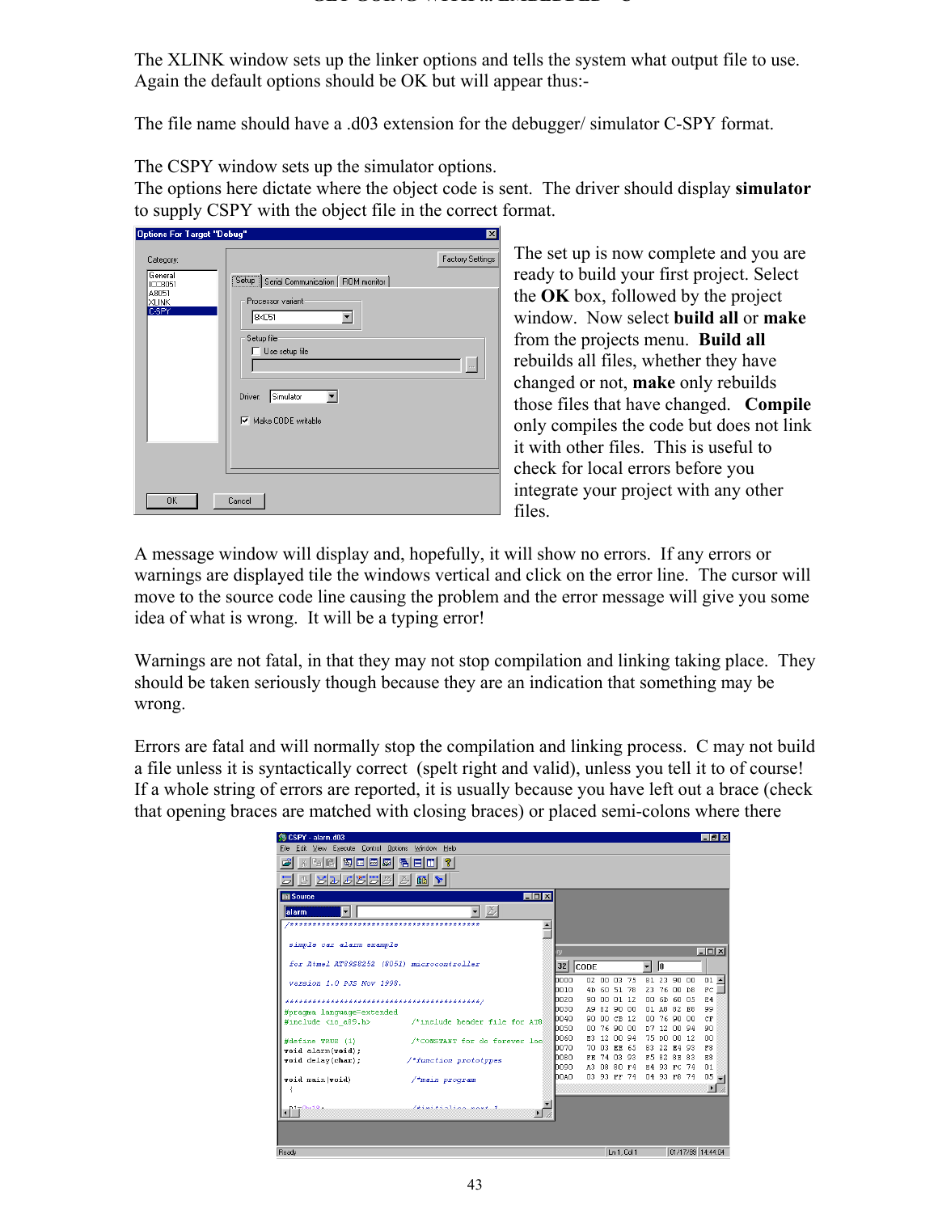The XLINK window sets up the linker options and tells the system what output file to use. Again the default options should be OK but will appear thus:-

The file name should have a .d03 extension for the debugger/ simulator C-SPY format.

The CSPY window sets up the simulator options.
The options here dictate where the object code is sent. The driver should display **simulator** to supply CSPY with the object file in the correct format.

The set up is now complete and you are ready to build your first project. Select the **OK** box, followed by the project window. Now select **build all** or **make** from the projects menu. **Build all** rebuilds all files, whether they have changed or not, **make** only rebuilds those files that have changed. **Compile** only compiles the code but does not link it with other files. This is useful to check for local errors before you integrate your project with any other files.

A message window will display and, hopefully, it will show no errors. If any errors or warnings are displayed tile the windows vertical and click on the error line. The cursor will move to the source code line causing the problem and the error message will give you some idea of what is wrong. It will be a typing error!

Warnings are not fatal, in that they may not stop compilation and linking taking place. They should be taken seriously though because they are an indication that something may be wrong.

Errors are fatal and will normally stop the compilation and linking process. C may not build a file unless it is syntactically correct (spelt right and valid), unless you tell it to of course! If a whole string of errors are reported, it is usually because you have left out a brace (check that opening braces are matched with closing braces) or placed semi-colons where there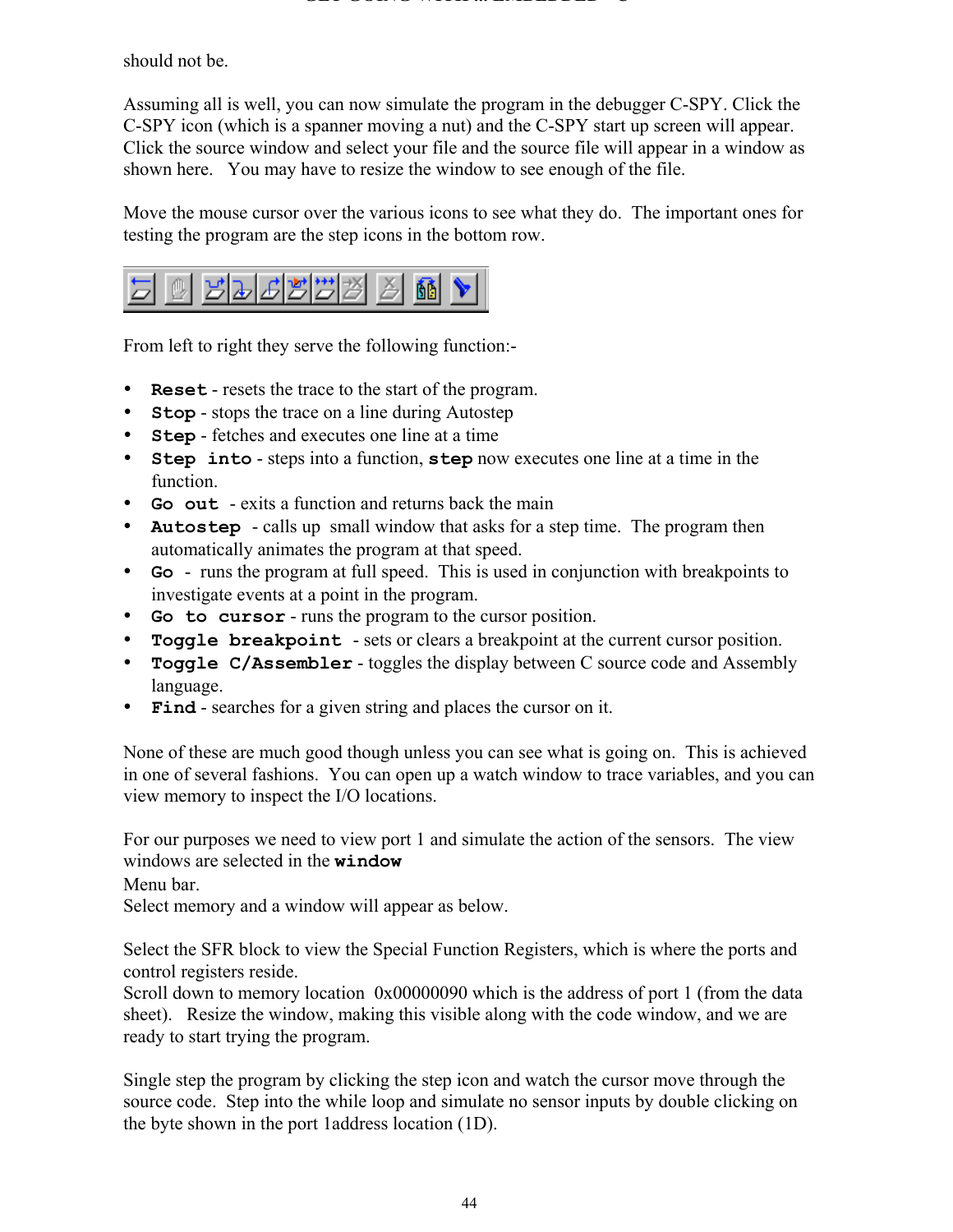should not be.

Assuming all is well, you can now simulate the program in the debugger C-SPY. Click the C-SPY icon (which is a spanner moving a nut) and the C-SPY start up screen will appear. Click the source window and select your file and the source file will appear in a window as shown here. You may have to resize the window to see enough of the file.

Move the mouse cursor over the various icons to see what they do. The important ones for testing the program are the step icons in the bottom row.

From left to right they serve the following function:-

- **Reset** - resets the trace to the start of the program.
- **Stop** - stops the trace on a line during Autostep
- **Step** - fetches and executes one line at a time
- **Step into** - steps into a function, **step** now executes one line at a time in the function.
- **Go out** - exits a function and returns back the main
- **Autostep** - calls up small window that asks for a step time. The program then automatically animates the program at that speed.
- **Go** - runs the program at full speed. This is used in conjunction with breakpoints to investigate events at a point in the program.
- **Go to cursor** - runs the program to the cursor position.
- **Toggle breakpoint** - sets or clears a breakpoint at the current cursor position.
- **Toggle C/Assembler** - toggles the display between C source code and Assembly language.
- **Find** - searches for a given string and places the cursor on it.

None of these are much good though unless you can see what is going on. This is achieved in one of several fashions. You can open up a watch window to trace variables, and you can view memory to inspect the I/O locations.

For our purposes we need to view port 1 and simulate the action of the sensors. The view windows are selected in the **window**
Menu bar.
Select memory and a window will appear as below.

Select the SFR block to view the Special Function Registers, which is where the ports and control registers reside.
Scroll down to memory location 0x00000090 which is the address of port 1 (from the data sheet). Resize the window, making this visible along with the code window, and we are ready to start trying the program.

Single step the program by clicking the step icon and watch the cursor move through the source code. Step into the while loop and simulate no sensor inputs by double clicking on the byte shown in the port 1address location (1D).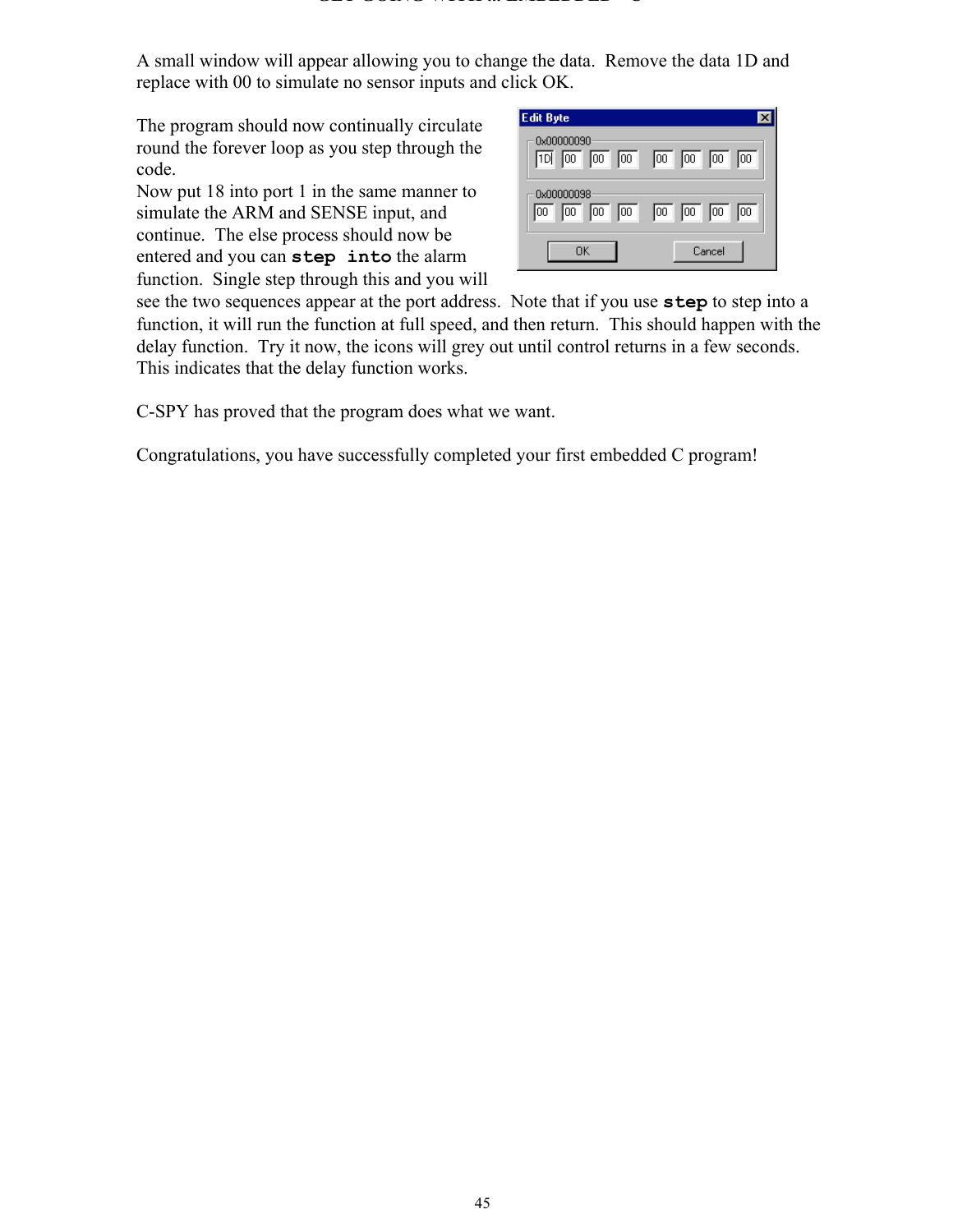A small window will appear allowing you to change the data. Remove the data 1D and replace with 00 to simulate no sensor inputs and click OK.

The program should now continually circulate round the forever loop as you step through the code.

Now put 18 into port 1 in the same manner to simulate the ARM and SENSE input, and continue. The else process should now be entered and you can **`step into`** the alarm function. Single step through this and you will see the two sequences appear at the port address. Note that if you use **`step`** to step into a function, it will run the function at full speed, and then return. This should happen with the delay function. Try it now, the icons will grey out until control returns in a few seconds. This indicates that the delay function works.

C-SPY has proved that the program does what we want.

Congratulations, you have successfully completed your first embedded C program!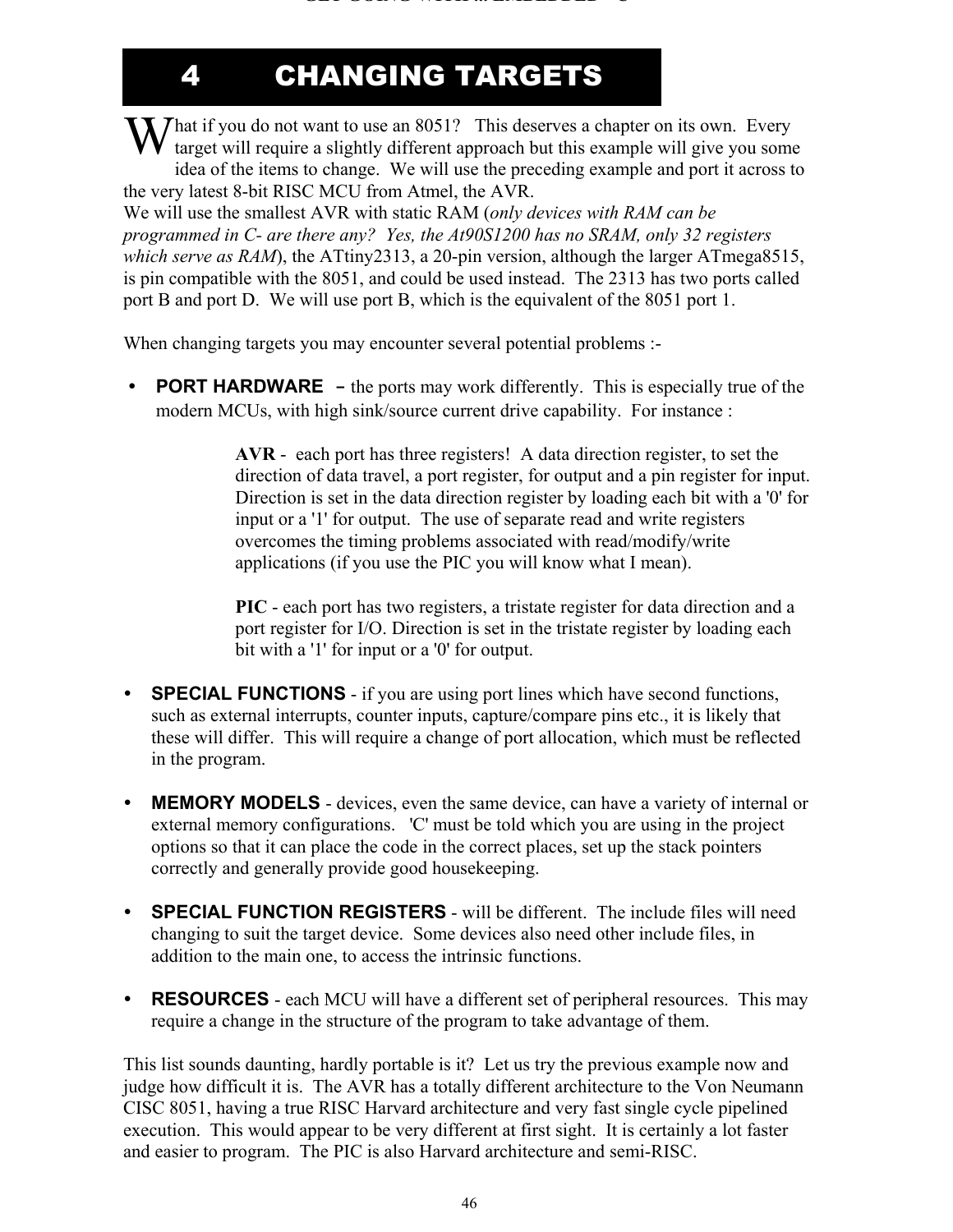# 4 CHANGING TARGETS

What if you do not want to use an 8051? This deserves a chapter on its own. Every target will require a slightly different approach but this example will give you some idea of the items to change. We will use the preceding example and port it across to the very latest 8-bit RISC MCU from Atmel, the AVR.
We will use the smallest AVR with static RAM (*only devices with RAM can be programmed in C- are there any? Yes, the At90S1200 has no SRAM, only 32 registers which serve as RAM*), the ATtiny2313, a 20-pin version, although the larger ATmega8515, is pin compatible with the 8051, and could be used instead. The 2313 has two ports called port B and port D. We will use port B, which is the equivalent of the 8051 port 1.

When changing targets you may encounter several potential problems :-

- **PORT HARDWARE** – the ports may work differently. This is especially true of the modern MCUs, with high sink/source current drive capability. For instance :

  **AVR** - each port has three registers! A data direction register, to set the direction of data travel, a port register, for output and a pin register for input. Direction is set in the data direction register by loading each bit with a '0' for input or a '1' for output. The use of separate read and write registers overcomes the timing problems associated with read/modify/write applications (if you use the PIC you will know what I mean).

  **PIC** - each port has two registers, a tristate register for data direction and a port register for I/O. Direction is set in the tristate register by loading each bit with a '1' for input or a '0' for output.

- **SPECIAL FUNCTIONS** - if you are using port lines which have second functions, such as external interrupts, counter inputs, capture/compare pins etc., it is likely that these will differ. This will require a change of port allocation, which must be reflected in the program.

- **MEMORY MODELS** - devices, even the same device, can have a variety of internal or external memory configurations. 'C' must be told which you are using in the project options so that it can place the code in the correct places, set up the stack pointers correctly and generally provide good housekeeping.

- **SPECIAL FUNCTION REGISTERS** - will be different. The include files will need changing to suit the target device. Some devices also need other include files, in addition to the main one, to access the intrinsic functions.

- **RESOURCES** - each MCU will have a different set of peripheral resources. This may require a change in the structure of the program to take advantage of them.

This list sounds daunting, hardly portable is it? Let us try the previous example now and judge how difficult it is. The AVR has a totally different architecture to the Von Neumann CISC 8051, having a true RISC Harvard architecture and very fast single cycle pipelined execution. This would appear to be very different at first sight. It is certainly a lot faster and easier to program. The PIC is also Harvard architecture and semi-RISC.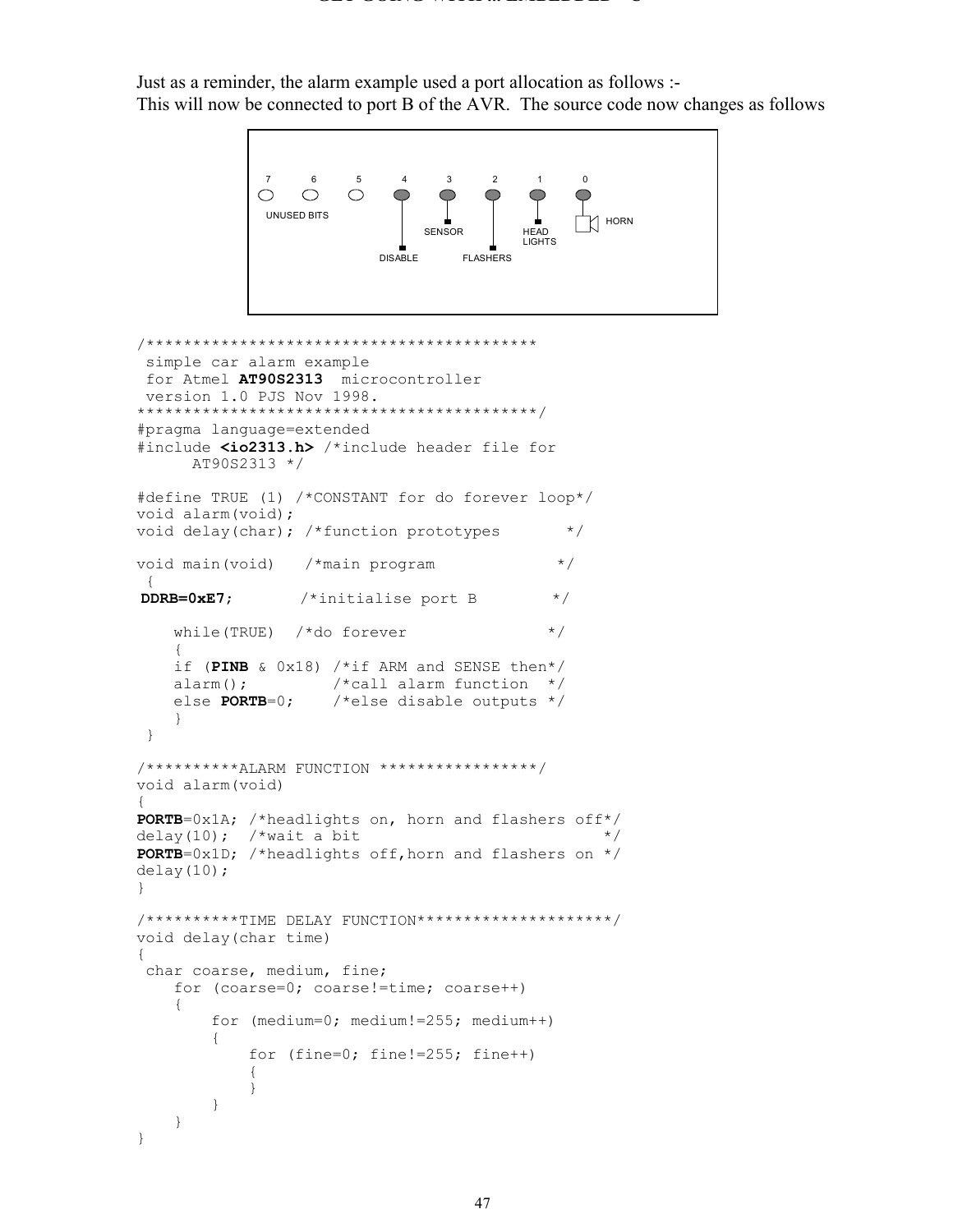Just as a reminder, the alarm example used a port allocation as follows :-
This will now be connected to port B of the AVR. The source code now changes as follows

```
7     6     5     4        3        2          1          0
O     O     O     ●        ●        ●          ●          ●
UNUSED BITS       |      SENSOR     |        HEAD         HORN
                  |                 |        LIGHTS
               DISABLE          FLASHERS
```

```
/*****************************************
 simple car alarm example
 for Atmel AT90S2313  microcontroller
 version 1.0 PJS Nov 1998.
******************************************/
#pragma language=extended
#include <io2313.h> /*include header file for
      AT90S2313 */

#define TRUE (1) /*CONSTANT for do forever loop*/
void alarm(void);
void delay(char); /*function prototypes       */

void main(void)   /*main program             */
 {
DDRB=0xE7;       /*initialise port B        */

    while(TRUE)  /*do forever               */
    {
    if (PINB & 0x18) /*if ARM and SENSE then*/
    alarm();         /*call alarm function  */
    else PORTB=0;    /*else disable outputs */
    }
 }

/**********ALARM FUNCTION *****************/
void alarm(void)
{
PORTB=0x1A; /*headlights on, horn and flashers off*/
delay(10);  /*wait a bit                          */
PORTB=0x1D; /*headlights off,horn and flashers on */
delay(10);
}

/*********TIME DELAY FUNCTION********************/
void delay(char time)
{
 char coarse, medium, fine;
    for (coarse=0; coarse!=time; coarse++)
    {
        for (medium=0; medium!=255; medium++)
        {
            for (fine=0; fine!=255; fine++)
            {
            }
        }
    }
}
```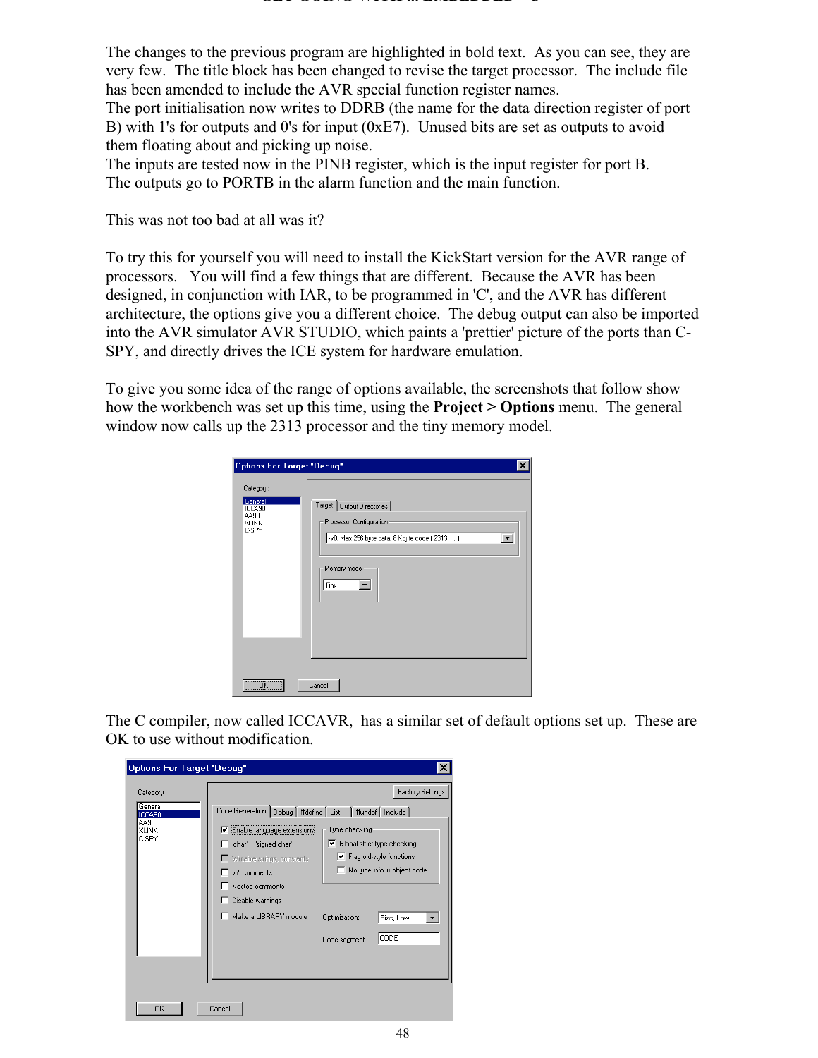The changes to the previous program are highlighted in bold text. As you can see, they are very few. The title block has been changed to revise the target processor. The include file has been amended to include the AVR special function register names.
The port initialisation now writes to DDRB (the name for the data direction register of port B) with 1's for outputs and 0's for input (0xE7). Unused bits are set as outputs to avoid them floating about and picking up noise.
The inputs are tested now in the PINB register, which is the input register for port B.
The outputs go to PORTB in the alarm function and the main function.

This was not too bad at all was it?

To try this for yourself you will need to install the KickStart version for the AVR range of processors. You will find a few things that are different. Because the AVR has been designed, in conjunction with IAR, to be programmed in 'C', and the AVR has different architecture, the options give you a different choice. The debug output can also be imported into the AVR simulator AVR STUDIO, which paints a 'prettier' picture of the ports than C-SPY, and directly drives the ICE system for hardware emulation.

To give you some idea of the range of options available, the screenshots that follow show how the workbench was set up this time, using the **Project > Options** menu. The general window now calls up the 2313 processor and the tiny memory model.

The C compiler, now called ICCAVR, has a similar set of default options set up. These are OK to use without modification.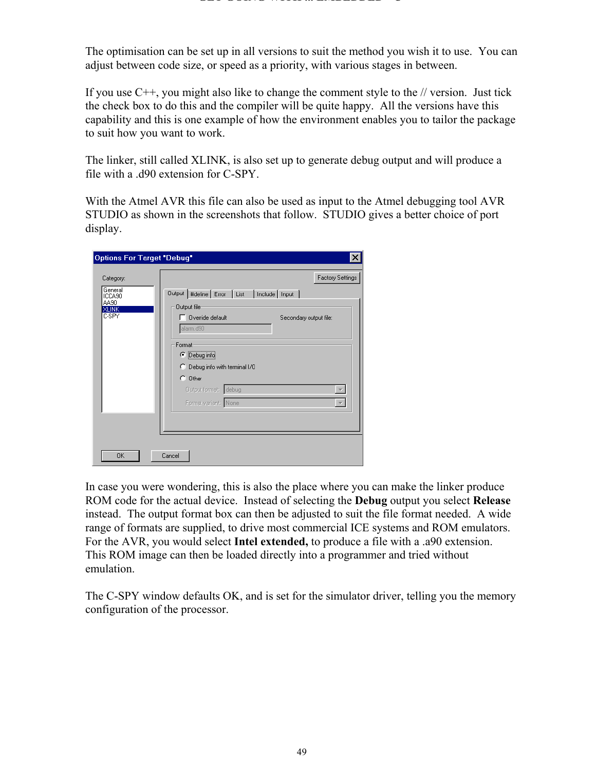The optimisation can be set up in all versions to suit the method you wish it to use. You can adjust between code size, or speed as a priority, with various stages in between.

If you use C++, you might also like to change the comment style to the // version. Just tick the check box to do this and the compiler will be quite happy. All the versions have this capability and this is one example of how the environment enables you to tailor the package to suit how you want to work.

The linker, still called XLINK, is also set up to generate debug output and will produce a file with a .d90 extension for C-SPY.

With the Atmel AVR this file can also be used as input to the Atmel debugging tool AVR STUDIO as shown in the screenshots that follow. STUDIO gives a better choice of port display.

In case you were wondering, this is also the place where you can make the linker produce ROM code for the actual device. Instead of selecting the **Debug** output you select **Release** instead. The output format box can then be adjusted to suit the file format needed. A wide range of formats are supplied, to drive most commercial ICE systems and ROM emulators. For the AVR, you would select **Intel extended,** to produce a file with a .a90 extension. This ROM image can then be loaded directly into a programmer and tried without emulation.

The C-SPY window defaults OK, and is set for the simulator driver, telling you the memory configuration of the processor.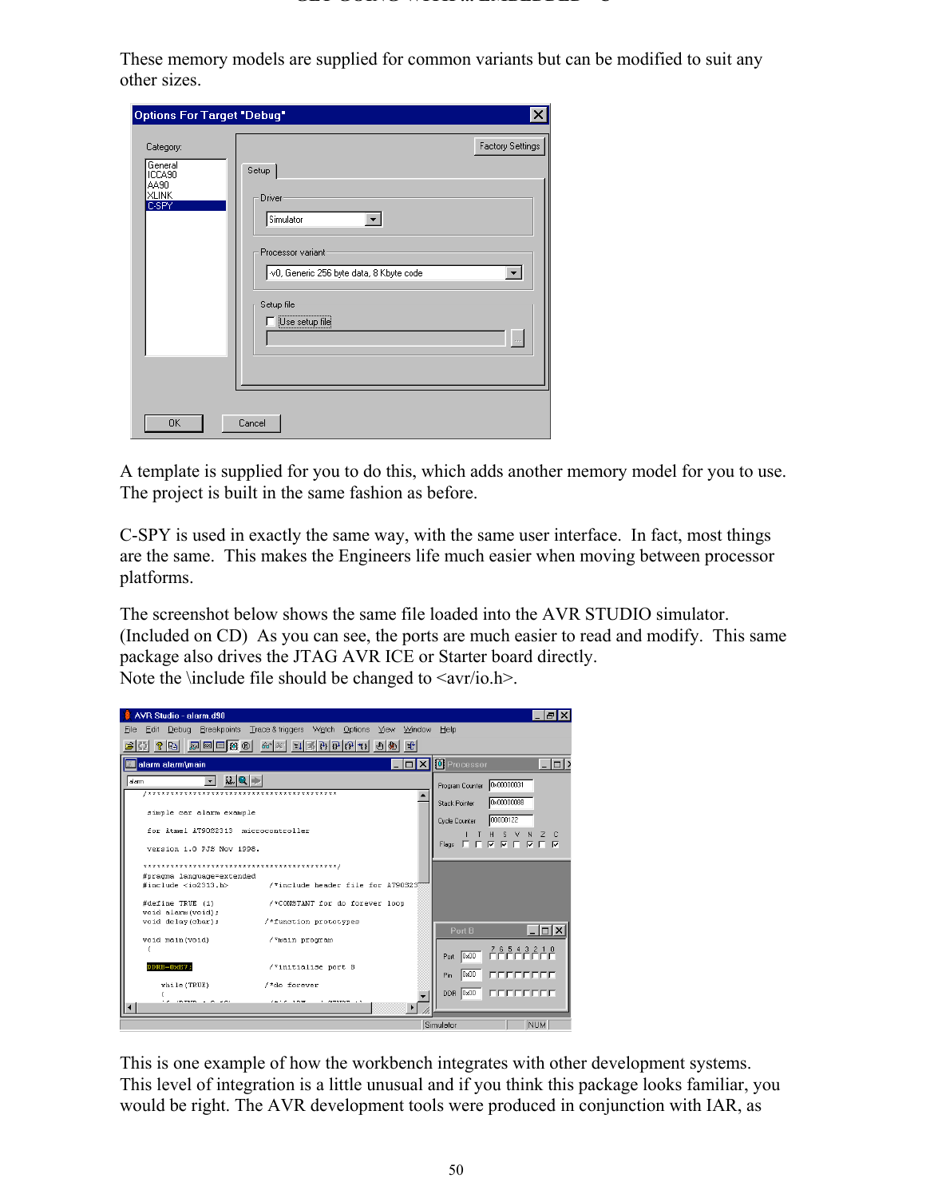These memory models are supplied for common variants but can be modified to suit any other sizes.

A template is supplied for you to do this, which adds another memory model for you to use. The project is built in the same fashion as before.

C-SPY is used in exactly the same way, with the same user interface. In fact, most things are the same. This makes the Engineers life much easier when moving between processor platforms.

The screenshot below shows the same file loaded into the AVR STUDIO simulator. (Included on CD) As you can see, the ports are much easier to read and modify. This same package also drives the JTAG AVR ICE or Starter board directly.
Note the \include file should be changed to <avr/io.h>.

This is one example of how the workbench integrates with other development systems. This level of integration is a little unusual and if you think this package looks familiar, you would be right. The AVR development tools were produced in conjunction with IAR, as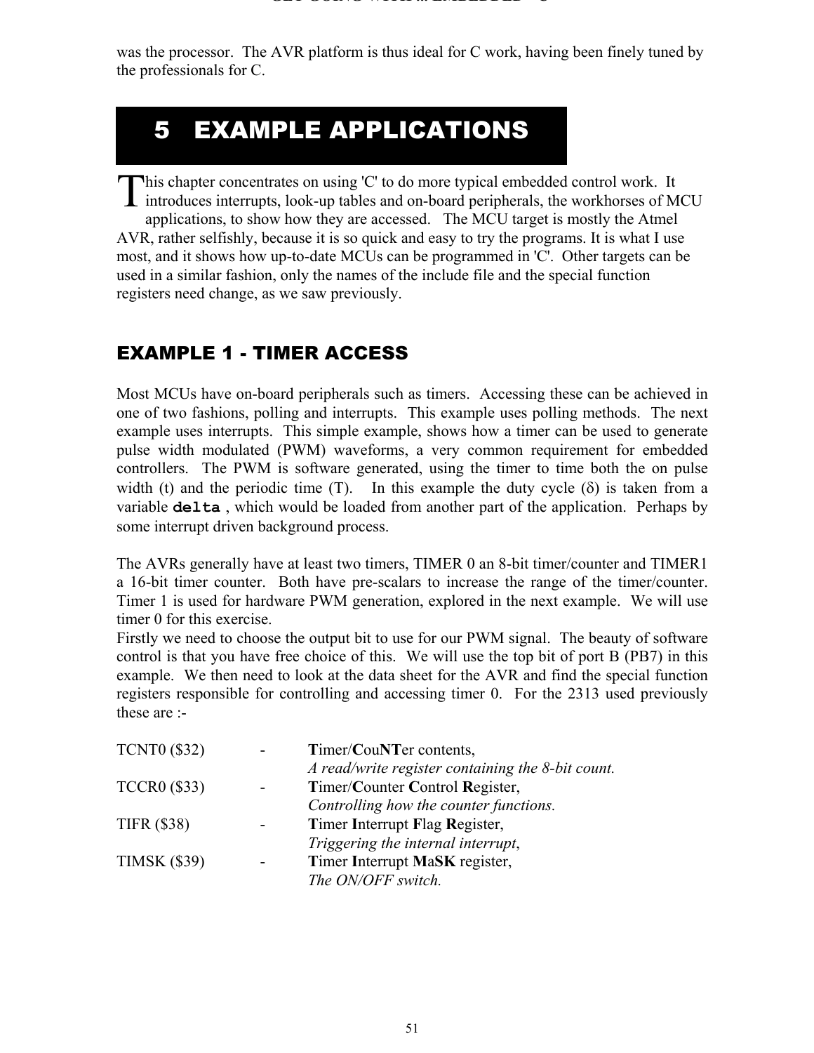was the processor. The AVR platform is thus ideal for C work, having been finely tuned by the professionals for C.

# 5 EXAMPLE APPLICATIONS

This chapter concentrates on using 'C' to do more typical embedded control work. It introduces interrupts, look-up tables and on-board peripherals, the workhorses of MCU applications, to show how they are accessed. The MCU target is mostly the Atmel AVR, rather selfishly, because it is so quick and easy to try the programs. It is what I use most, and it shows how up-to-date MCUs can be programmed in 'C'. Other targets can be used in a similar fashion, only the names of the include file and the special function registers need change, as we saw previously.

## EXAMPLE 1 - TIMER ACCESS

Most MCUs have on-board peripherals such as timers. Accessing these can be achieved in one of two fashions, polling and interrupts. This example uses polling methods. The next example uses interrupts. This simple example, shows how a timer can be used to generate pulse width modulated (PWM) waveforms, a very common requirement for embedded controllers. The PWM is software generated, using the timer to time both the on pulse width (t) and the periodic time (T). In this example the duty cycle ($\delta$) is taken from a variable **`delta`** , which would be loaded from another part of the application. Perhaps by some interrupt driven background process.

The AVRs generally have at least two timers, TIMER 0 an 8-bit timer/counter and TIMER1 a 16-bit timer counter. Both have pre-scalars to increase the range of the timer/counter. Timer 1 is used for hardware PWM generation, explored in the next example. We will use timer 0 for this exercise.
Firstly we need to choose the output bit to use for our PWM signal. The beauty of software control is that you have free choice of this. We will use the top bit of port B (PB7) in this example. We then need to look at the data sheet for the AVR and find the special function registers responsible for controlling and accessing timer 0. For the 2313 used previously these are :-

TCNT0 ($32) - **T**imer/**C**ou**NT**er contents,
*A read/write register containing the 8-bit count.*

TCCR0 ($33) - **T**imer/**C**ounter **C**ontrol **R**egister,
*Controlling how the counter functions.*

TIFR ($38) - **T**imer **I**nterrupt **F**lag **R**egister,
*Triggering the internal interrupt*,

TIMSK ($39) - **T**imer **I**nterrupt **M**a**SK** register,
*The ON/OFF switch.*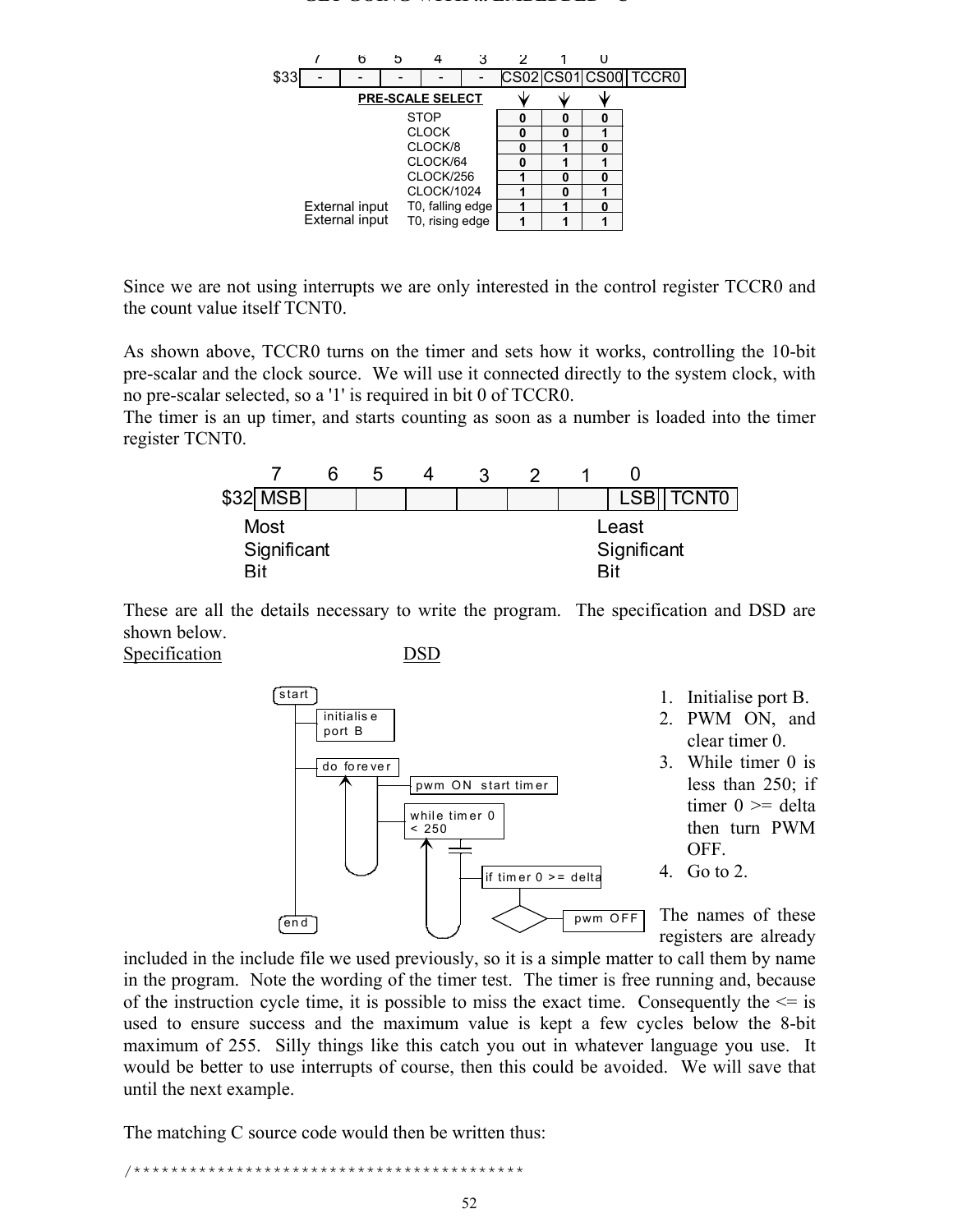| 7 | 6 | 5 | 4 | 3 | 2 | 1 | 0 | |
|---|---|---|---|---|---|---|---|---|
| $33 - | - | - | - | - | CS02 | CS01 | CS00 | TCCR0 |

**PRE-SCALE SELECT**

| | | CS02 | CS01 | CS00 |
|---|---|---|---|---|
| | STOP | 0 | 0 | 0 |
| | CLOCK | 0 | 0 | 1 |
| | CLOCK/8 | 0 | 1 | 0 |
| | CLOCK/64 | 0 | 1 | 1 |
| | CLOCK/256 | 1 | 0 | 0 |
| | CLOCK/1024 | 1 | 0 | 1 |
| External input | T0, falling edge | 1 | 1 | 0 |
| External input | T0, rising edge | 1 | 1 | 1 |

Since we are not using interrupts we are only interested in the control register TCCR0 and the count value itself TCNT0.

As shown above, TCCR0 turns on the timer and sets how it works, controlling the 10-bit pre-scalar and the clock source. We will use it connected directly to the system clock, with no pre-scalar selected, so a '1' is required in bit 0 of TCCR0.
The timer is an up timer, and starts counting as soon as a number is loaded into the timer register TCNT0.

| 7 | 6 | 5 | 4 | 3 | 2 | 1 | 0 | |
|---|---|---|---|---|---|---|---|---|
| $32 MSB | | | | | | | LSB | TCNT0 |

Most Significant Bit — Least Significant Bit

These are all the details necessary to write the program. The specification and DSD are shown below.

<u>Specification</u> <u>DSD</u>

```
start
 |-- initialise port B
 |-- do forever
 |     |-- pwm ON start timer
 |     |-- while timer 0 < 250
 |           |-- if timer 0 >= delta
 |                 <> pwm OFF
end
```

1. Initialise port B.
2. PWM ON, and clear timer 0.
3. While timer 0 is less than 250; if timer 0 >= delta then turn PWM OFF.
4. Go to 2.

The names of these registers are already included in the include file we used previously, so it is a simple matter to call them by name in the program. Note the wording of the timer test. The timer is free running and, because of the instruction cycle time, it is possible to miss the exact time. Consequently the <= is used to ensure success and the maximum value is kept a few cycles below the 8-bit maximum of 255. Silly things like this catch you out in whatever language you use. It would be better to use interrupts of course, then this could be avoided. We will save that until the next example.

The matching C source code would then be written thus:

```
/*****************************************
```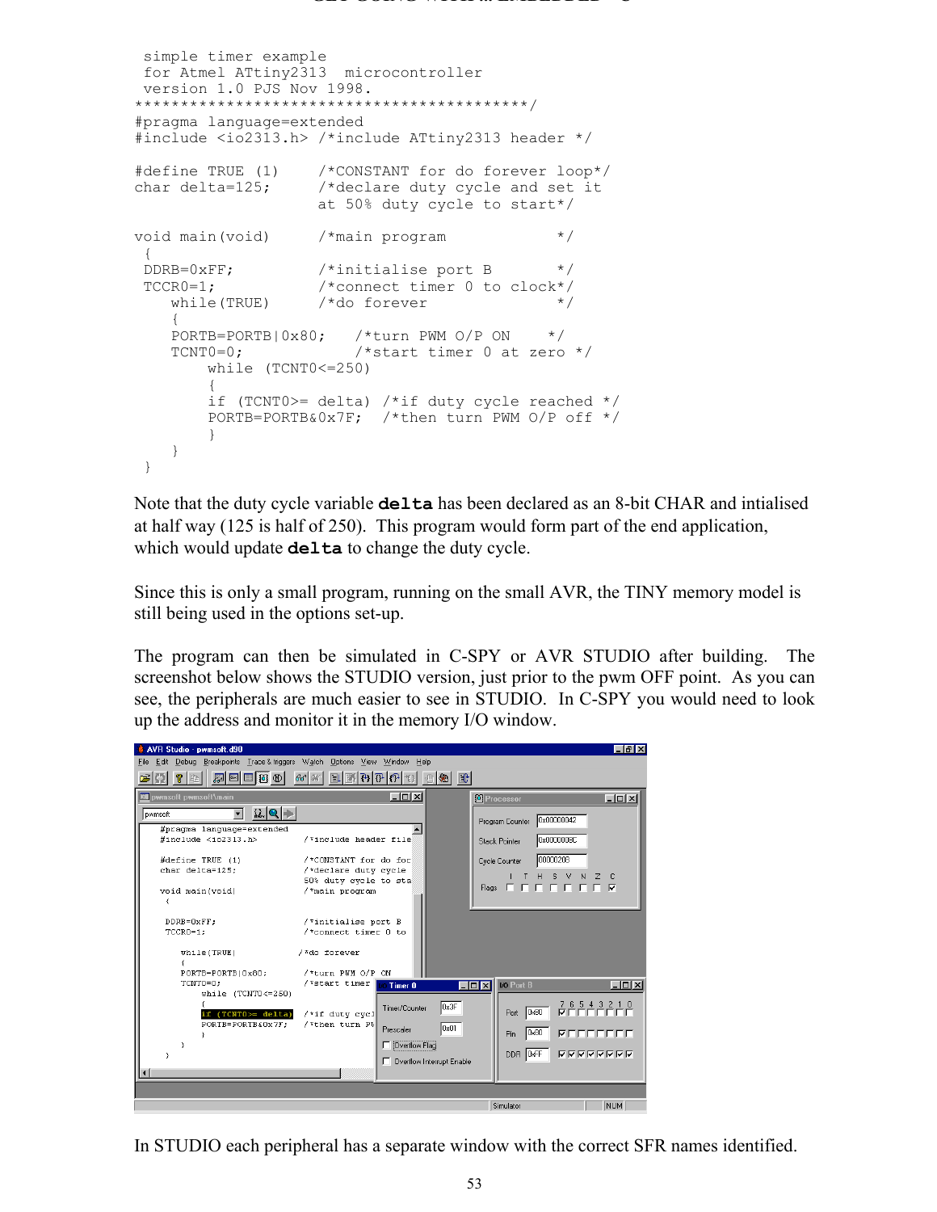```
 simple timer example
 for Atmel ATtiny2313  microcontroller
 version 1.0 PJS Nov 1998.
*******************************************/
#pragma language=extended
#include <io2313.h> /*include ATtiny2313 header */

#define TRUE (1)      /*CONSTANT for do forever loop*/
char delta=125;       /*declare duty cycle and set it
                      at 50% duty cycle to start*/

void main(void)       /*main program             */
 {
 DDRB=0xFF;           /*initialise port B        */
 TCCR0=1;             /*connect timer 0 to clock*/
    while(TRUE)       /*do forever               */
    {
    PORTB=PORTB|0x80;    /*turn PWM O/P ON     */
    TCNT0=0;             /*start timer 0 at zero */
        while (TCNT0<=250)
        {
        if (TCNT0>= delta) /*if duty cycle reached */
        PORTB=PORTB&0x7F;  /*then turn PWM O/P off */
        }
    }
 }
```

Note that the duty cycle variable **delta** has been declared as an 8-bit CHAR and intialised at half way (125 is half of 250). This program would form part of the end application, which would update **delta** to change the duty cycle.

Since this is only a small program, running on the small AVR, the TINY memory model is still being used in the options set-up.

The program can then be simulated in C-SPY or AVR STUDIO after building. The screenshot below shows the STUDIO version, just prior to the pwm OFF point. As you can see, the peripherals are much easier to see in STUDIO. In C-SPY you would need to look up the address and monitor it in the memory I/O window.

In STUDIO each peripheral has a separate window with the correct SFR names identified.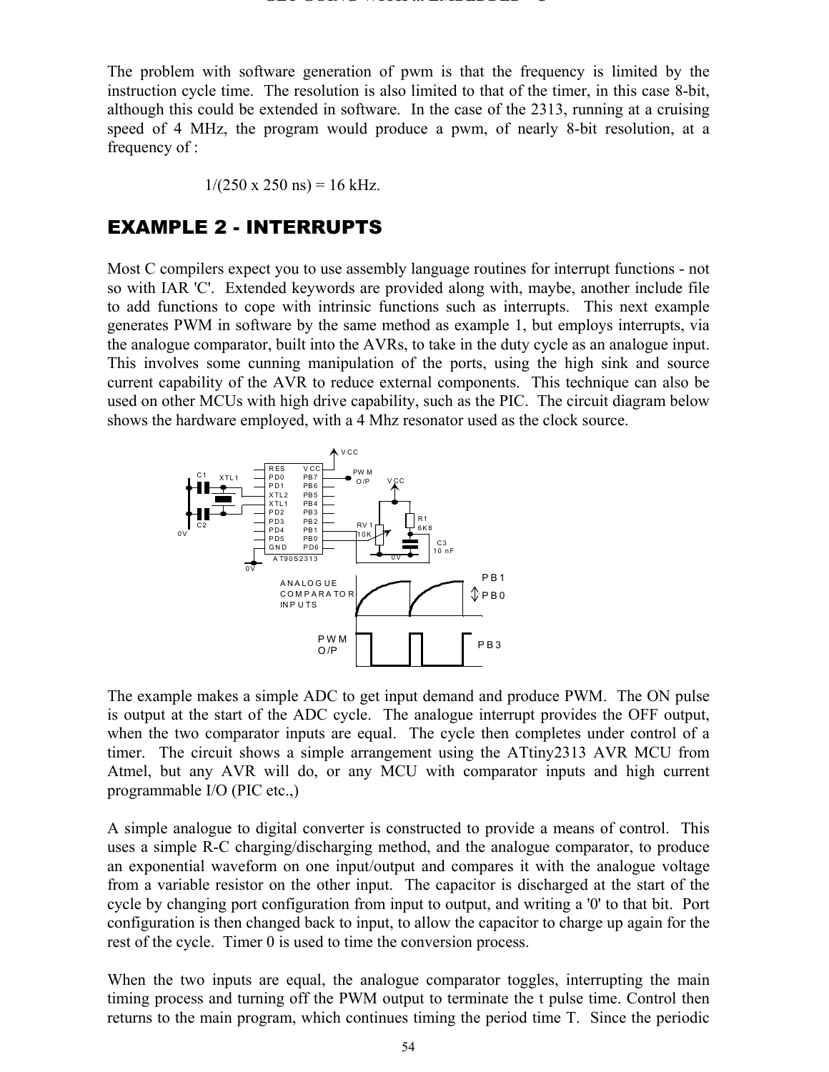The problem with software generation of pwm is that the frequency is limited by the instruction cycle time. The resolution is also limited to that of the timer, in this case 8-bit, although this could be extended in software. In the case of the 2313, running at a cruising speed of 4 MHz, the program would produce a pwm, of nearly 8-bit resolution, at a frequency of :

$$1/(250 \times 250 \text{ ns}) = 16 \text{ kHz}.$$

## EXAMPLE 2 - INTERRUPTS

Most C compilers expect you to use assembly language routines for interrupt functions - not so with IAR 'C'. Extended keywords are provided along with, maybe, another include file to add functions to cope with intrinsic functions such as interrupts. This next example generates PWM in software by the same method as example 1, but employs interrupts, via the analogue comparator, built into the AVRs, to take in the duty cycle as an analogue input. This involves some cunning manipulation of the ports, using the high sink and source current capability of the AVR to reduce external components. This technique can also be used on other MCUs with high drive capability, such as the PIC. The circuit diagram below shows the hardware employed, with a 4 Mhz resonator used as the clock source.

The example makes a simple ADC to get input demand and produce PWM. The ON pulse is output at the start of the ADC cycle. The analogue interrupt provides the OFF output, when the two comparator inputs are equal. The cycle then completes under control of a timer. The circuit shows a simple arrangement using the ATtiny2313 AVR MCU from Atmel, but any AVR will do, or any MCU with comparator inputs and high current programmable I/O (PIC etc.,)

A simple analogue to digital converter is constructed to provide a means of control. This uses a simple R-C charging/discharging method, and the analogue comparator, to produce an exponential waveform on one input/output and compares it with the analogue voltage from a variable resistor on the other input. The capacitor is discharged at the start of the cycle by changing port configuration from input to output, and writing a '0' to that bit. Port configuration is then changed back to input, to allow the capacitor to charge up again for the rest of the cycle. Timer 0 is used to time the conversion process.

When the two inputs are equal, the analogue comparator toggles, interrupting the main timing process and turning off the PWM output to terminate the t pulse time. Control then returns to the main program, which continues timing the period time T. Since the periodic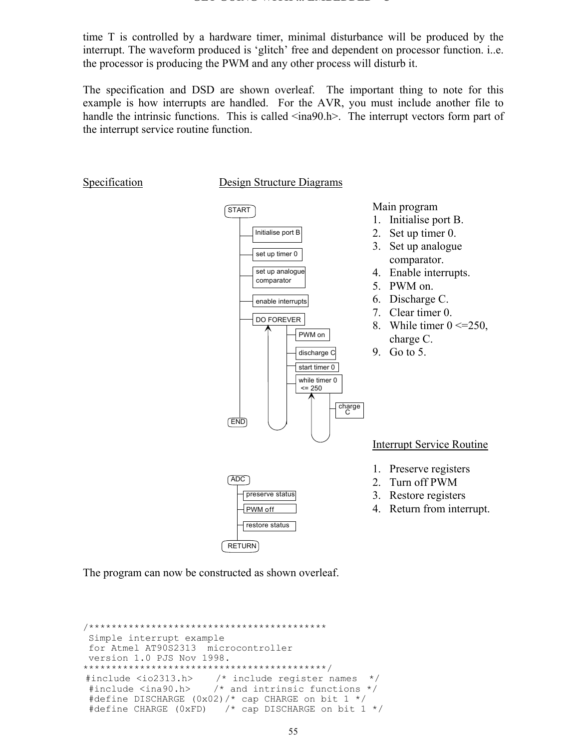time T is controlled by a hardware timer, minimal disturbance will be produced by the interrupt. The waveform produced is 'glitch' free and dependent on processor function. i..e. the processor is producing the PWM and any other process will disturb it.

The specification and DSD are shown overleaf. The important thing to note for this example is how interrupts are handled. For the AVR, you must include another file to handle the intrinsic functions. This is called <ina90.h>. The interrupt vectors form part of the interrupt service routine function.

Specification

Design Structure Diagrams

START

Initialise port B

set up timer 0

set up analogue comparator

enable interrupts

DO FOREVER

PWM on

discharge C

start timer 0

while timer 0 <= 250

charge C

END

Main program

1. Initialise port B.
2. Set up timer 0.
3. Set up analogue comparator.
4. Enable interrupts.
5. PWM on.
6. Discharge C.
7. Clear timer 0.
8. While timer 0 <=250, charge C.
9. Go to 5.

ADC

preserve status

PWM off

restore status

RETURN

Interrupt Service Routine

1. Preserve registers
2. Turn off PWM
3. Restore registers
4. Return from interrupt.

The program can now be constructed as shown overleaf.

```
/*****************************************
 Simple interrupt example
 for Atmel AT90S2313  microcontroller
 version 1.0 PJS Nov 1998.
******************************************/
#include <io2313.h>    /* include register names  */
 #include <ina90.h>    /* and intrinsic functions */
 #define DISCHARGE (0x02)/* cap CHARGE on bit 1 */
 #define CHARGE (0xFD)   /* cap DISCHARGE on bit 1 */
```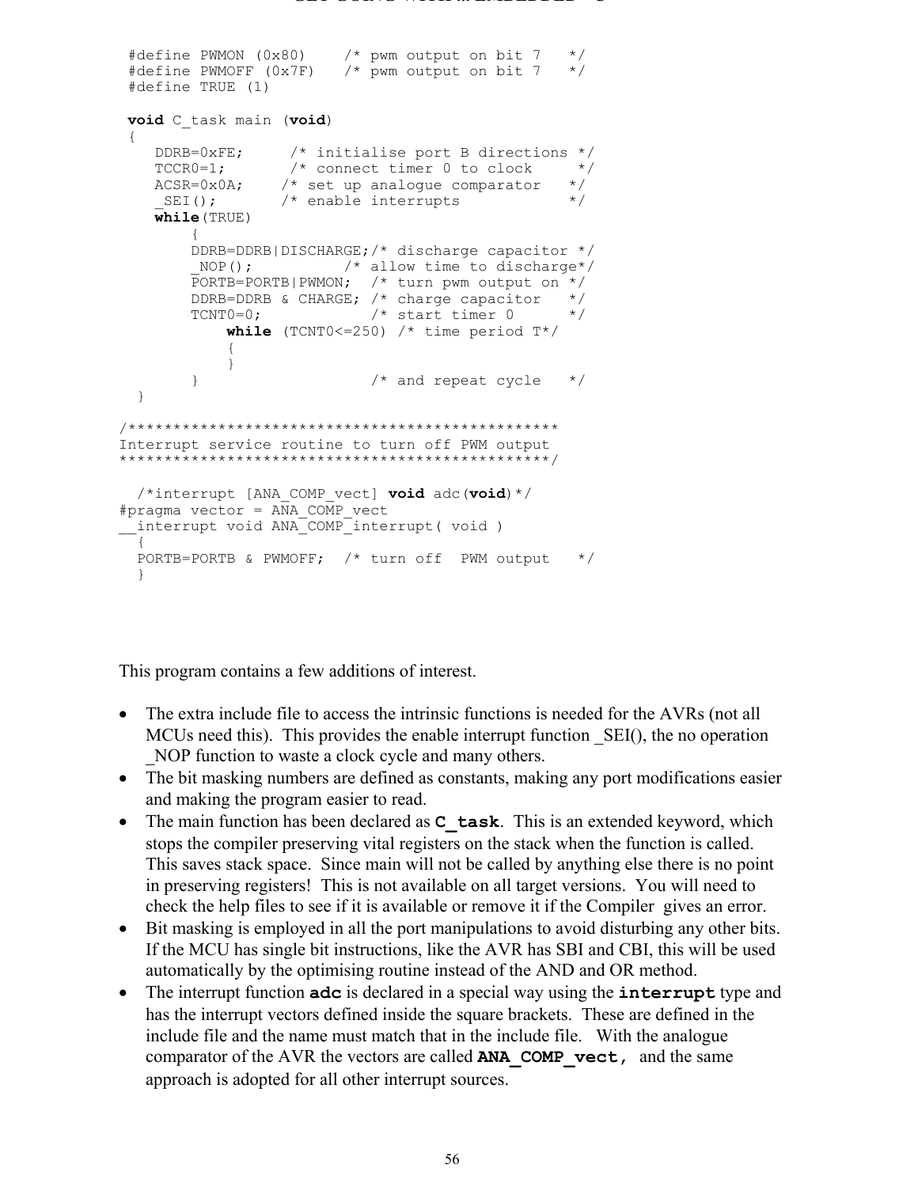```
#define PWMON (0x80)    /* pwm output on bit 7   */
#define PWMOFF (0x7F)   /* pwm output on bit 7   */
#define TRUE (1)

void C_task main (void)
{
   DDRB=0xFE;     /* initialise port B directions */
   TCCR0=1;       /* connect timer 0 to clock     */
   ACSR=0x0A;    /* set up analogue comparator   */
   _SEI();       /* enable interrupts            */
   while(TRUE)
       {
       DDRB=DDRB|DISCHARGE;/* discharge capacitor */
       _NOP();          /* allow time to discharge*/
       PORTB=PORTB|PWMON;  /* turn pwm output on */
       DDRB=DDRB & CHARGE; /* charge capacitor   */
       TCNT0=0;            /* start timer 0      */
           while (TCNT0<=250) /* time period T*/
           {
           }
       }                   /* and repeat cycle   */
 }

/***********************************************
Interrupt service routine to turn off PWM output
***********************************************/

  /*interrupt [ANA_COMP_vect] void adc(void)*/
#pragma vector = ANA_COMP_vect
__interrupt void ANA_COMP_interrupt( void )
  {
  PORTB=PORTB & PWMOFF;  /* turn off  PWM output   */
  }
```

This program contains a few additions of interest.

- The extra include file to access the intrinsic functions is needed for the AVRs (not all MCUs need this). This provides the enable interrupt function _SEI(), the no operation _NOP function to waste a clock cycle and many others.
- The bit masking numbers are defined as constants, making any port modifications easier and making the program easier to read.
- The main function has been declared as **`C_task`**. This is an extended keyword, which stops the compiler preserving vital registers on the stack when the function is called. This saves stack space. Since main will not be called by anything else there is no point in preserving registers! This is not available on all target versions. You will need to check the help files to see if it is available or remove it if the Compiler gives an error.
- Bit masking is employed in all the port manipulations to avoid disturbing any other bits. If the MCU has single bit instructions, like the AVR has SBI and CBI, this will be used automatically by the optimising routine instead of the AND and OR method.
- The interrupt function **`adc`** is declared in a special way using the **`interrupt`** type and has the interrupt vectors defined inside the square brackets. These are defined in the include file and the name must match that in the include file. With the analogue comparator of the AVR the vectors are called **`ANA_COMP_vect,`** and the same approach is adopted for all other interrupt sources.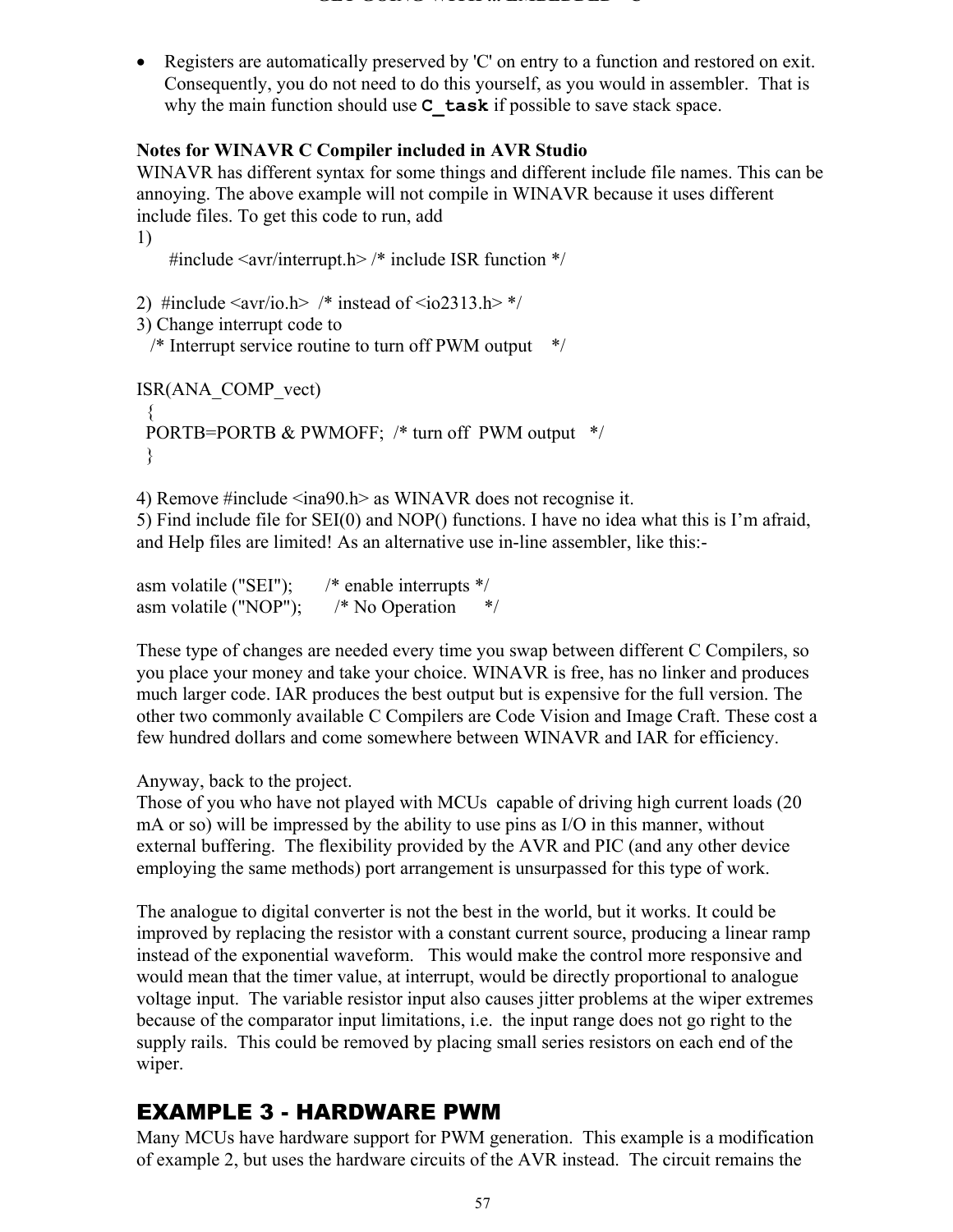- Registers are automatically preserved by 'C' on entry to a function and restored on exit. Consequently, you do not need to do this yourself, as you would in assembler. That is why the main function should use **`C_task`** if possible to save stack space.

**Notes for WINAVR C Compiler included in AVR Studio**

WINAVR has different syntax for some things and different include file names. This can be annoying. The above example will not compile in WINAVR because it uses different include files. To get this code to run, add

1)
```
#include <avr/interrupt.h> /* include ISR function */
```

2)
```
#include <avr/io.h>  /* instead of <io2313.h> */
```

3) Change interrupt code to
```
/* Interrupt service routine to turn off PWM output    */

ISR(ANA_COMP_vect)
  {
  PORTB=PORTB & PWMOFF;  /* turn off  PWM output   */
  }
```

4) Remove #include <ina90.h> as WINAVR does not recognise it.

5) Find include file for SEI(0) and NOP() functions. I have no idea what this is I'm afraid, and Help files are limited! As an alternative use in-line assembler, like this:-

```
asm volatile ("SEI");       /* enable interrupts */
asm volatile ("NOP");       /* No Operation      */
```

These type of changes are needed every time you swap between different C Compilers, so you place your money and take your choice. WINAVR is free, has no linker and produces much larger code. IAR produces the best output but is expensive for the full version. The other two commonly available C Compilers are Code Vision and Image Craft. These cost a few hundred dollars and come somewhere between WINAVR and IAR for efficiency.

Anyway, back to the project.

Those of you who have not played with MCUs capable of driving high current loads (20 mA or so) will be impressed by the ability to use pins as I/O in this manner, without external buffering. The flexibility provided by the AVR and PIC (and any other device employing the same methods) port arrangement is unsurpassed for this type of work.

The analogue to digital converter is not the best in the world, but it works. It could be improved by replacing the resistor with a constant current source, producing a linear ramp instead of the exponential waveform. This would make the control more responsive and would mean that the timer value, at interrupt, would be directly proportional to analogue voltage input. The variable resistor input also causes jitter problems at the wiper extremes because of the comparator input limitations, i.e. the input range does not go right to the supply rails. This could be removed by placing small series resistors on each end of the wiper.

## EXAMPLE 3 - HARDWARE PWM

Many MCUs have hardware support for PWM generation. This example is a modification of example 2, but uses the hardware circuits of the AVR instead. The circuit remains the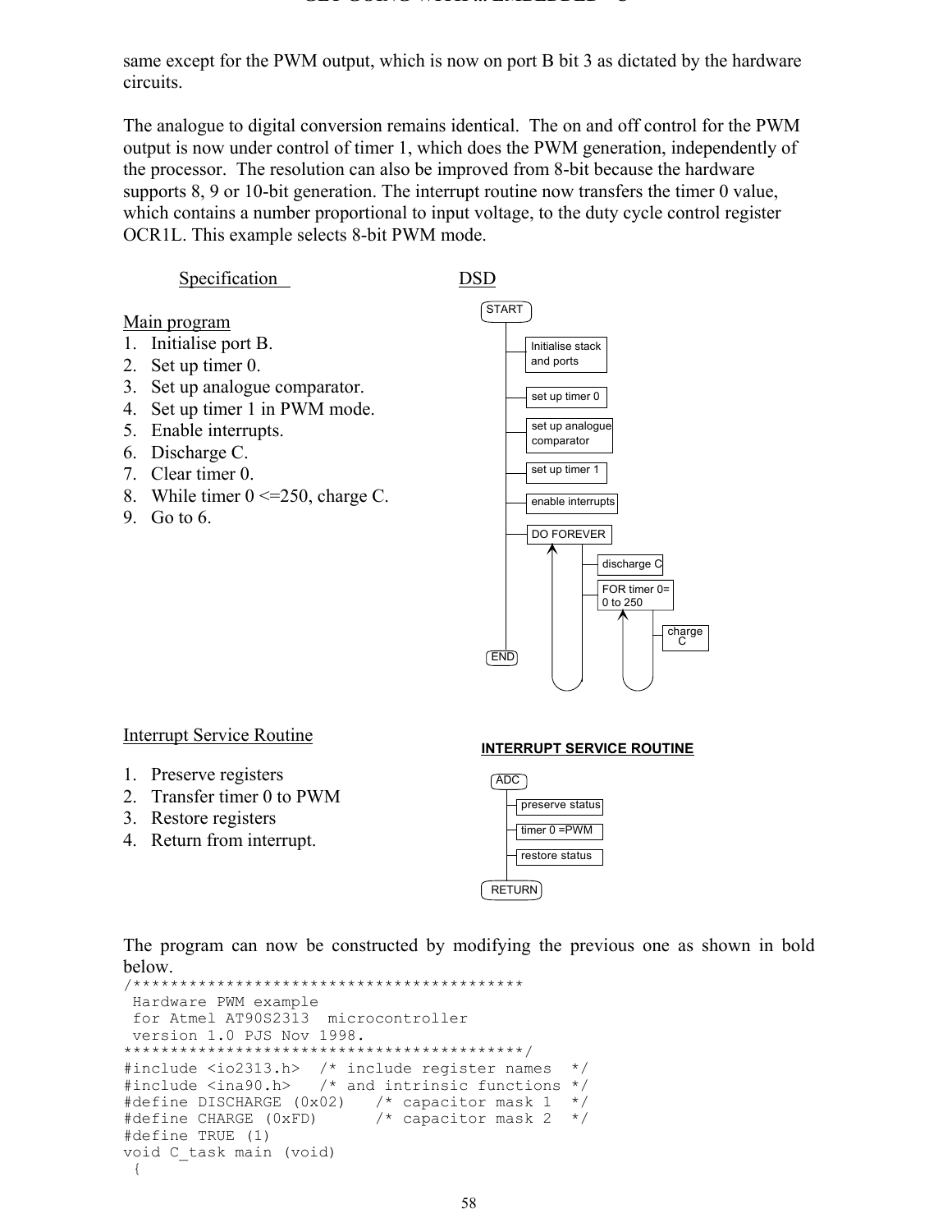same except for the PWM output, which is now on port B bit 3 as dictated by the hardware circuits.

The analogue to digital conversion remains identical. The on and off control for the PWM output is now under control of timer 1, which does the PWM generation, independently of the processor. The resolution can also be improved from 8-bit because the hardware supports 8, 9 or 10-bit generation. The interrupt routine now transfers the timer 0 value, which contains a number proportional to input voltage, to the duty cycle control register OCR1L. This example selects 8-bit PWM mode.

Specification

Main program

1. Initialise port B.
2. Set up timer 0.
3. Set up analogue comparator.
4. Set up timer 1 in PWM mode.
5. Enable interrupts.
6. Discharge C.
7. Clear timer 0.
8. While timer 0 <=250, charge C.
9. Go to 6.

DSD

START
- Initialise stack and ports
- set up timer 0
- set up analogue comparator
- set up timer 1
- enable interrupts
- DO FOREVER
  - discharge C
  - FOR timer 0= 0 to 250
    - charge C

END

Interrupt Service Routine

1. Preserve registers
2. Transfer timer 0 to PWM
3. Restore registers
4. Return from interrupt.

**INTERRUPT SERVICE ROUTINE**

ADC
- preserve status
- timer 0 =PWM
- restore status

RETURN

The program can now be constructed by modifying the previous one as shown in bold below.

```
/*****************************************
 Hardware PWM example
 for Atmel AT90S2313  microcontroller
 version 1.0 PJS Nov 1998.
*****************************************/
#include <io2313.h>  /* include register names  */
#include <ina90.h>   /* and intrinsic functions */
#define DISCHARGE (0x02)   /* capacitor mask 1  */
#define CHARGE (0xFD)      /* capacitor mask 2  */
#define TRUE (1)
void C_task main (void)
 {
```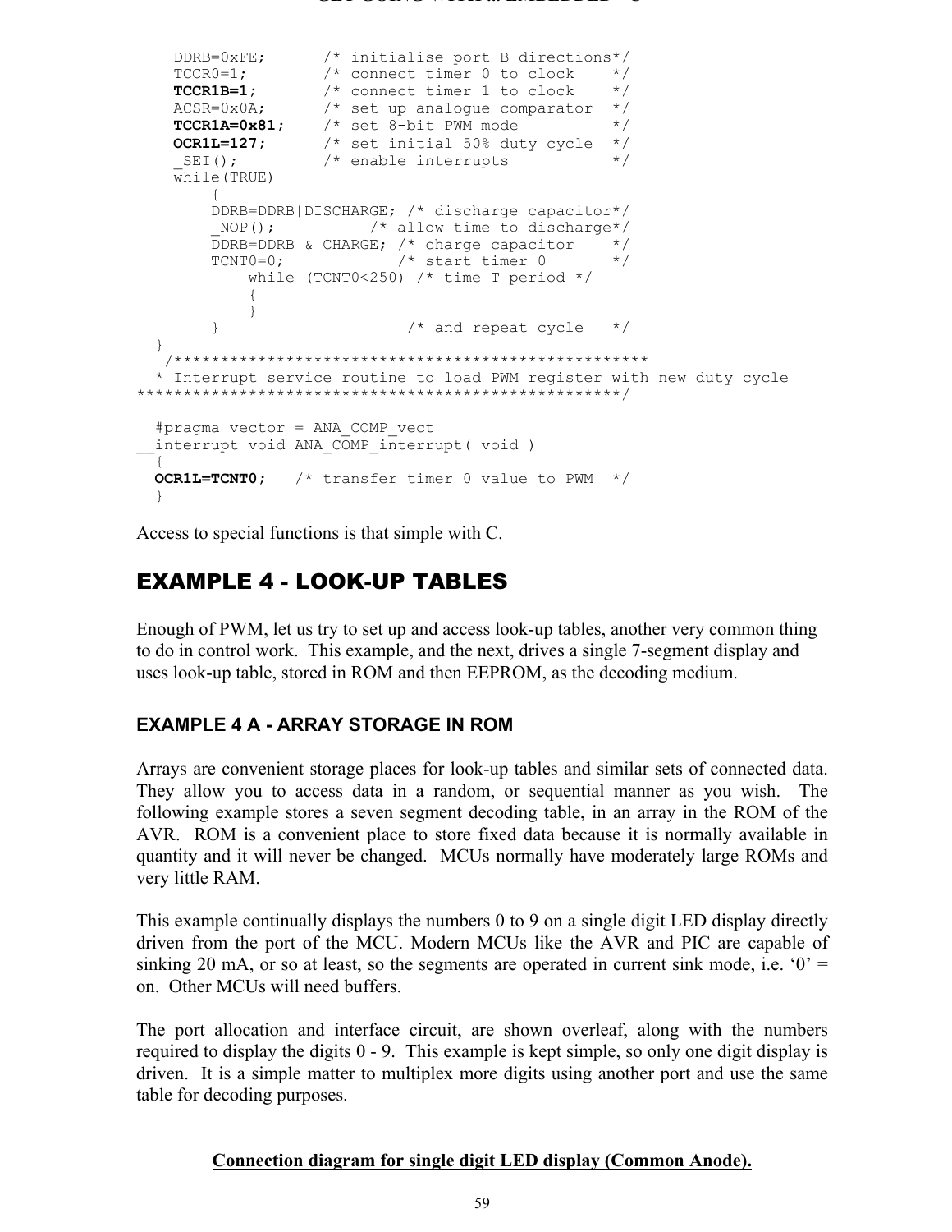```
    DDRB=0xFE;       /* initialise port B directions*/
    TCCR0=1;         /* connect timer 0 to clock    */
    TCCR1B=1;        /* connect timer 1 to clock    */
    ACSR=0x0A;       /* set up analogue comparator  */
    TCCR1A=0x81;     /* set 8-bit PWM mode          */
    OCR1L=127;       /* set initial 50% duty cycle  */
    _SEI();          /* enable interrupts           */
    while(TRUE)
        {
        DDRB=DDRB|DISCHARGE; /* discharge capacitor*/
        _NOP();          /* allow time to discharge*/
        DDRB=DDRB & CHARGE; /* charge capacitor    */
        TCNT0=0;            /* start timer 0       */
            while (TCNT0<250) /* time T period */
            {
            }
        }                    /* and repeat cycle   */
  }
   /***************************************************
  * Interrupt service routine to load PWM register with new duty cycle
***************************************************/

  #pragma vector = ANA_COMP_vect
__interrupt void ANA_COMP_interrupt( void )
  {
  OCR1L=TCNT0;   /* transfer timer 0 value to PWM  */
  }
```

Access to special functions is that simple with C.

## EXAMPLE 4 - LOOK-UP TABLES

Enough of PWM, let us try to set up and access look-up tables, another very common thing to do in control work. This example, and the next, drives a single 7-segment display and uses look-up table, stored in ROM and then EEPROM, as the decoding medium.

### EXAMPLE 4 A - ARRAY STORAGE IN ROM

Arrays are convenient storage places for look-up tables and similar sets of connected data. They allow you to access data in a random, or sequential manner as you wish. The following example stores a seven segment decoding table, in an array in the ROM of the AVR. ROM is a convenient place to store fixed data because it is normally available in quantity and it will never be changed. MCUs normally have moderately large ROMs and very little RAM.

This example continually displays the numbers 0 to 9 on a single digit LED display directly driven from the port of the MCU. Modern MCUs like the AVR and PIC are capable of sinking 20 mA, or so at least, so the segments are operated in current sink mode, i.e. '0' = on. Other MCUs will need buffers.

The port allocation and interface circuit, are shown overleaf, along with the numbers required to display the digits 0 - 9. This example is kept simple, so only one digit display is driven. It is a simple matter to multiplex more digits using another port and use the same table for decoding purposes.

**Connection diagram for single digit LED display (Common Anode).**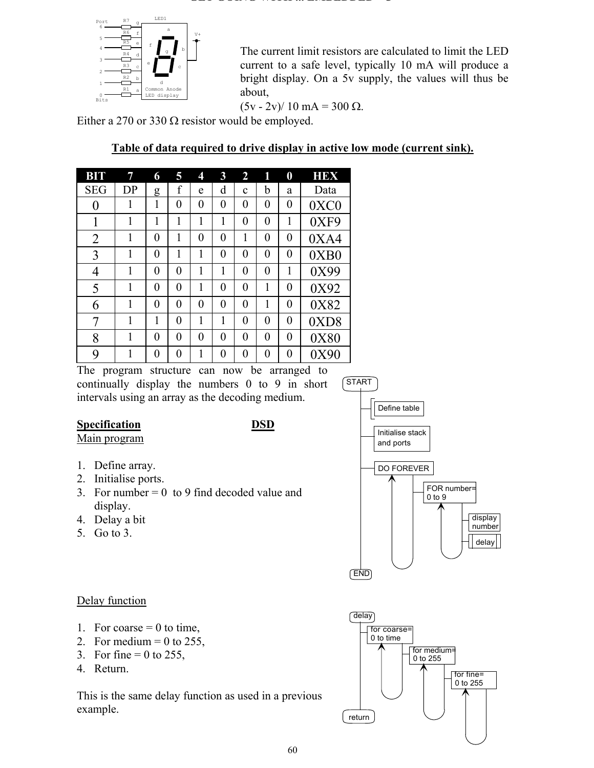The current limit resistors are calculated to limit the LED current to a safe level, typically 10 mA will produce a bright display. On a 5v supply, the values will thus be about,

(5v - 2v)/ 10 mA = 300 Ω.

Either a 270 or 330 Ω resistor would be employed.

**Table of data required to drive display in active low mode (current sink).**

| BIT | 7 | 6 | 5 | 4 | 3 | 2 | 1 | 0 | HEX |
|---|---|---|---|---|---|---|---|---|---|
| SEG | DP | g | f | e | d | c | b | a | Data |
| 0 | 1 | 1 | 0 | 0 | 0 | 0 | 0 | 0 | 0XC0 |
| 1 | 1 | 1 | 1 | 1 | 1 | 0 | 0 | 1 | 0XF9 |
| 2 | 1 | 0 | 1 | 0 | 0 | 1 | 0 | 0 | 0XA4 |
| 3 | 1 | 0 | 1 | 1 | 0 | 0 | 0 | 0 | 0XB0 |
| 4 | 1 | 0 | 0 | 1 | 1 | 0 | 0 | 1 | 0X99 |
| 5 | 1 | 0 | 0 | 1 | 0 | 0 | 1 | 0 | 0X92 |
| 6 | 1 | 0 | 0 | 0 | 0 | 0 | 1 | 0 | 0X82 |
| 7 | 1 | 1 | 0 | 1 | 1 | 0 | 0 | 0 | 0XD8 |
| 8 | 1 | 0 | 0 | 0 | 0 | 0 | 0 | 0 | 0X80 |
| 9 | 1 | 0 | 0 | 1 | 0 | 0 | 0 | 0 | 0X90 |

The program structure can now be arranged to continually display the numbers 0 to 9 in short intervals using an array as the decoding medium.

**Specification** **DSD**

Main program

1. Define array.
2. Initialise ports.
3. For number = 0 to 9 find decoded value and display.
4. Delay a bit
5. Go to 3.

Delay function

1. For coarse = 0 to time,
2. For medium = 0 to 255,
3. For fine = 0 to 255,
4. Return.

This is the same delay function as used in a previous example.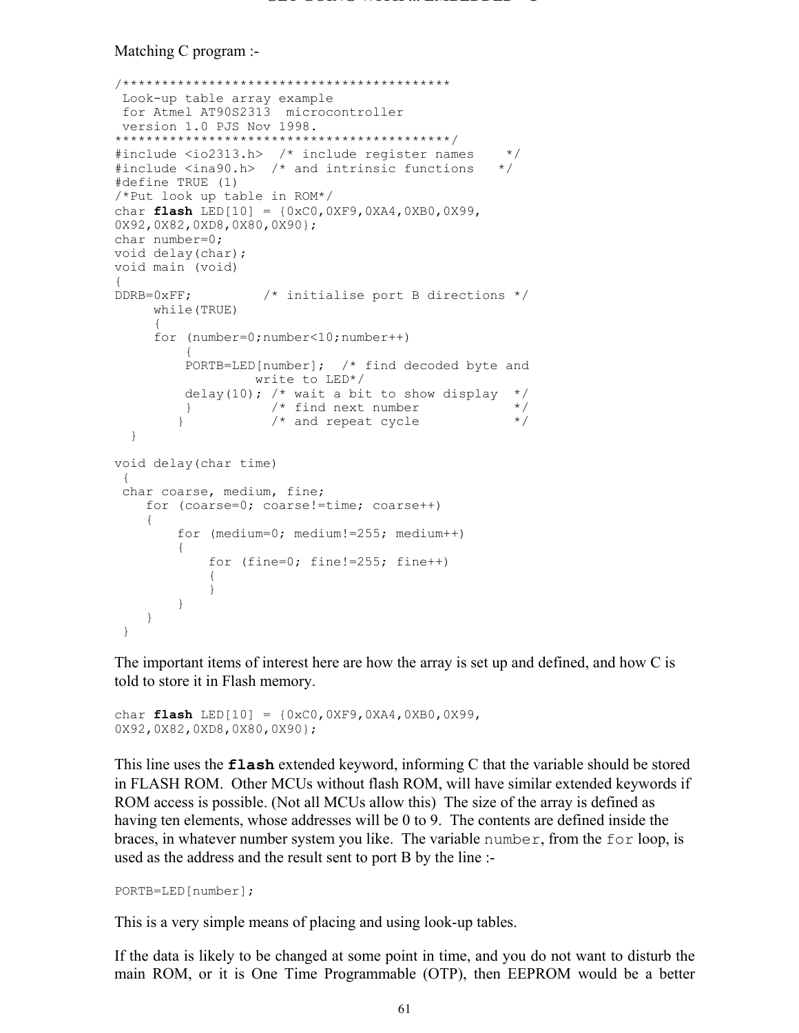Matching C program :-

```
/*****************************************
 Look-up table array example
 for Atmel AT90S2313  microcontroller
 version 1.0 PJS Nov 1998.
******************************************/
#include <io2313.h>  /* include register names    */
#include <ina90.h>  /* and intrinsic functions   */
#define TRUE (1)
/*Put look up table in ROM*/
char flash LED[10] = {0xC0,0XF9,0XA4,0XB0,0X99,
0X92,0X82,0XD8,0X80,0X90};
char number=0;
void delay(char);
void main (void)
{
DDRB=0xFF;         /* initialise port B directions */
     while(TRUE)
     {
     for (number=0;number<10;number++)
         {
         PORTB=LED[number];  /* find decoded byte and
                   write to LED*/
         delay(10); /* wait a bit to show display  */
         }          /* find next number            */
        }           /* and repeat cycle            */
  }

void delay(char time)
 {
 char coarse, medium, fine;
    for (coarse=0; coarse!=time; coarse++)
    {
        for (medium=0; medium!=255; medium++)
        {
            for (fine=0; fine!=255; fine++)
            {
            }
        }
    }
 }
```

The important items of interest here are how the array is set up and defined, and how C is told to store it in Flash memory.

```
char flash LED[10] = {0xC0,0XF9,0XA4,0XB0,0X99,
0X92,0X82,0XD8,0X80,0X90};
```

This line uses the **`flash`** extended keyword, informing C that the variable should be stored in FLASH ROM. Other MCUs without flash ROM, will have similar extended keywords if ROM access is possible. (Not all MCUs allow this) The size of the array is defined as having ten elements, whose addresses will be 0 to 9. The contents are defined inside the braces, in whatever number system you like. The variable `number`, from the `for` loop, is used as the address and the result sent to port B by the line :-

```
PORTB=LED[number];
```

This is a very simple means of placing and using look-up tables.

If the data is likely to be changed at some point in time, and you do not want to disturb the main ROM, or it is One Time Programmable (OTP), then EEPROM would be a better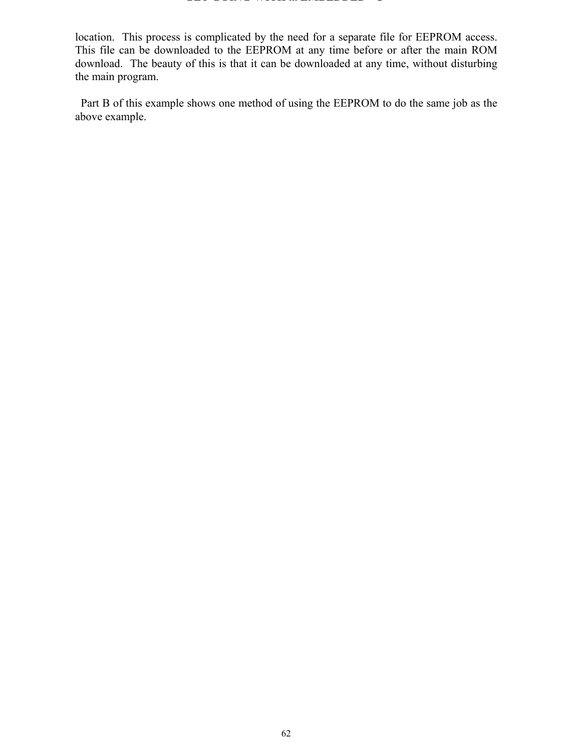location. This process is complicated by the need for a separate file for EEPROM access. This file can be downloaded to the EEPROM at any time before or after the main ROM download. The beauty of this is that it can be downloaded at any time, without disturbing the main program.

Part B of this example shows one method of using the EEPROM to do the same job as the above example.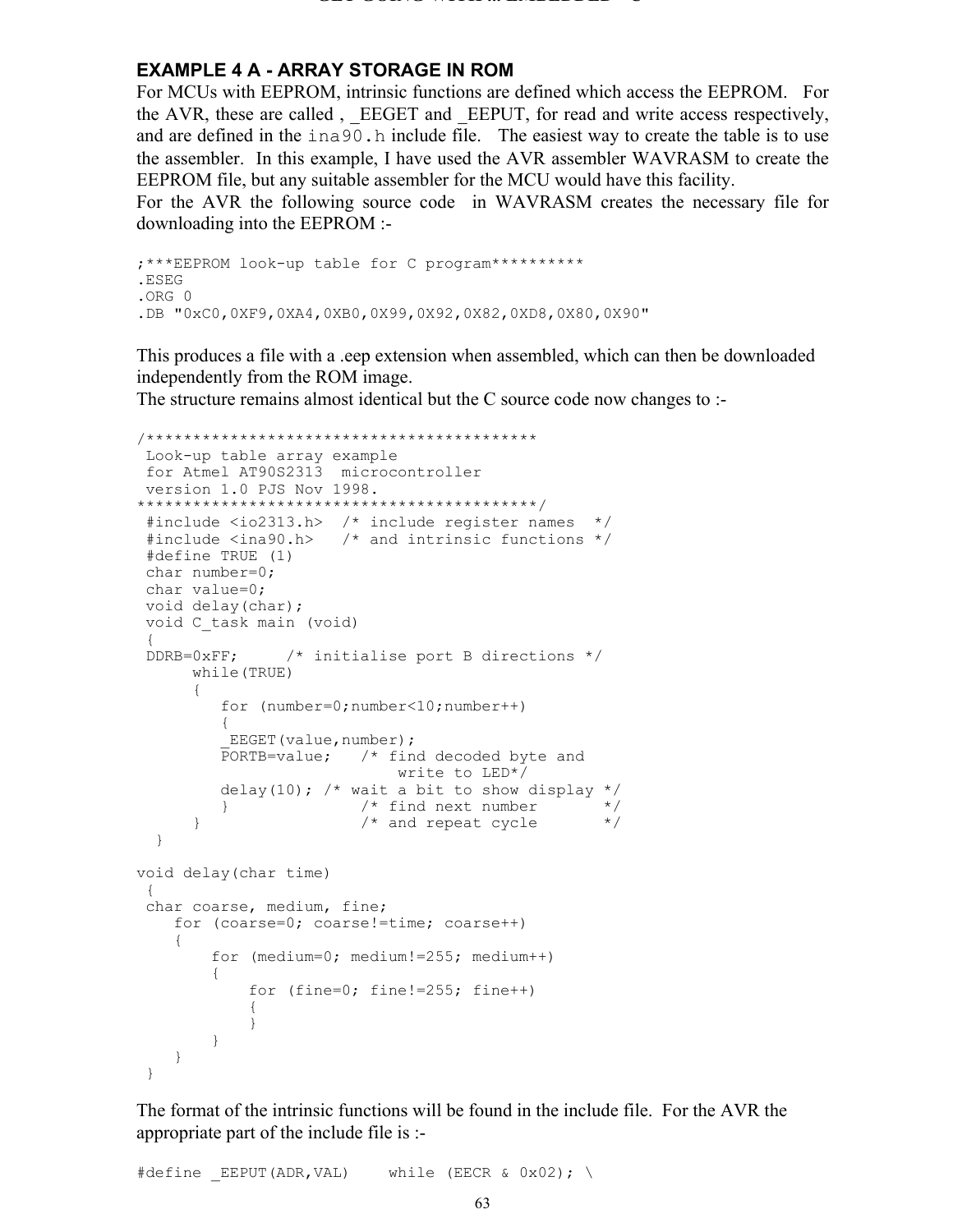### EXAMPLE 4 A - ARRAY STORAGE IN ROM

For MCUs with EEPROM, intrinsic functions are defined which access the EEPROM. For the AVR, these are called , _EEGET and _EEPUT, for read and write access respectively, and are defined in the `ina90.h` include file. The easiest way to create the table is to use the assembler. In this example, I have used the AVR assembler WAVRASM to create the EEPROM file, but any suitable assembler for the MCU would have this facility.
For the AVR the following source code in WAVRASM creates the necessary file for downloading into the EEPROM :-

```
;***EEPROM look-up table for C program**********
.ESEG
.ORG 0
.DB "0xC0,0XF9,0XA4,0XB0,0X99,0X92,0X82,0XD8,0X80,0X90"
```

This produces a file with a .eep extension when assembled, which can then be downloaded independently from the ROM image.
The structure remains almost identical but the C source code now changes to :-

```
/*****************************************
 Look-up table array example
 for Atmel AT90S2313  microcontroller
 version 1.0 PJS Nov 1998.
******************************************/
 #include <io2313.h>  /* include register names  */
 #include <ina90.h>   /* and intrinsic functions */
 #define TRUE (1)
 char number=0;
 char value=0;
 void delay(char);
 void C_task main (void)
 {
 DDRB=0xFF;     /* initialise port B directions */
      while(TRUE)
      {
         for (number=0;number<10;number++)
         {
         _EEGET(value,number);
         PORTB=value;   /* find decoded byte and
                             write to LED*/
         delay(10); /* wait a bit to show display */
         }              /* find next number       */
      }                 /* and repeat cycle       */
  }

void delay(char time)
 {
 char coarse, medium, fine;
    for (coarse=0; coarse!=time; coarse++)
    {
        for (medium=0; medium!=255; medium++)
        {
            for (fine=0; fine!=255; fine++)
            {
            }
        }
    }
 }
```

The format of the intrinsic functions will be found in the include file. For the AVR the appropriate part of the include file is :-

```
#define _EEPUT(ADR,VAL)    while (EECR & 0x02); \
```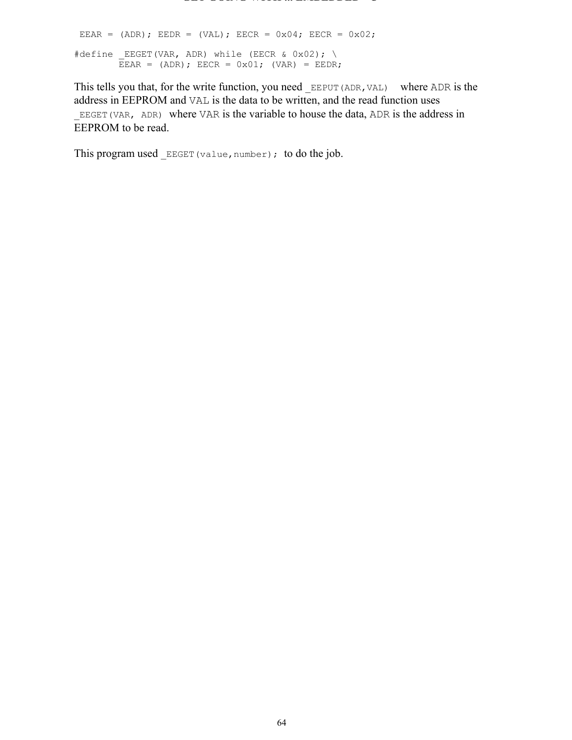```
 EEAR = (ADR); EEDR = (VAL); EECR = 0x04; EECR = 0x02;

#define _EEGET(VAR, ADR) while (EECR & 0x02); \
        EEAR = (ADR); EECR = 0x01; (VAR) = EEDR;
```

This tells you that, for the write function, you need `_EEPUT(ADR,VAL)` where `ADR` is the address in EEPROM and `VAL` is the data to be written, and the read function uses `_EEGET(VAR, ADR)` where `VAR` is the variable to house the data, `ADR` is the address in EEPROM to be read.

This program used `_EEGET(value,number);` to do the job.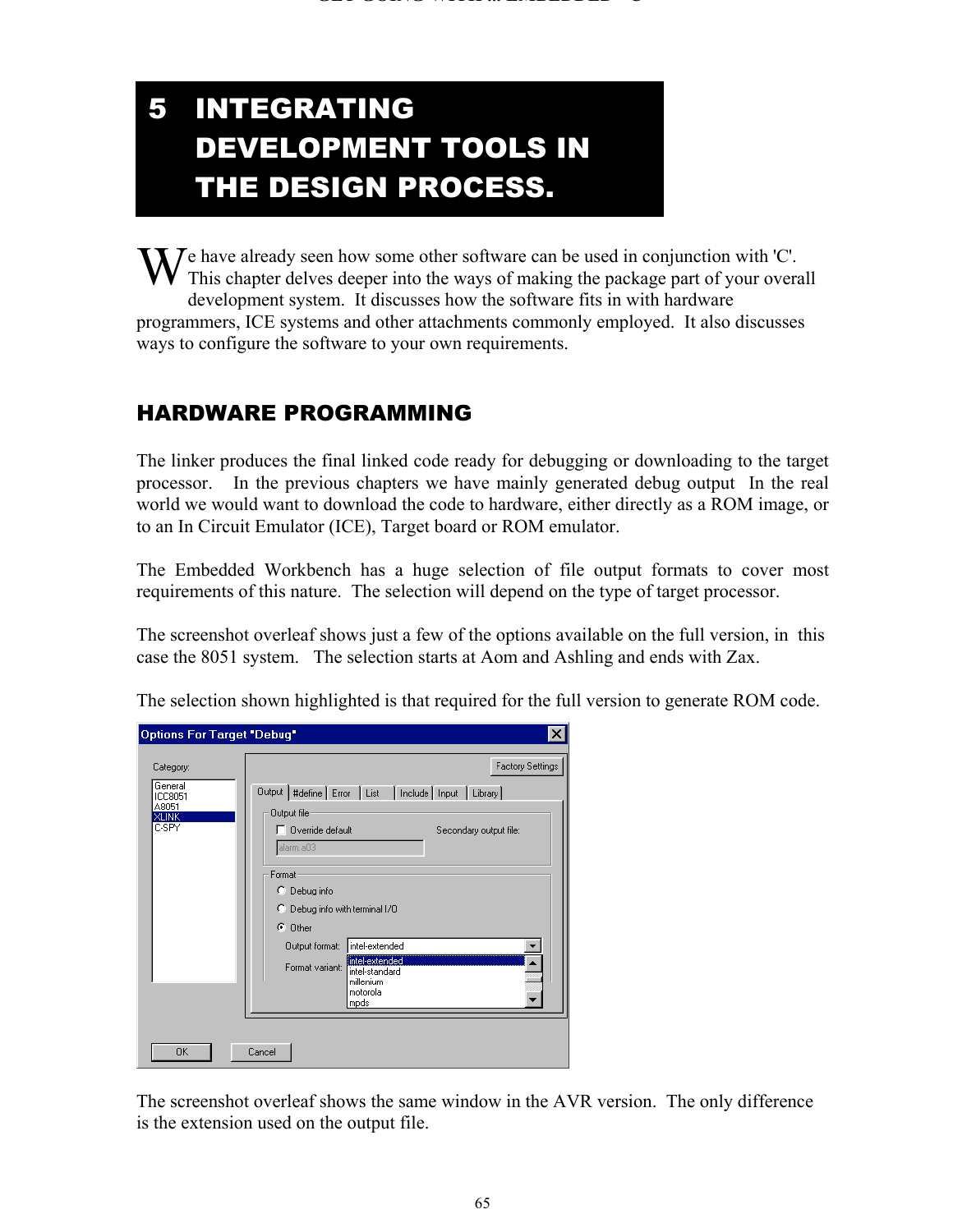# 5 INTEGRATING DEVELOPMENT TOOLS IN THE DESIGN PROCESS.

We have already seen how some other software can be used in conjunction with 'C'. This chapter delves deeper into the ways of making the package part of your overall development system. It discusses how the software fits in with hardware programmers, ICE systems and other attachments commonly employed. It also discusses ways to configure the software to your own requirements.

## HARDWARE PROGRAMMING

The linker produces the final linked code ready for debugging or downloading to the target processor. In the previous chapters we have mainly generated debug output In the real world we would want to download the code to hardware, either directly as a ROM image, or to an In Circuit Emulator (ICE), Target board or ROM emulator.

The Embedded Workbench has a huge selection of file output formats to cover most requirements of this nature. The selection will depend on the type of target processor.

The screenshot overleaf shows just a few of the options available on the full version, in this case the 8051 system. The selection starts at Aom and Ashling and ends with Zax.

The selection shown highlighted is that required for the full version to generate ROM code.

The screenshot overleaf shows the same window in the AVR version. The only difference is the extension used on the output file.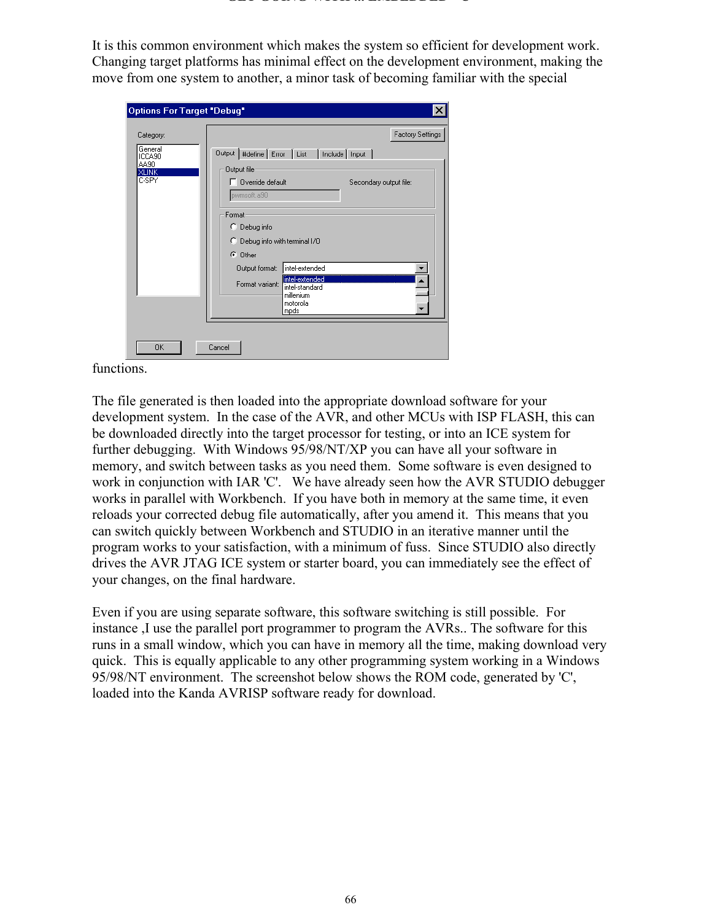It is this common environment which makes the system so efficient for development work. Changing target platforms has minimal effect on the development environment, making the move from one system to another, a minor task of becoming familiar with the special functions.

The file generated is then loaded into the appropriate download software for your development system. In the case of the AVR, and other MCUs with ISP FLASH, this can be downloaded directly into the target processor for testing, or into an ICE system for further debugging. With Windows 95/98/NT/XP you can have all your software in memory, and switch between tasks as you need them. Some software is even designed to work in conjunction with IAR 'C'. We have already seen how the AVR STUDIO debugger works in parallel with Workbench. If you have both in memory at the same time, it even reloads your corrected debug file automatically, after you amend it. This means that you can switch quickly between Workbench and STUDIO in an iterative manner until the program works to your satisfaction, with a minimum of fuss. Since STUDIO also directly drives the AVR JTAG ICE system or starter board, you can immediately see the effect of your changes, on the final hardware.

Even if you are using separate software, this software switching is still possible. For instance ,I use the parallel port programmer to program the AVRs.. The software for this runs in a small window, which you can have in memory all the time, making download very quick. This is equally applicable to any other programming system working in a Windows 95/98/NT environment. The screenshot below shows the ROM code, generated by 'C', loaded into the Kanda AVRISP software ready for download.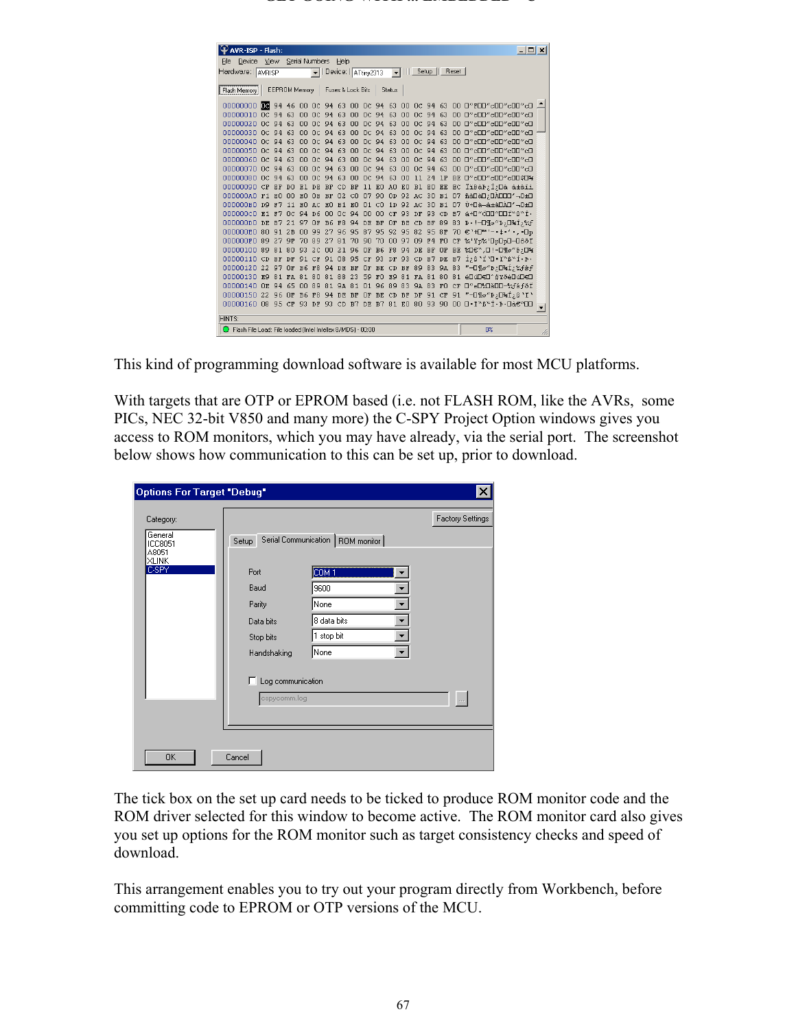This kind of programming download software is available for most MCU platforms.

With targets that are OTP or EPROM based (i.e. not FLASH ROM, like the AVRs, some PICs, NEC 32-bit V850 and many more) the C-SPY Project Option windows gives you access to ROM monitors, which you may have already, via the serial port. The screenshot below shows how communication to this can be set up, prior to download.

The tick box on the set up card needs to be ticked to produce ROM monitor code and the ROM driver selected for this window to become active. The ROM monitor card also gives you set up options for the ROM monitor such as target consistency checks and speed of download.

This arrangement enables you to try out your program directly from Workbench, before committing code to EPROM or OTP versions of the MCU.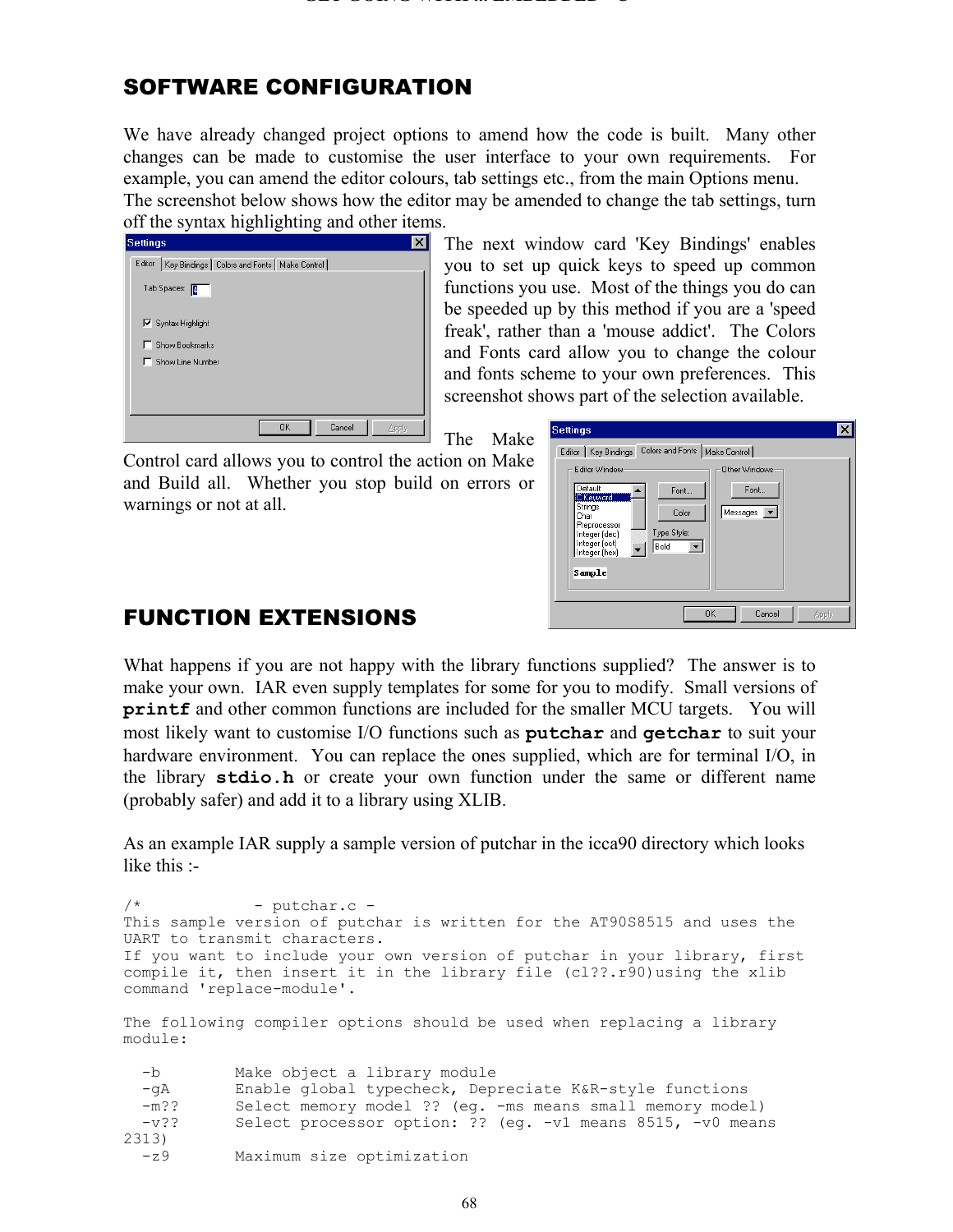## SOFTWARE CONFIGURATION

We have already changed project options to amend how the code is built. Many other changes can be made to customise the user interface to your own requirements. For example, you can amend the editor colours, tab settings etc., from the main Options menu. The screenshot below shows how the editor may be amended to change the tab settings, turn off the syntax highlighting and other items.

The next window card 'Key Bindings' enables you to set up quick keys to speed up common functions you use. Most of the things you do can be speeded up by this method if you are a 'speed freak', rather than a 'mouse addict'. The Colors and Fonts card allow you to change the colour and fonts scheme to your own preferences. This screenshot shows part of the selection available.

The Make Control card allows you to control the action on Make and Build all. Whether you stop build on errors or warnings or not at all.

## FUNCTION EXTENSIONS

What happens if you are not happy with the library functions supplied? The answer is to make your own. IAR even supply templates for some for you to modify. Small versions of **printf** and other common functions are included for the smaller MCU targets. You will most likely want to customise I/O functions such as **putchar** and **getchar** to suit your hardware environment. You can replace the ones supplied, which are for terminal I/O, in the library **stdio.h** or create your own function under the same or different name (probably safer) and add it to a library using XLIB.

As an example IAR supply a sample version of putchar in the icca90 directory which looks like this :-

```
/*            - putchar.c -
This sample version of putchar is written for the AT90S8515 and uses the
UART to transmit characters.
If you want to include your own version of putchar in your library, first
compile it, then insert it in the library file (cl??.r90)using the xlib
command 'replace-module'.

The following compiler options should be used when replacing a library
module:

  -b        Make object a library module
  -gA       Enable global typecheck, Depreciate K&R-style functions
  -m??      Select memory model ?? (eg. -ms means small memory model)
  -v??      Select processor option: ?? (eg. -v1 means 8515, -v0 means
2313)
  -z9       Maximum size optimization
```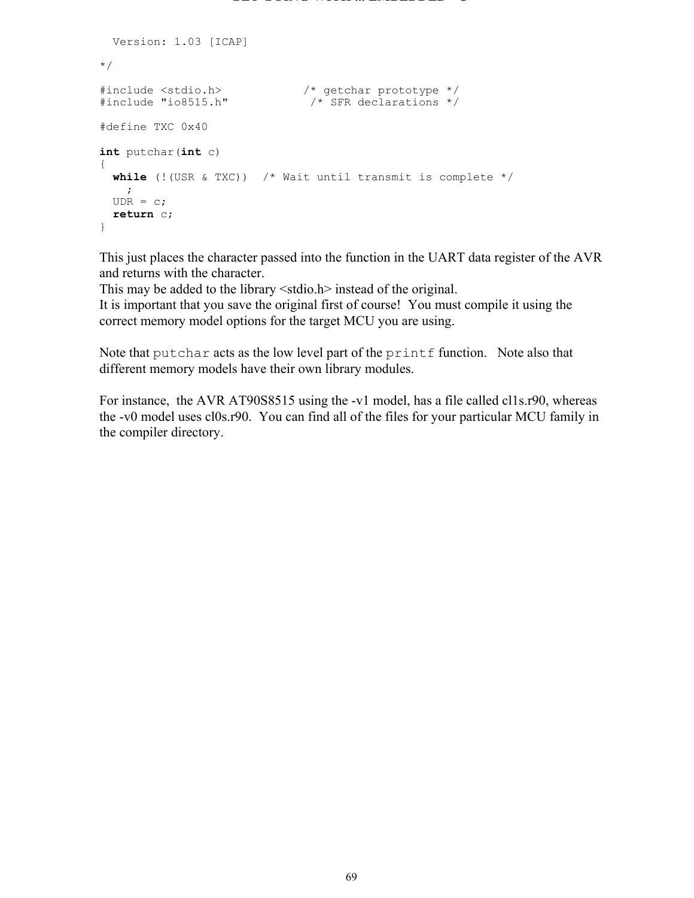```
  Version: 1.03 [ICAP]

*/

#include <stdio.h>            /* getchar prototype */
#include "io8515.h"            /* SFR declarations */

#define TXC 0x40

int putchar(int c)
{
  while (!(USR & TXC))  /* Wait until transmit is complete */
    ;
  UDR = c;
  return c;
}
```

This just places the character passed into the function in the UART data register of the AVR and returns with the character.
This may be added to the library <stdio.h> instead of the original.
It is important that you save the original first of course! You must compile it using the correct memory model options for the target MCU you are using.

Note that `putchar` acts as the low level part of the `printf` function. Note also that different memory models have their own library modules.

For instance, the AVR AT90S8515 using the -v1 model, has a file called cl1s.r90, whereas the -v0 model uses cl0s.r90. You can find all of the files for your particular MCU family in the compiler directory.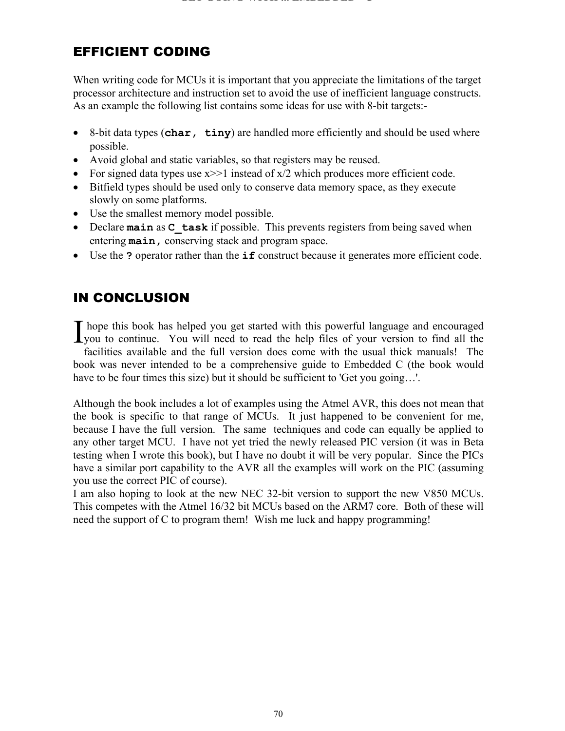## EFFICIENT CODING

When writing code for MCUs it is important that you appreciate the limitations of the target processor architecture and instruction set to avoid the use of inefficient language constructs. As an example the following list contains some ideas for use with 8-bit targets:-

- 8-bit data types (**`char, tiny`**) are handled more efficiently and should be used where possible.
- Avoid global and static variables, so that registers may be reused.
- For signed data types use x>>1 instead of x/2 which produces more efficient code.
- Bitfield types should be used only to conserve data memory space, as they execute slowly on some platforms.
- Use the smallest memory model possible.
- Declare **`main`** as **`C_task`** if possible. This prevents registers from being saved when entering **`main,`** conserving stack and program space.
- Use the **`?`** operator rather than the **`if`** construct because it generates more efficient code.

## IN CONCLUSION

I hope this book has helped you get started with this powerful language and encouraged you to continue. You will need to read the help files of your version to find all the facilities available and the full version does come with the usual thick manuals! The book was never intended to be a comprehensive guide to Embedded C (the book would have to be four times this size) but it should be sufficient to 'Get you going…'.

Although the book includes a lot of examples using the Atmel AVR, this does not mean that the book is specific to that range of MCUs. It just happened to be convenient for me, because I have the full version. The same techniques and code can equally be applied to any other target MCU. I have not yet tried the newly released PIC version (it was in Beta testing when I wrote this book), but I have no doubt it will be very popular. Since the PICs have a similar port capability to the AVR all the examples will work on the PIC (assuming you use the correct PIC of course).
I am also hoping to look at the new NEC 32-bit version to support the new V850 MCUs. This competes with the Atmel 16/32 bit MCUs based on the ARM7 core. Both of these will need the support of C to program them! Wish me luck and happy programming!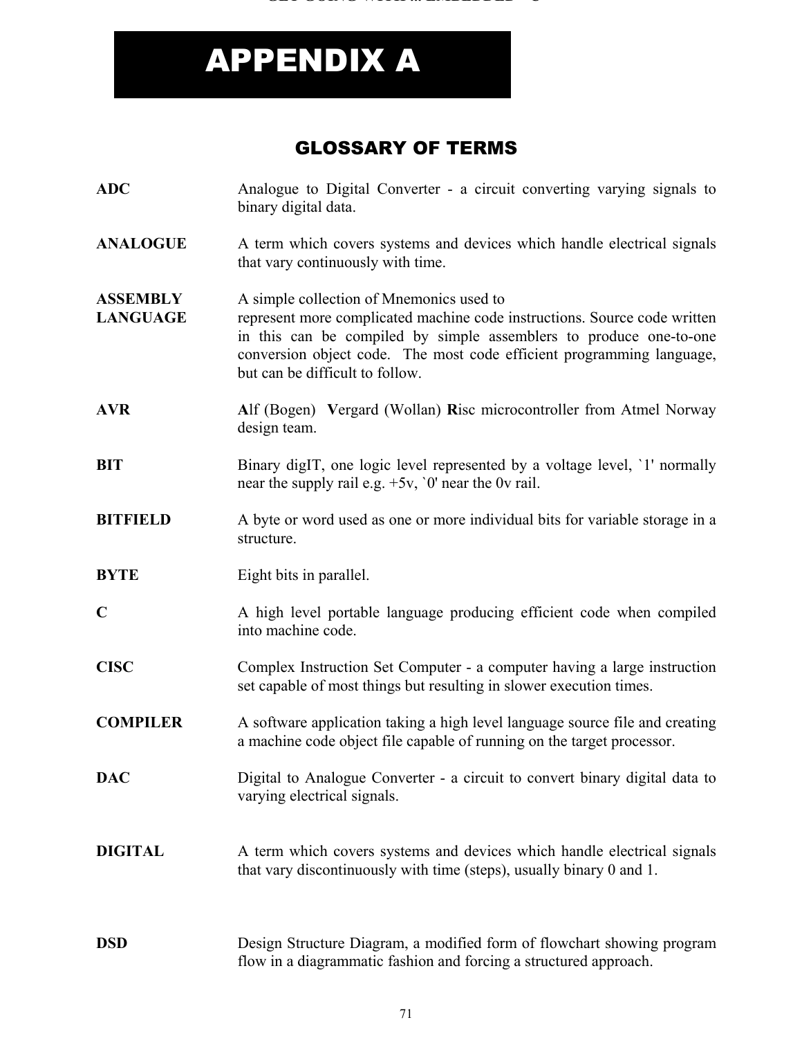# APPENDIX A

## GLOSSARY OF TERMS

**ADC** — Analogue to Digital Converter - a circuit converting varying signals to binary digital data.

**ANALOGUE** — A term which covers systems and devices which handle electrical signals that vary continuously with time.

**ASSEMBLY LANGUAGE** — A simple collection of Mnemonics used to represent more complicated machine code instructions. Source code written in this can be compiled by simple assemblers to produce one-to-one conversion object code. The most code efficient programming language, but can be difficult to follow.

**AVR** — **A**lf (Bogen) **V**ergard (Wollan) **R**isc microcontroller from Atmel Norway design team.

**BIT** — Binary digIT, one logic level represented by a voltage level, `1' normally near the supply rail e.g. +5v, `0' near the 0v rail.

**BITFIELD** — A byte or word used as one or more individual bits for variable storage in a structure.

**BYTE** — Eight bits in parallel.

**C** — A high level portable language producing efficient code when compiled into machine code.

**CISC** — Complex Instruction Set Computer - a computer having a large instruction set capable of most things but resulting in slower execution times.

**COMPILER** — A software application taking a high level language source file and creating a machine code object file capable of running on the target processor.

**DAC** — Digital to Analogue Converter - a circuit to convert binary digital data to varying electrical signals.

**DIGITAL** — A term which covers systems and devices which handle electrical signals that vary discontinuously with time (steps), usually binary 0 and 1.

**DSD** — Design Structure Diagram, a modified form of flowchart showing program flow in a diagrammatic fashion and forcing a structured approach.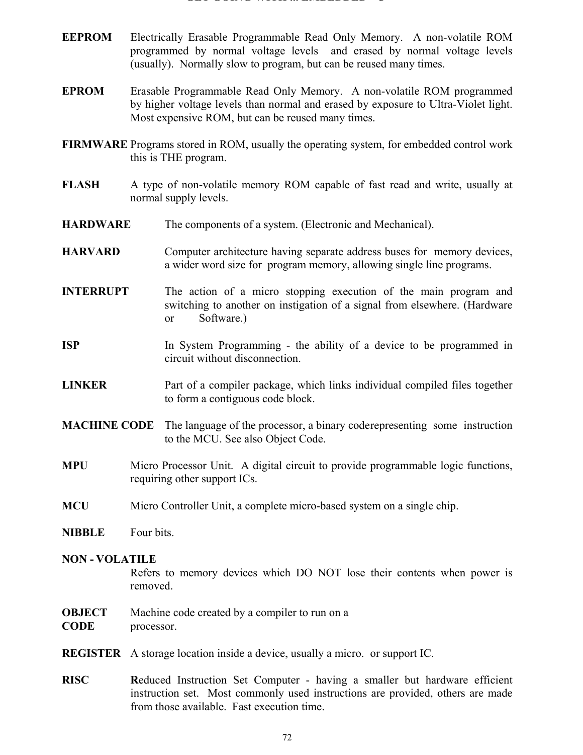**EEPROM** Electrically Erasable Programmable Read Only Memory. A non-volatile ROM programmed by normal voltage levels and erased by normal voltage levels (usually). Normally slow to program, but can be reused many times.

**EPROM** Erasable Programmable Read Only Memory. A non-volatile ROM programmed by higher voltage levels than normal and erased by exposure to Ultra-Violet light. Most expensive ROM, but can be reused many times.

**FIRMWARE** Programs stored in ROM, usually the operating system, for embedded control work this is THE program.

**FLASH** A type of non-volatile memory ROM capable of fast read and write, usually at normal supply levels.

**HARDWARE** The components of a system. (Electronic and Mechanical).

**HARVARD** Computer architecture having separate address buses for memory devices, a wider word size for program memory, allowing single line programs.

**INTERRUPT** The action of a micro stopping execution of the main program and switching to another on instigation of a signal from elsewhere. (Hardware or Software.)

**ISP** In System Programming - the ability of a device to be programmed in circuit without disconnection.

**LINKER** Part of a compiler package, which links individual compiled files together to form a contiguous code block.

**MACHINE CODE** The language of the processor, a binary coderepresenting some instruction to the MCU. See also Object Code.

**MPU** Micro Processor Unit. A digital circuit to provide programmable logic functions, requiring other support ICs.

**MCU** Micro Controller Unit, a complete micro-based system on a single chip.

**NIBBLE** Four bits.

**NON - VOLATILE** Refers to memory devices which DO NOT lose their contents when power is removed.

**OBJECT CODE** Machine code created by a compiler to run on a processor.

**REGISTER** A storage location inside a device, usually a micro. or support IC.

**RISC** **R**educed Instruction Set Computer - having a smaller but hardware efficient instruction set. Most commonly used instructions are provided, others are made from those available. Fast execution time.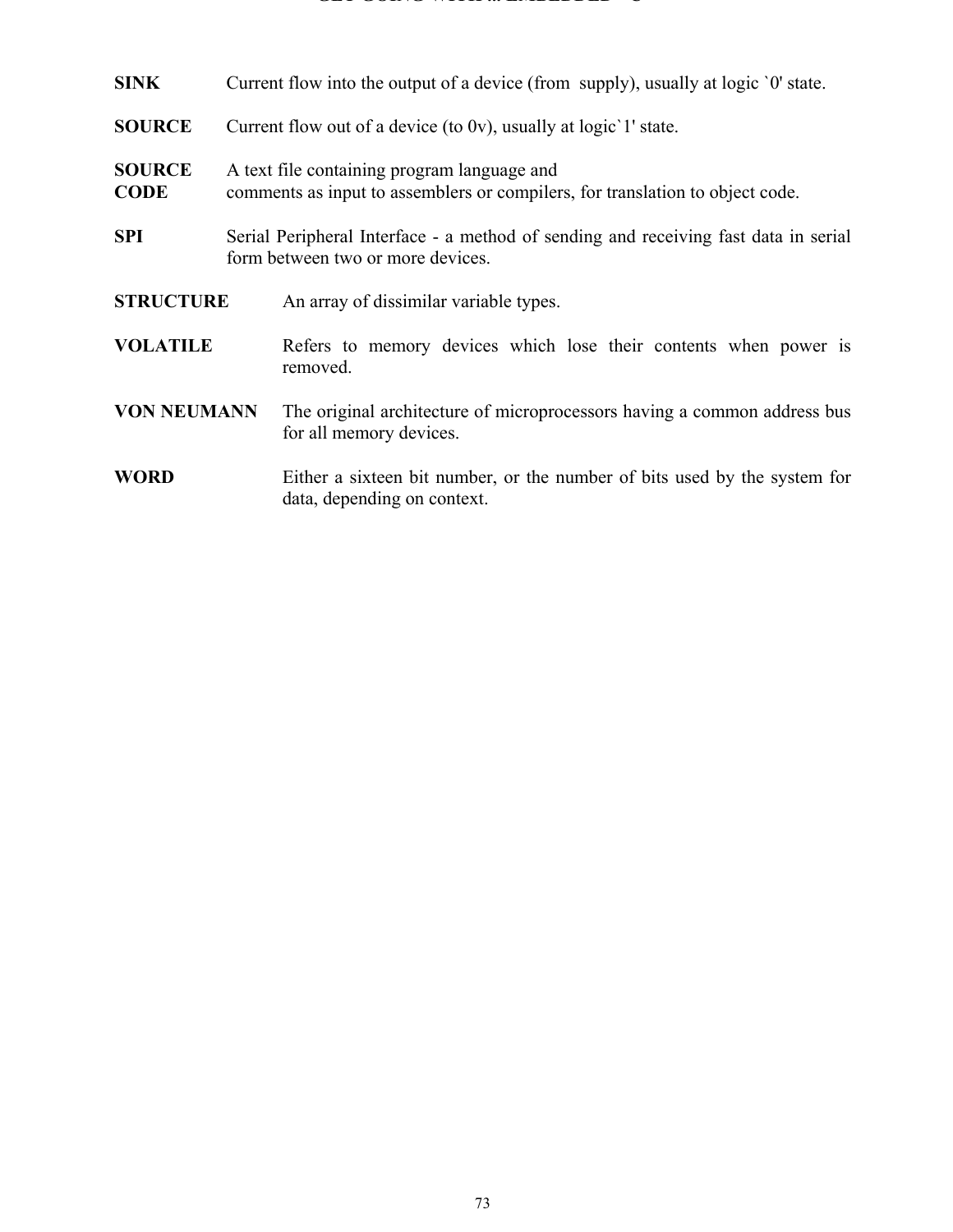**SINK** Current flow into the output of a device (from supply), usually at logic `0' state.

**SOURCE** Current flow out of a device (to 0v), usually at logic`1' state.

**SOURCE CODE** A text file containing program language and comments as input to assemblers or compilers, for translation to object code.

**SPI** Serial Peripheral Interface - a method of sending and receiving fast data in serial form between two or more devices.

**STRUCTURE** An array of dissimilar variable types.

**VOLATILE** Refers to memory devices which lose their contents when power is removed.

**VON NEUMANN** The original architecture of microprocessors having a common address bus for all memory devices.

**WORD** Either a sixteen bit number, or the number of bits used by the system for data, depending on context.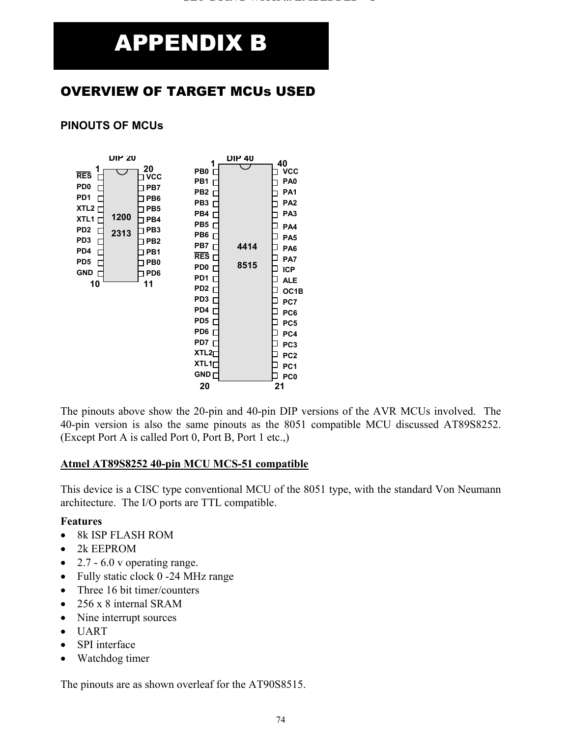# APPENDIX B

## OVERVIEW OF TARGET MCUs USED

### PINOUTS OF MCUs

**DIP 20 (1200 / 2313)**

| Left (1–10) | Right (20–11) |
| --- | --- |
| RES | VCC |
| PD0 | PB7 |
| PD1 | PB6 |
| XTL2 | PB5 |
| XTL1 | PB4 |
| PD2 | PB3 |
| PD3 | PB2 |
| PD4 | PB1 |
| PD5 | PB0 |
| GND | PD6 |

**DIP 40 (4414 / 8515)**

| Left (1–20) | Right (40–21) |
| --- | --- |
| PB0 | VCC |
| PB1 | PA0 |
| PB2 | PA1 |
| PB3 | PA2 |
| PB4 | PA3 |
| PB5 | PA4 |
| PB6 | PA5 |
| PB7 | PA6 |
| RES | PA7 |
| PD0 | ICP |
| PD1 | ALE |
| PD2 | OC1B |
| PD3 | PC7 |
| PD4 | PC6 |
| PD5 | PC5 |
| PD6 | PC4 |
| PD7 | PC3 |
| XTL2 | PC2 |
| XTL1 | PC1 |
| GND | PC0 |

The pinouts above show the 20-pin and 40-pin DIP versions of the AVR MCUs involved. The 40-pin version is also the same pinouts as the 8051 compatible MCU discussed AT89S8252. (Except Port A is called Port 0, Port B, Port 1 etc.,)

**<u>Atmel AT89S8252 40-pin MCU MCS-51 compatible</u>**

This device is a CISC type conventional MCU of the 8051 type, with the standard Von Neumann architecture. The I/O ports are TTL compatible.

**Features**

- 8k ISP FLASH ROM
- 2k EEPROM
- 2.7 - 6.0 v operating range.
- Fully static clock 0 -24 MHz range
- Three 16 bit timer/counters
- 256 x 8 internal SRAM
- Nine interrupt sources
- UART
- SPI interface
- Watchdog timer

The pinouts are as shown overleaf for the AT90S8515.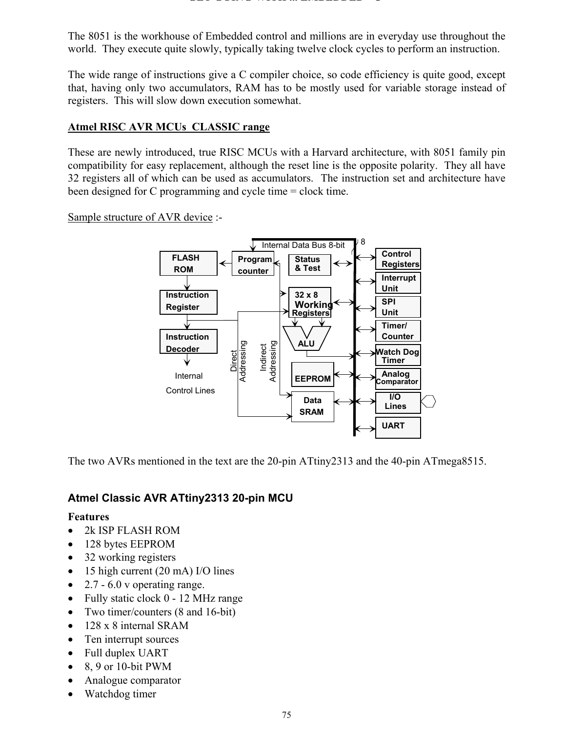The 8051 is the workhouse of Embedded control and millions are in everyday use throughout the world. They execute quite slowly, typically taking twelve clock cycles to perform an instruction.

The wide range of instructions give a C compiler choice, so code efficiency is quite good, except that, having only two accumulators, RAM has to be mostly used for variable storage instead of registers. This will slow down execution somewhat.

## Atmel RISC AVR MCUs CLASSIC range

These are newly introduced, true RISC MCUs with a Harvard architecture, with 8051 family pin compatibility for easy replacement, although the reset line is the opposite polarity. They all have 32 registers all of which can be used as accumulators. The instruction set and architecture have been designed for C programming and cycle time = clock time.

Sample structure of AVR device :-

Internal Data Bus 8-bit 8

FLASH ROM

Program counter

Status & Test

Control Registers

Interrupt Unit

Instruction Register

32 x 8 Working Registers

SPI Unit

Timer/ Counter

Instruction Decoder

ALU

Watch Dog Timer

Direct Addressing

Indirect Addressing

Internal Control Lines

EEPROM

Analog Comparator

Data SRAM

I/O Lines

UART

The two AVRs mentioned in the text are the 20-pin ATtiny2313 and the 40-pin ATmega8515.

## Atmel Classic AVR ATtiny2313 20-pin MCU

**Features**

- 2k ISP FLASH ROM
- 128 bytes EEPROM
- 32 working registers
- 15 high current (20 mA) I/O lines
- 2.7 - 6.0 v operating range.
- Fully static clock 0 - 12 MHz range
- Two timer/counters (8 and 16-bit)
- 128 x 8 internal SRAM
- Ten interrupt sources
- Full duplex UART
- 8, 9 or 10-bit PWM
- Analogue comparator
- Watchdog timer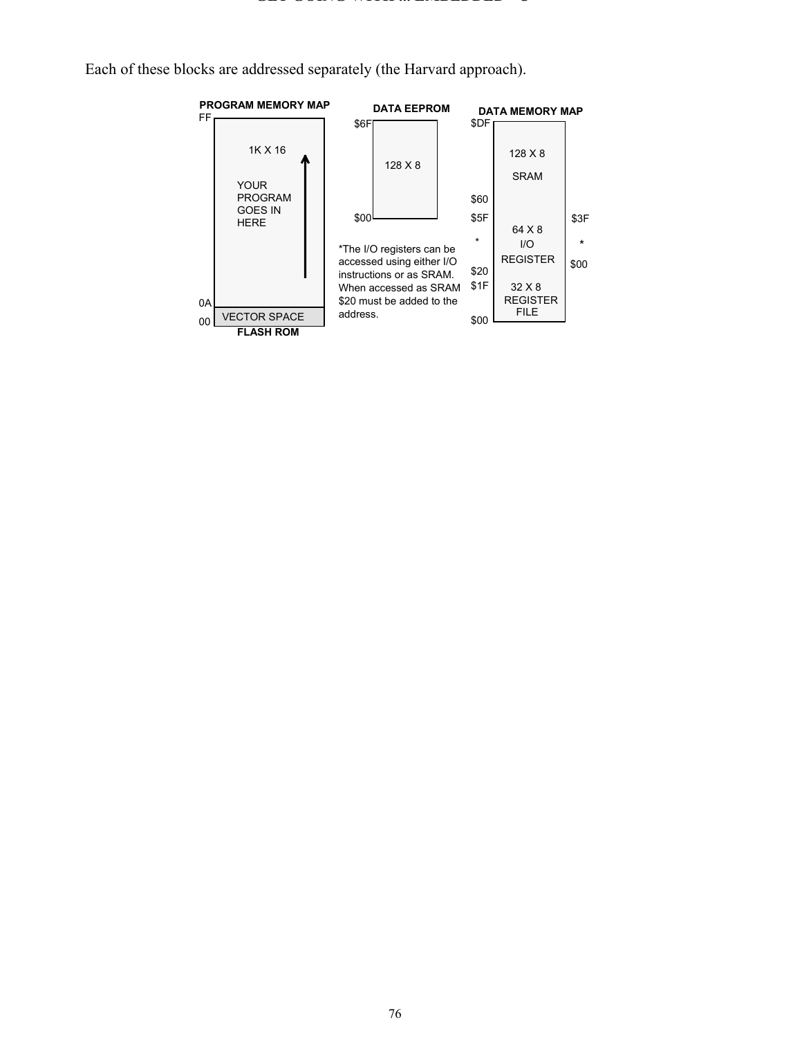Each of these blocks are addressed separately (the Harvard approach).

**PROGRAM MEMORY MAP**

FF

1K X 16

YOUR PROGRAM GOES IN HERE

0A

00 VECTOR SPACE

**FLASH ROM**

**DATA EEPROM**

$6F

128 X 8

$00

*The I/O registers can be accessed using either I/O instructions or as SRAM. When accessed as SRAM $20 must be added to the address.

**DATA MEMORY MAP**

$DF

128 X 8

SRAM

$60

$5F &nbsp; 64 X 8 &nbsp; $3F

* &nbsp; I/O REGISTER &nbsp; *

$20 &nbsp; &nbsp; $00

$1F

32 X 8

REGISTER FILE

$00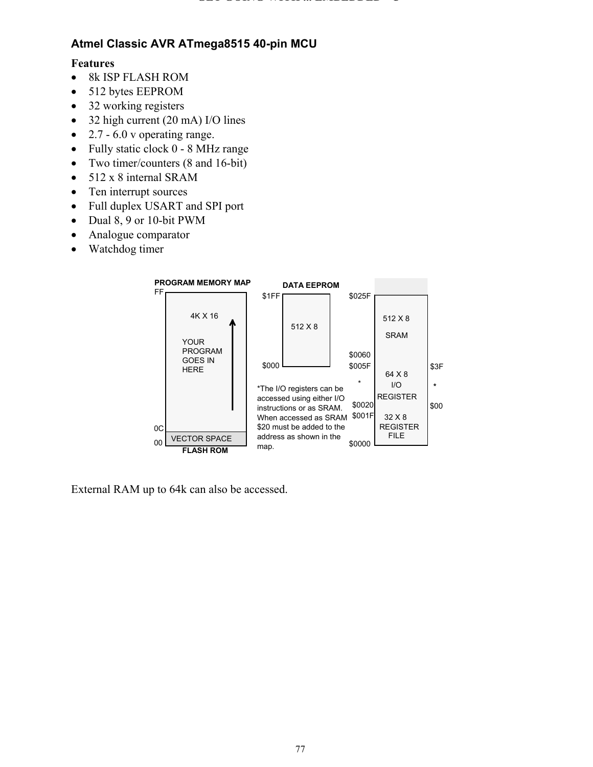### Atmel Classic AVR ATmega8515 40-pin MCU

**Features**

- 8k ISP FLASH ROM
- 512 bytes EEPROM
- 32 working registers
- 32 high current (20 mA) I/O lines
- 2.7 - 6.0 v operating range.
- Fully static clock 0 - 8 MHz range
- Two timer/counters (8 and 16-bit)
- 512 x 8 internal SRAM
- Ten interrupt sources
- Full duplex USART and SPI port
- Dual 8, 9 or 10-bit PWM
- Analogue comparator
- Watchdog timer

**PROGRAM MEMORY MAP**

FF

4K X 16

YOUR PROGRAM GOES IN HERE

0C

00 VECTOR SPACE

**FLASH ROM**

**DATA EEPROM**

$1FF

512 X 8

$000

*The I/O registers can be accessed using either I/O instructions or as SRAM. When accessed as SRAM $20 must be added to the address as shown in the map.

$025F

512 X 8

SRAM

$0060

$005F &nbsp;&nbsp; 64 X 8 I/O REGISTER &nbsp;&nbsp; $3F

\* &nbsp;&nbsp; \*

$0020 &nbsp;&nbsp; $00

$001F

32 X 8 REGISTER FILE

$0000

External RAM up to 64k can also be accessed.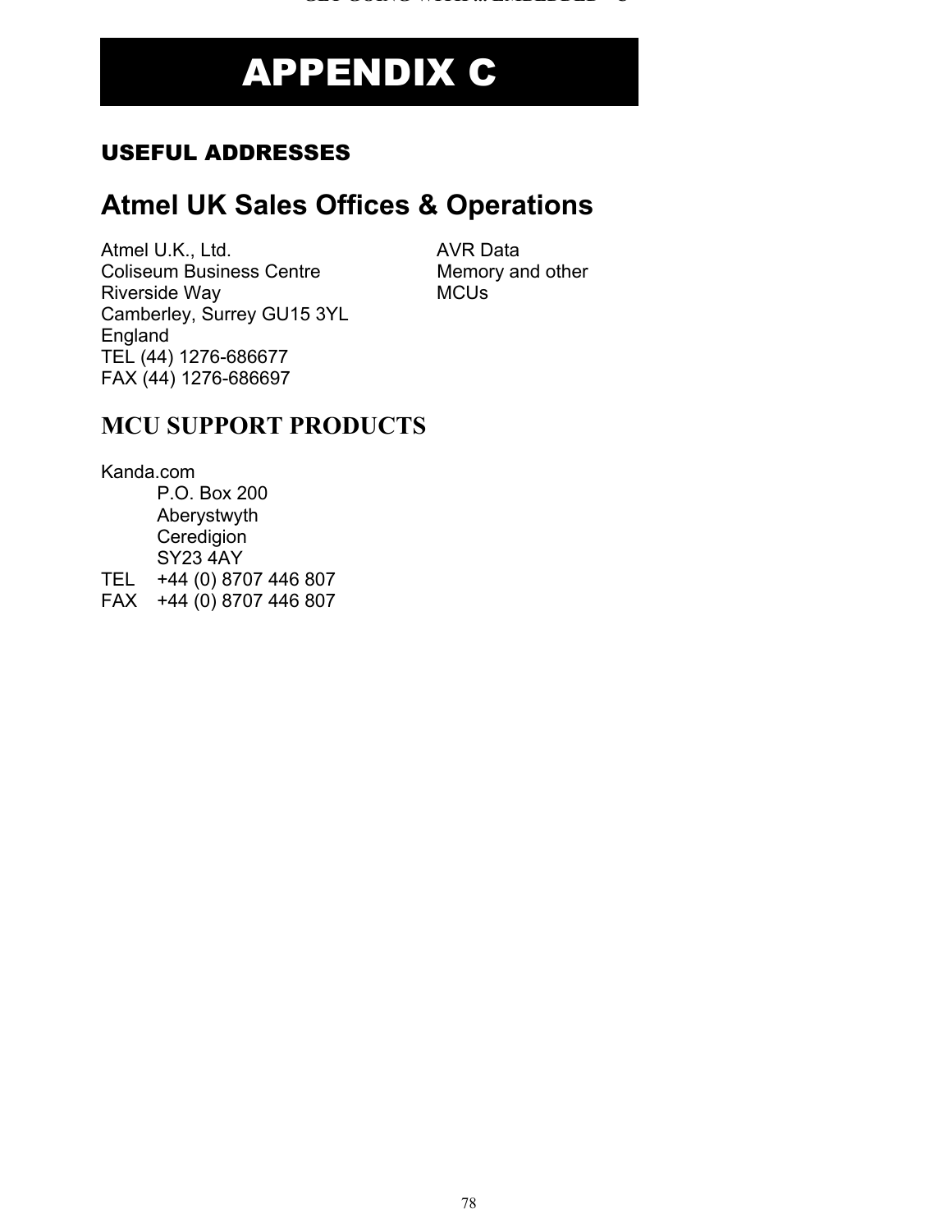# APPENDIX C

## USEFUL ADDRESSES

## Atmel UK Sales Offices & Operations

Atmel U.K., Ltd.
Coliseum Business Centre
Riverside Way
Camberley, Surrey GU15 3YL
England
TEL (44) 1276-686677
FAX (44) 1276-686697

AVR Data
Memory and other
MCUs

## MCU SUPPORT PRODUCTS

Kanda.com
P.O. Box 200
Aberystwyth
Ceredigion
SY23 4AY
TEL +44 (0) 8707 446 807
FAX +44 (0) 8707 446 807